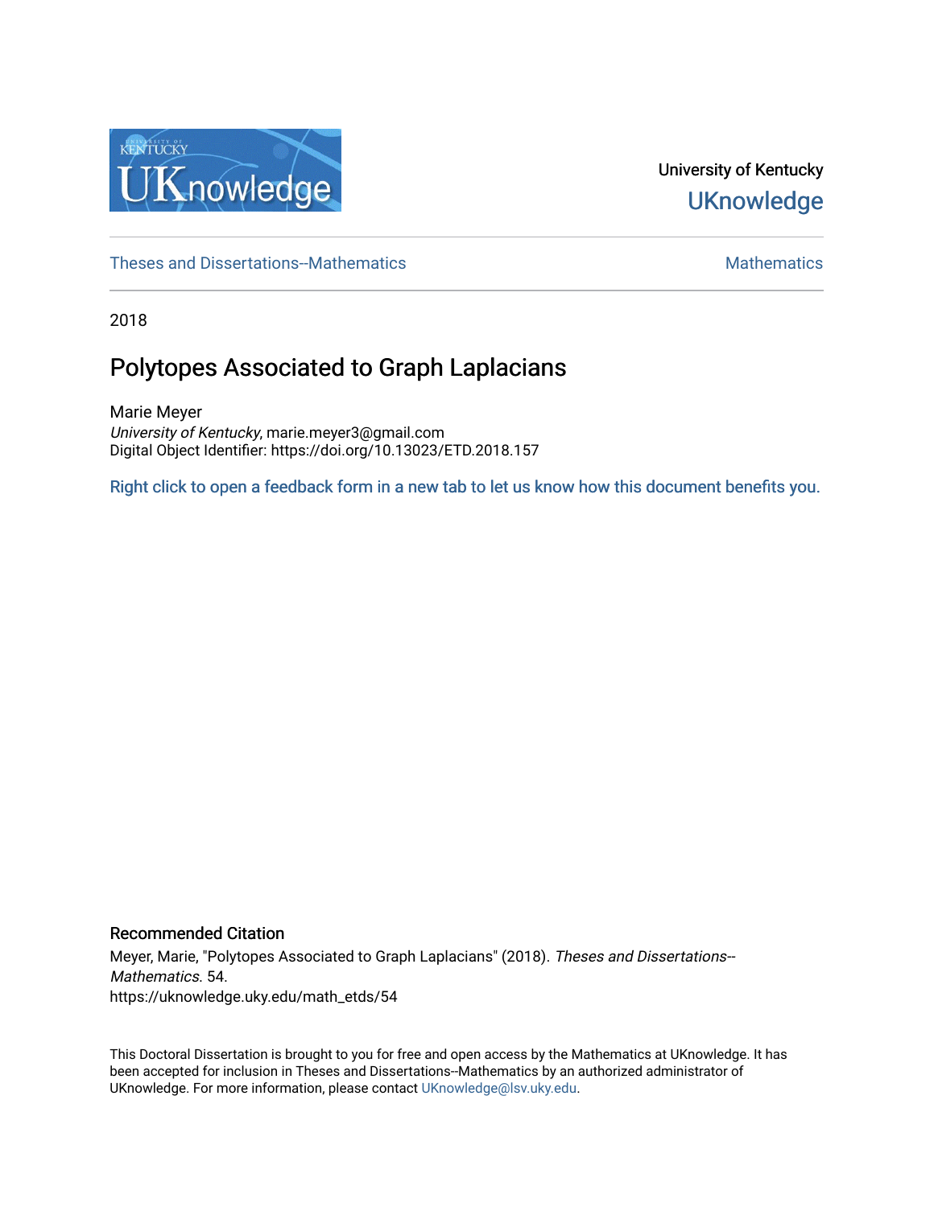University of Kentucky

UKnowledge

Theses and Dissertations--Mathematics

Mathematics

2018

# Polytopes Associated to Graph Laplacians

Marie Meyer

*University of Kentucky*, marie.meyer3@gmail.com

Digital Object Identifier: https://doi.org/10.13023/ETD.2018.157

Right click to open a feedback form in a new tab to let us know how this document benefits you.

## Recommended Citation

Meyer, Marie, "Polytopes Associated to Graph Laplacians" (2018). *Theses and Dissertations--Mathematics*. 54.
https://uknowledge.uky.edu/math_etds/54

This Doctoral Dissertation is brought to you for free and open access by the Mathematics at UKnowledge. It has been accepted for inclusion in Theses and Dissertations--Mathematics by an authorized administrator of UKnowledge. For more information, please contact UKnowledge@lsv.uky.edu.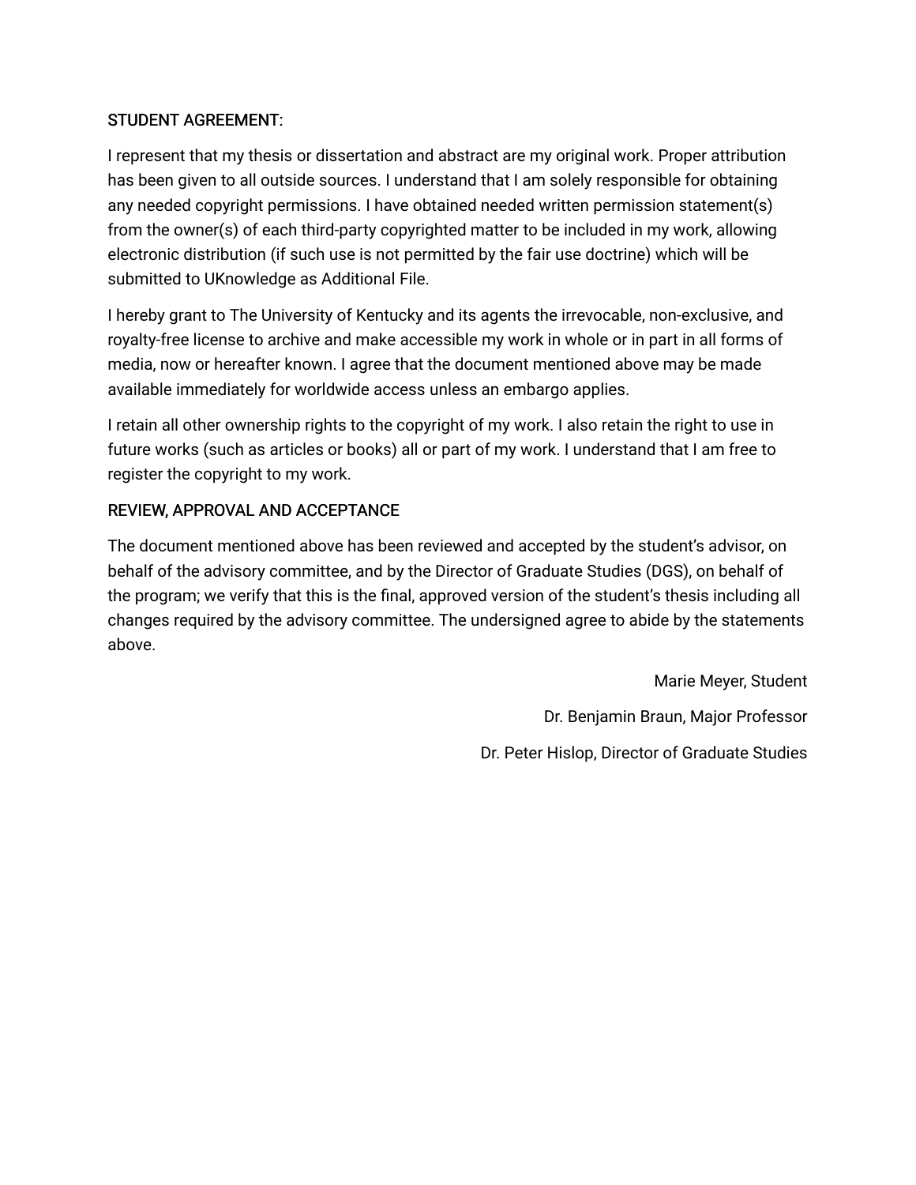STUDENT AGREEMENT:

I represent that my thesis or dissertation and abstract are my original work. Proper attribution has been given to all outside sources. I understand that I am solely responsible for obtaining any needed copyright permissions. I have obtained needed written permission statement(s) from the owner(s) of each third-party copyrighted matter to be included in my work, allowing electronic distribution (if such use is not permitted by the fair use doctrine) which will be submitted to UKnowledge as Additional File.

I hereby grant to The University of Kentucky and its agents the irrevocable, non-exclusive, and royalty-free license to archive and make accessible my work in whole or in part in all forms of media, now or hereafter known. I agree that the document mentioned above may be made available immediately for worldwide access unless an embargo applies.

I retain all other ownership rights to the copyright of my work. I also retain the right to use in future works (such as articles or books) all or part of my work. I understand that I am free to register the copyright to my work.

REVIEW, APPROVAL AND ACCEPTANCE

The document mentioned above has been reviewed and accepted by the student's advisor, on behalf of the advisory committee, and by the Director of Graduate Studies (DGS), on behalf of the program; we verify that this is the final, approved version of the student's thesis including all changes required by the advisory committee. The undersigned agree to abide by the statements above.

Marie Meyer, Student

Dr. Benjamin Braun, Major Professor

Dr. Peter Hislop, Director of Graduate Studies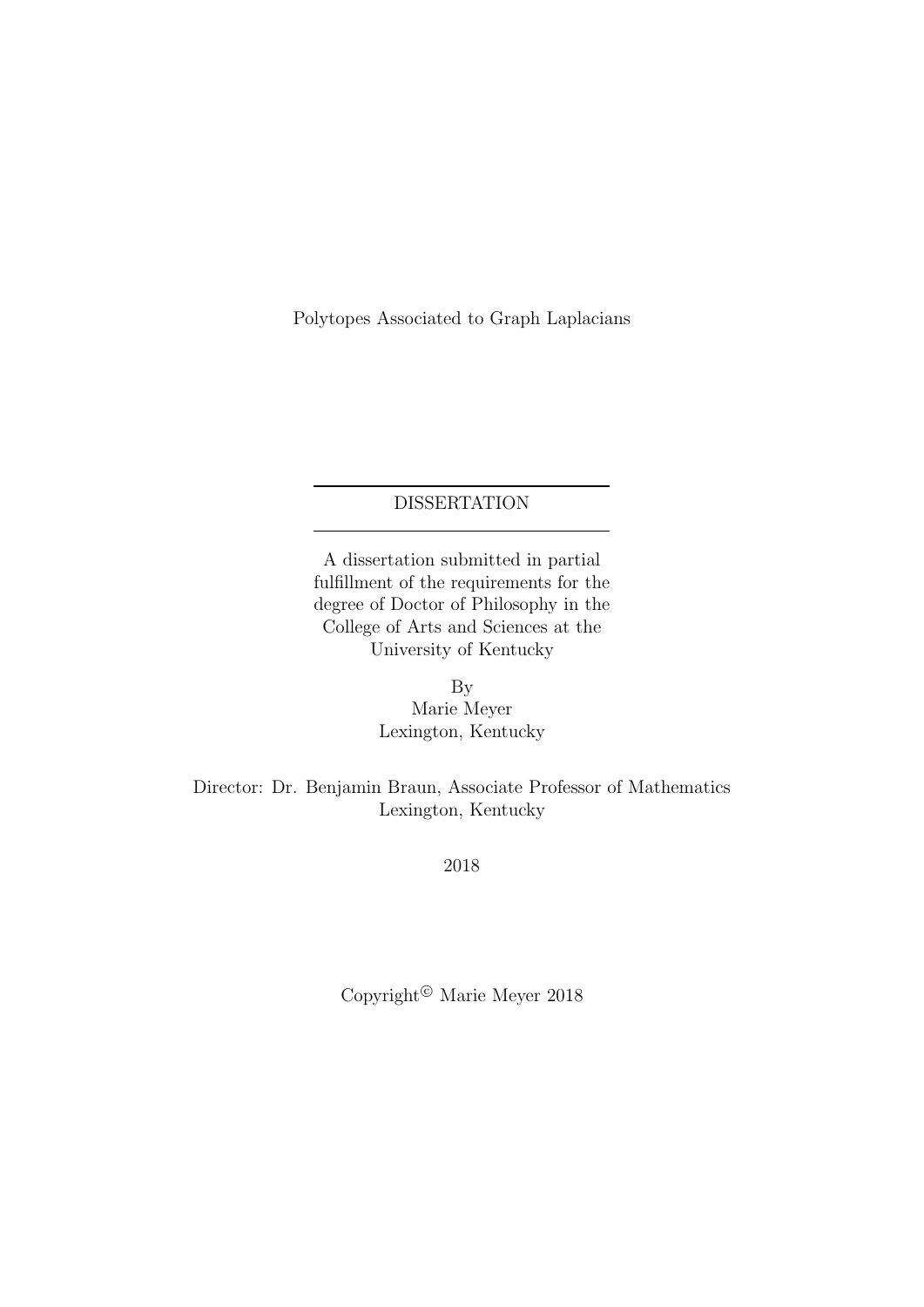Polytopes Associated to Graph Laplacians

---

DISSERTATION

---

A dissertation submitted in partial fulfillment of the requirements for the degree of Doctor of Philosophy in the College of Arts and Sciences at the University of Kentucky

By
Marie Meyer
Lexington, Kentucky

Director: Dr. Benjamin Braun, Associate Professor of Mathematics
Lexington, Kentucky

2018

Copyright© Marie Meyer 2018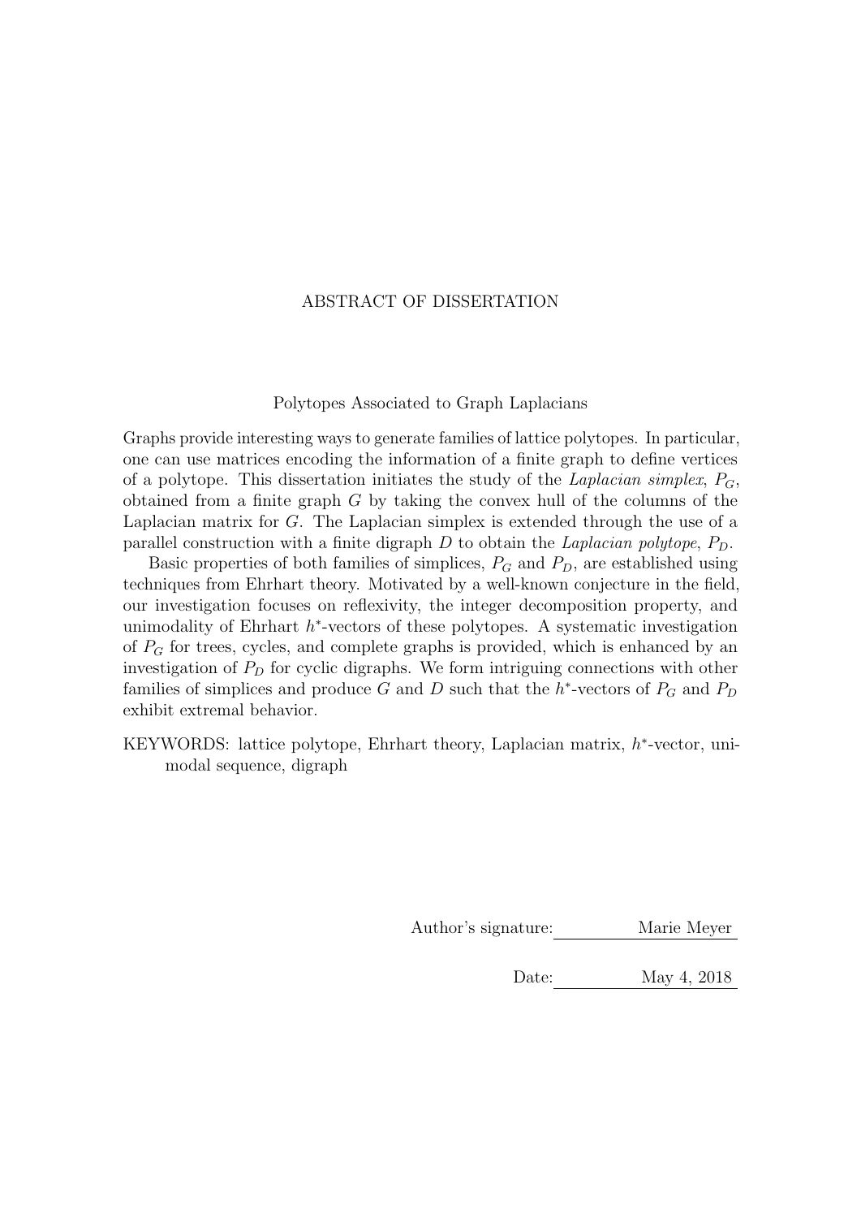# ABSTRACT OF DISSERTATION

## Polytopes Associated to Graph Laplacians

Graphs provide interesting ways to generate families of lattice polytopes. In particular, one can use matrices encoding the information of a finite graph to define vertices of a polytope. This dissertation initiates the study of the *Laplacian simplex*, $P_G$, obtained from a finite graph $G$ by taking the convex hull of the columns of the Laplacian matrix for $G$. The Laplacian simplex is extended through the use of a parallel construction with a finite digraph $D$ to obtain the *Laplacian polytope*, $P_D$.

Basic properties of both families of simplices, $P_G$ and $P_D$, are established using techniques from Ehrhart theory. Motivated by a well-known conjecture in the field, our investigation focuses on reflexivity, the integer decomposition property, and unimodality of Ehrhart $h^*$-vectors of these polytopes. A systematic investigation of $P_G$ for trees, cycles, and complete graphs is provided, which is enhanced by an investigation of $P_D$ for cyclic digraphs. We form intriguing connections with other families of simplices and produce $G$ and $D$ such that the $h^*$-vectors of $P_G$ and $P_D$ exhibit extremal behavior.

KEYWORDS: lattice polytope, Ehrhart theory, Laplacian matrix, $h^*$-vector, unimodal sequence, digraph

Author's signature: Marie Meyer

Date: May 4, 2018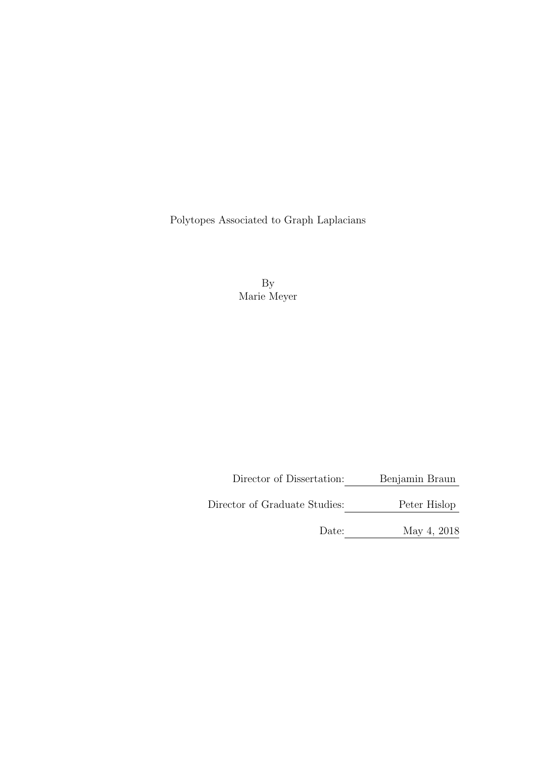Polytopes Associated to Graph Laplacians

By
Marie Meyer

Director of Dissertation: Benjamin Braun

Director of Graduate Studies: Peter Hislop

Date: May 4, 2018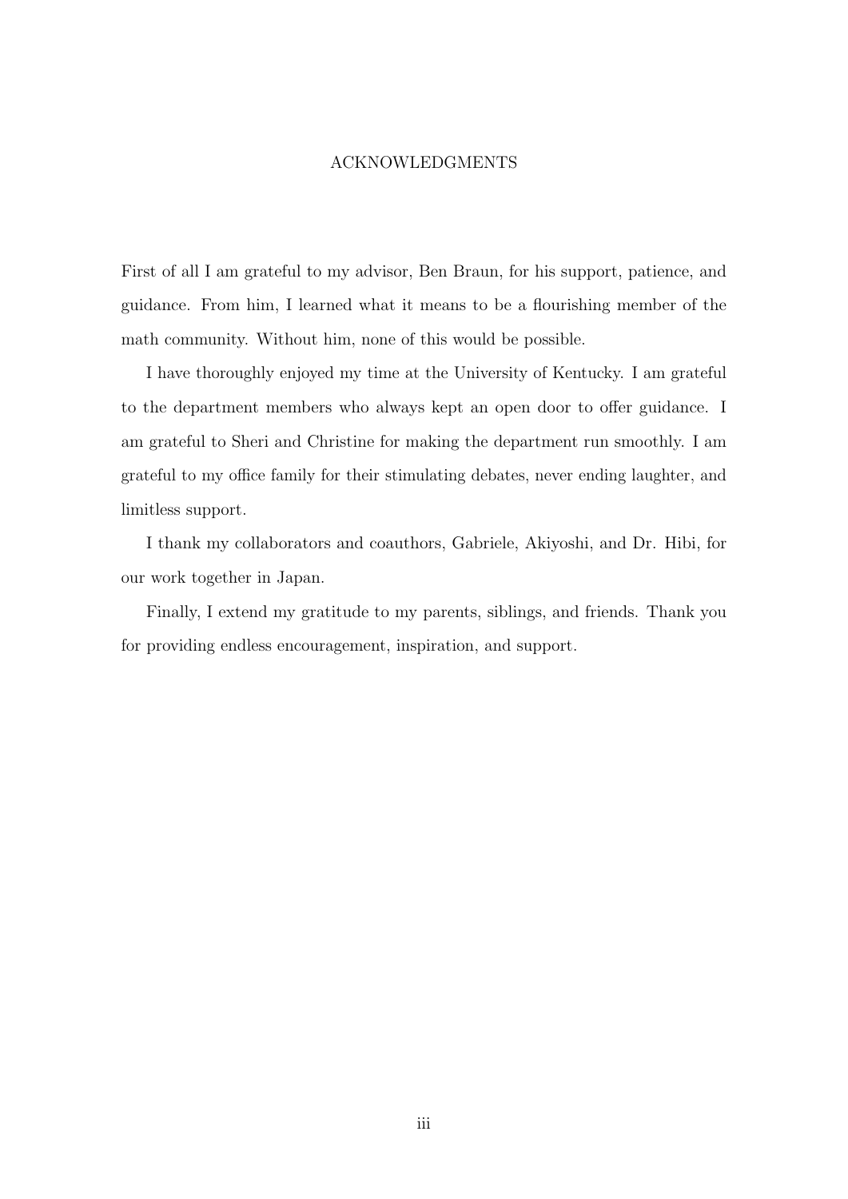# ACKNOWLEDGMENTS

First of all I am grateful to my advisor, Ben Braun, for his support, patience, and guidance. From him, I learned what it means to be a flourishing member of the math community. Without him, none of this would be possible.

I have thoroughly enjoyed my time at the University of Kentucky. I am grateful to the department members who always kept an open door to offer guidance. I am grateful to Sheri and Christine for making the department run smoothly. I am grateful to my office family for their stimulating debates, never ending laughter, and limitless support.

I thank my collaborators and coauthors, Gabriele, Akiyoshi, and Dr. Hibi, for our work together in Japan.

Finally, I extend my gratitude to my parents, siblings, and friends. Thank you for providing endless encouragement, inspiration, and support.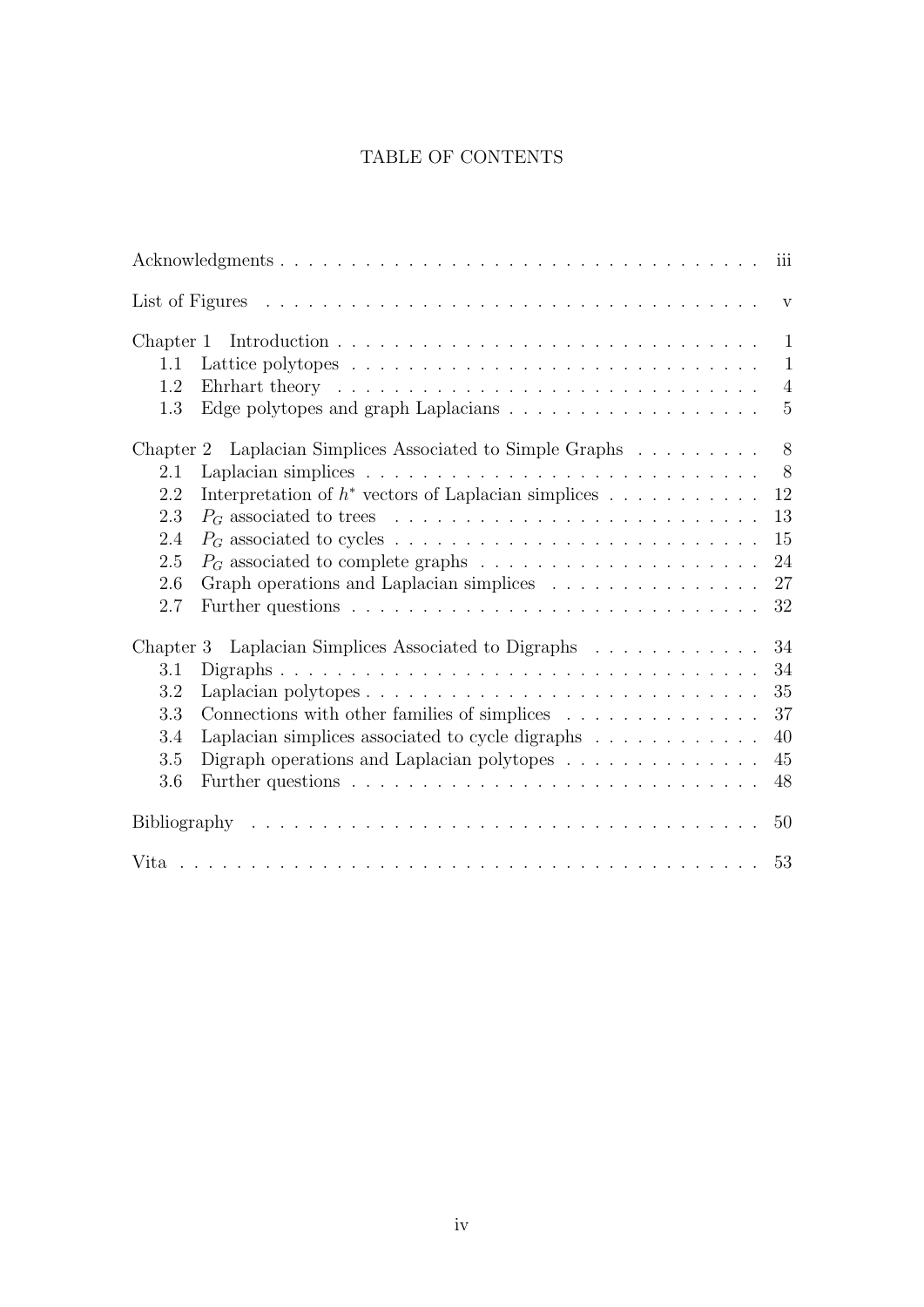# TABLE OF CONTENTS

| | |
|---|---|
| Acknowledgments | iii |
| List of Figures | v |
| Chapter 1 Introduction | 1 |
| 1.1 Lattice polytopes | 1 |
| 1.2 Ehrhart theory | 4 |
| 1.3 Edge polytopes and graph Laplacians | 5 |
| Chapter 2 Laplacian Simplices Associated to Simple Graphs | 8 |
| 2.1 Laplacian simplices | 8 |
| 2.2 Interpretation of $h^*$ vectors of Laplacian simplices | 12 |
| 2.3 $P_G$ associated to trees | 13 |
| 2.4 $P_G$ associated to cycles | 15 |
| 2.5 $P_G$ associated to complete graphs | 24 |
| 2.6 Graph operations and Laplacian simplices | 27 |
| 2.7 Further questions | 32 |
| Chapter 3 Laplacian Simplices Associated to Digraphs | 34 |
| 3.1 Digraphs | 34 |
| 3.2 Laplacian polytopes | 35 |
| 3.3 Connections with other families of simplices | 37 |
| 3.4 Laplacian simplices associated to cycle digraphs | 40 |
| 3.5 Digraph operations and Laplacian polytopes | 45 |
| 3.6 Further questions | 48 |
| Bibliography | 50 |
| Vita | 53 |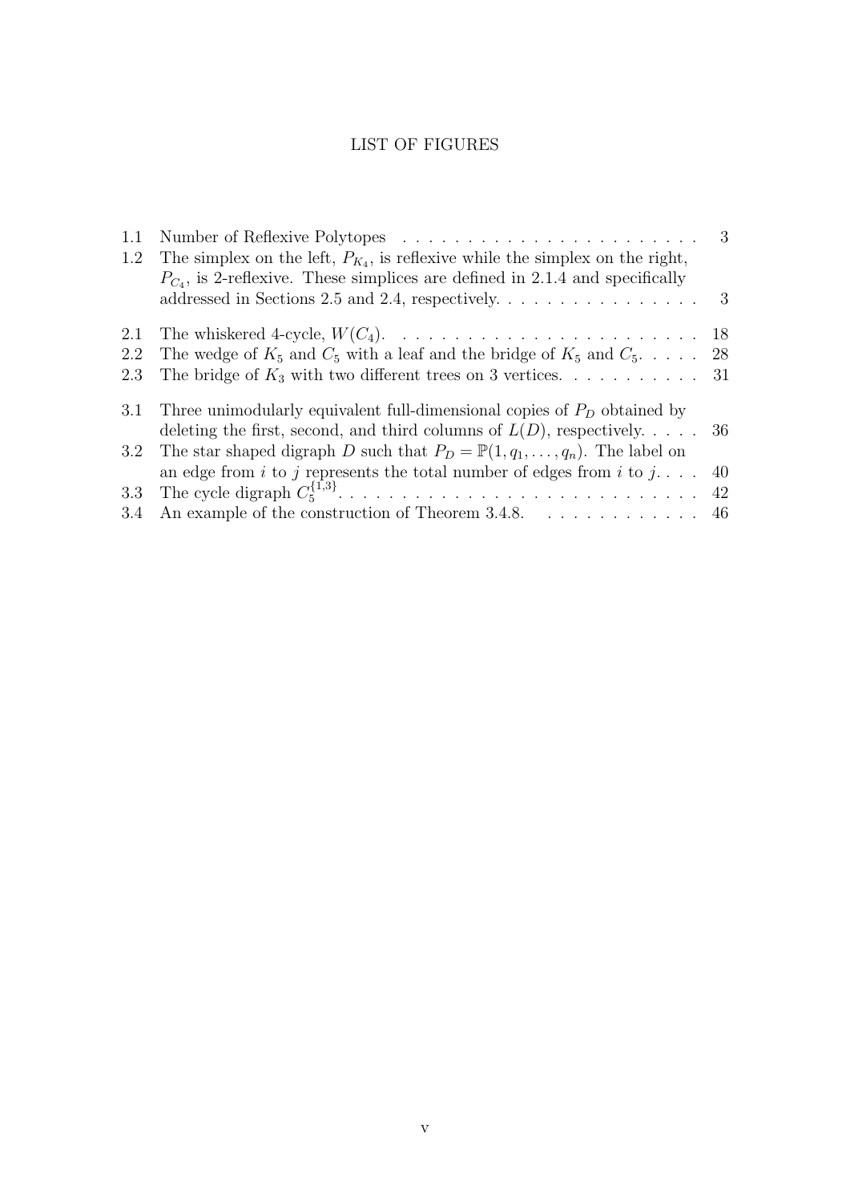# LIST OF FIGURES

1.1 Number of Reflexive Polytopes . . . . . . . . . . . . . . . . . . . . . . . . 3

1.2 The simplex on the left, $P_{K_4}$, is reflexive while the simplex on the right, $P_{C_4}$, is 2-reflexive. These simplices are defined in 2.1.4 and specifically addressed in Sections 2.5 and 2.4, respectively. . . . . . . . . . . . . . . . . 3

2.1 The whiskered 4-cycle, $W(C_4)$. . . . . . . . . . . . . . . . . . . . . . . . 18

2.2 The wedge of $K_5$ and $C_5$ with a leaf and the bridge of $K_5$ and $C_5$. . . . . 28

2.3 The bridge of $K_3$ with two different trees on 3 vertices. . . . . . . . . . . 31

3.1 Three unimodularly equivalent full-dimensional copies of $P_D$ obtained by deleting the first, second, and third columns of $L(D)$, respectively. . . . . 36

3.2 The star shaped digraph $D$ such that $P_D = \mathbb{P}(1, q_1, \ldots, q_n)$. The label on an edge from $i$ to $j$ represents the total number of edges from $i$ to $j$. . . . 40

3.3 The cycle digraph $C_5^{\{1,3\}}$. . . . . . . . . . . . . . . . . . . . . . . . . . . 42

3.4 An example of the construction of Theorem 3.4.8. . . . . . . . . . . . . 46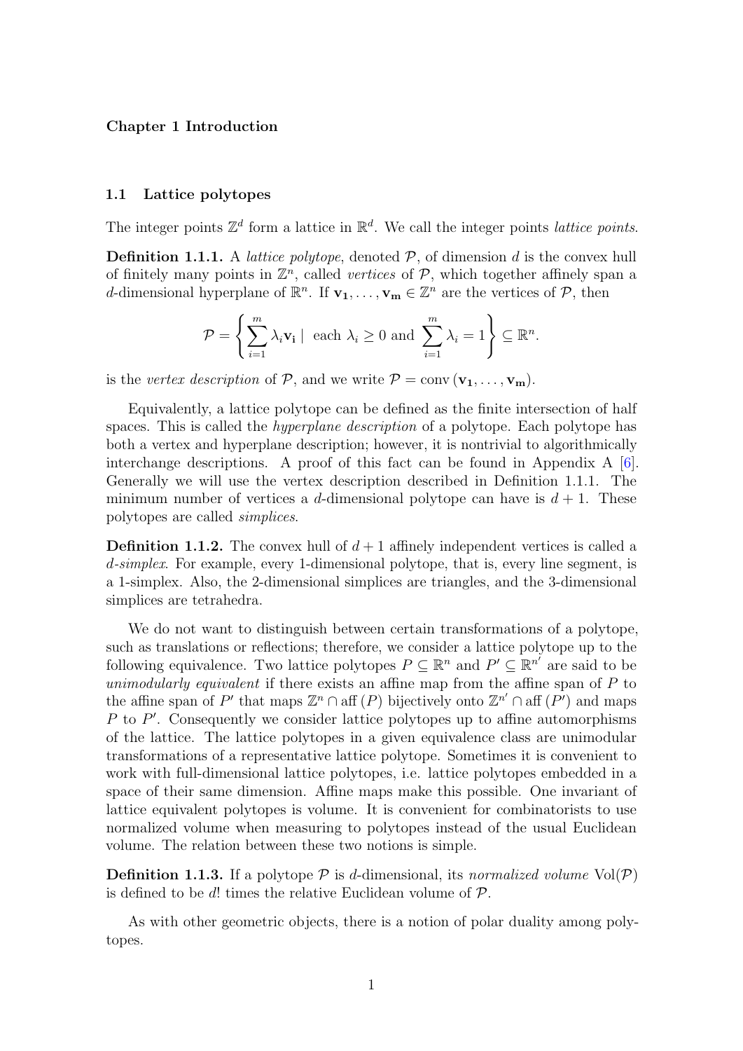# Chapter 1 Introduction

## 1.1 Lattice polytopes

The integer points $\mathbb{Z}^d$ form a lattice in $\mathbb{R}^d$. We call the integer points *lattice points*.

**Definition 1.1.1.** A *lattice polytope*, denoted $\mathcal{P}$, of dimension $d$ is the convex hull of finitely many points in $\mathbb{Z}^n$, called *vertices* of $\mathcal{P}$, which together affinely span a $d$-dimensional hyperplane of $\mathbb{R}^n$. If $\mathbf{v_1}, \ldots, \mathbf{v_m} \in \mathbb{Z}^n$ are the vertices of $\mathcal{P}$, then

$$\mathcal{P} = \left\{ \sum_{i=1}^{m} \lambda_i \mathbf{v_i} \mid \text{ each } \lambda_i \geq 0 \text{ and } \sum_{i=1}^{m} \lambda_i = 1 \right\} \subseteq \mathbb{R}^n.$$

is the *vertex description* of $\mathcal{P}$, and we write $\mathcal{P} = \text{conv}\left(\mathbf{v_1}, \ldots, \mathbf{v_m}\right)$.

Equivalently, a lattice polytope can be defined as the finite intersection of half spaces. This is called the *hyperplane description* of a polytope. Each polytope has both a vertex and hyperplane description; however, it is nontrivial to algorithmically interchange descriptions. A proof of this fact can be found in Appendix A [6]. Generally we will use the vertex description described in Definition 1.1.1. The minimum number of vertices a $d$-dimensional polytope can have is $d + 1$. These polytopes are called *simplices*.

**Definition 1.1.2.** The convex hull of $d + 1$ affinely independent vertices is called a $d$*-simplex*. For example, every 1-dimensional polytope, that is, every line segment, is a 1-simplex. Also, the 2-dimensional simplices are triangles, and the 3-dimensional simplices are tetrahedra.

We do not want to distinguish between certain transformations of a polytope, such as translations or reflections; therefore, we consider a lattice polytope up to the following equivalence. Two lattice polytopes $P \subseteq \mathbb{R}^n$ and $P' \subseteq \mathbb{R}^{n'}$ are said to be *unimodularly equivalent* if there exists an affine map from the affine span of $P$ to the affine span of $P'$ that maps $\mathbb{Z}^n \cap \text{aff}\,(P)$ bijectively onto $\mathbb{Z}^{n'} \cap \text{aff}\,(P')$ and maps $P$ to $P'$. Consequently we consider lattice polytopes up to affine automorphisms of the lattice. The lattice polytopes in a given equivalence class are unimodular transformations of a representative lattice polytope. Sometimes it is convenient to work with full-dimensional lattice polytopes, i.e. lattice polytopes embedded in a space of their same dimension. Affine maps make this possible. One invariant of lattice equivalent polytopes is volume. It is convenient for combinatorists to use normalized volume when measuring to polytopes instead of the usual Euclidean volume. The relation between these two notions is simple.

**Definition 1.1.3.** If a polytope $\mathcal{P}$ is $d$-dimensional, its *normalized volume* $\text{Vol}(\mathcal{P})$ is defined to be $d!$ times the relative Euclidean volume of $\mathcal{P}$.

As with other geometric objects, there is a notion of polar duality among polytopes.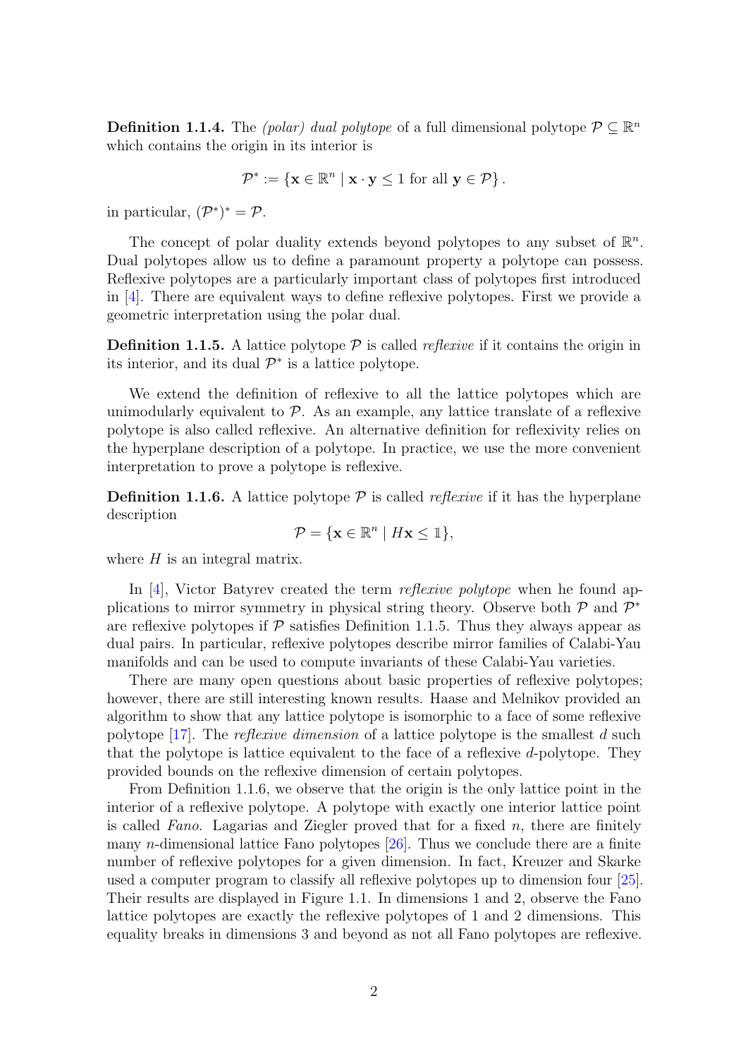**Definition 1.1.4.** The *(polar) dual polytope* of a full dimensional polytope $\mathcal{P} \subseteq \mathbb{R}^n$ which contains the origin in its interior is

$$\mathcal{P}^* := \{\mathbf{x} \in \mathbb{R}^n \mid \mathbf{x} \cdot \mathbf{y} \leq 1 \text{ for all } \mathbf{y} \in \mathcal{P}\}.$$

in particular, $(\mathcal{P}^*)^* = \mathcal{P}$.

The concept of polar duality extends beyond polytopes to any subset of $\mathbb{R}^n$. Dual polytopes allow us to define a paramount property a polytope can possess. Reflexive polytopes are a particularly important class of polytopes first introduced in [4]. There are equivalent ways to define reflexive polytopes. First we provide a geometric interpretation using the polar dual.

**Definition 1.1.5.** A lattice polytope $\mathcal{P}$ is called *reflexive* if it contains the origin in its interior, and its dual $\mathcal{P}^*$ is a lattice polytope.

We extend the definition of reflexive to all the lattice polytopes which are unimodularly equivalent to $\mathcal{P}$. As an example, any lattice translate of a reflexive polytope is also called reflexive. An alternative definition for reflexivity relies on the hyperplane description of a polytope. In practice, we use the more convenient interpretation to prove a polytope is reflexive.

**Definition 1.1.6.** A lattice polytope $\mathcal{P}$ is called *reflexive* if it has the hyperplane description

$$\mathcal{P} = \{\mathbf{x} \in \mathbb{R}^n \mid H\mathbf{x} \leq \mathbb{1}\},$$

where $H$ is an integral matrix.

In [4], Victor Batyrev created the term *reflexive polytope* when he found applications to mirror symmetry in physical string theory. Observe both $\mathcal{P}$ and $\mathcal{P}^*$ are reflexive polytopes if $\mathcal{P}$ satisfies Definition 1.1.5. Thus they always appear as dual pairs. In particular, reflexive polytopes describe mirror families of Calabi-Yau manifolds and can be used to compute invariants of these Calabi-Yau varieties.

There are many open questions about basic properties of reflexive polytopes; however, there are still interesting known results. Haase and Melnikov provided an algorithm to show that any lattice polytope is isomorphic to a face of some reflexive polytope [17]. The *reflexive dimension* of a lattice polytope is the smallest $d$ such that the polytope is lattice equivalent to the face of a reflexive $d$-polytope. They provided bounds on the reflexive dimension of certain polytopes.

From Definition 1.1.6, we observe that the origin is the only lattice point in the interior of a reflexive polytope. A polytope with exactly one interior lattice point is called *Fano*. Lagarias and Ziegler proved that for a fixed $n$, there are finitely many $n$-dimensional lattice Fano polytopes [26]. Thus we conclude there are a finite number of reflexive polytopes for a given dimension. In fact, Kreuzer and Skarke used a computer program to classify all reflexive polytopes up to dimension four [25]. Their results are displayed in Figure 1.1. In dimensions 1 and 2, observe the Fano lattice polytopes are exactly the reflexive polytopes of 1 and 2 dimensions. This equality breaks in dimensions 3 and beyond as not all Fano polytopes are reflexive.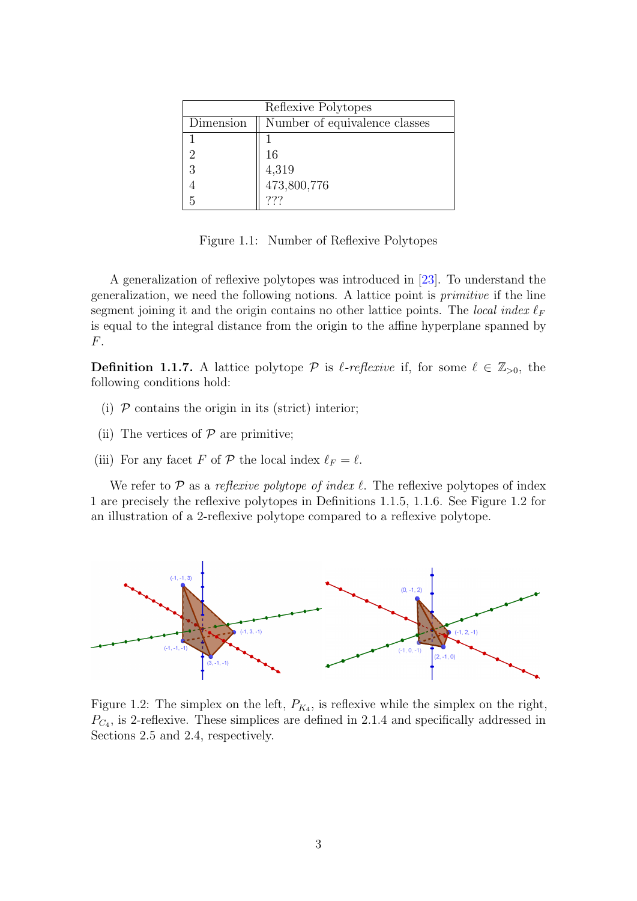| Reflexive Polytopes | |
|---|---|
| Dimension | Number of equivalence classes |
| 1 | 1 |
| 2 | 16 |
| 3 | 4,319 |
| 4 | 473,800,776 |
| 5 | ??? |

Figure 1.1: Number of Reflexive Polytopes

A generalization of reflexive polytopes was introduced in [23]. To understand the generalization, we need the following notions. A lattice point is *primitive* if the line segment joining it and the origin contains no other lattice points. The *local index* $\ell_F$ is equal to the integral distance from the origin to the affine hyperplane spanned by $F$.

**Definition 1.1.7.** A lattice polytope $\mathcal{P}$ is *$\ell$-reflexive* if, for some $\ell \in \mathbb{Z}_{>0}$, the following conditions hold:

(i) $\mathcal{P}$ contains the origin in its (strict) interior;

(ii) The vertices of $\mathcal{P}$ are primitive;

(iii) For any facet $F$ of $\mathcal{P}$ the local index $\ell_F = \ell$.

We refer to $\mathcal{P}$ as a *reflexive polytope of index $\ell$*. The reflexive polytopes of index 1 are precisely the reflexive polytopes in Definitions 1.1.5, 1.1.6. See Figure 1.2 for an illustration of a 2-reflexive polytope compared to a reflexive polytope.

Figure 1.2: The simplex on the left, $P_{K_4}$, is reflexive while the simplex on the right, $P_{C_4}$, is 2-reflexive. These simplices are defined in 2.1.4 and specifically addressed in Sections 2.5 and 2.4, respectively.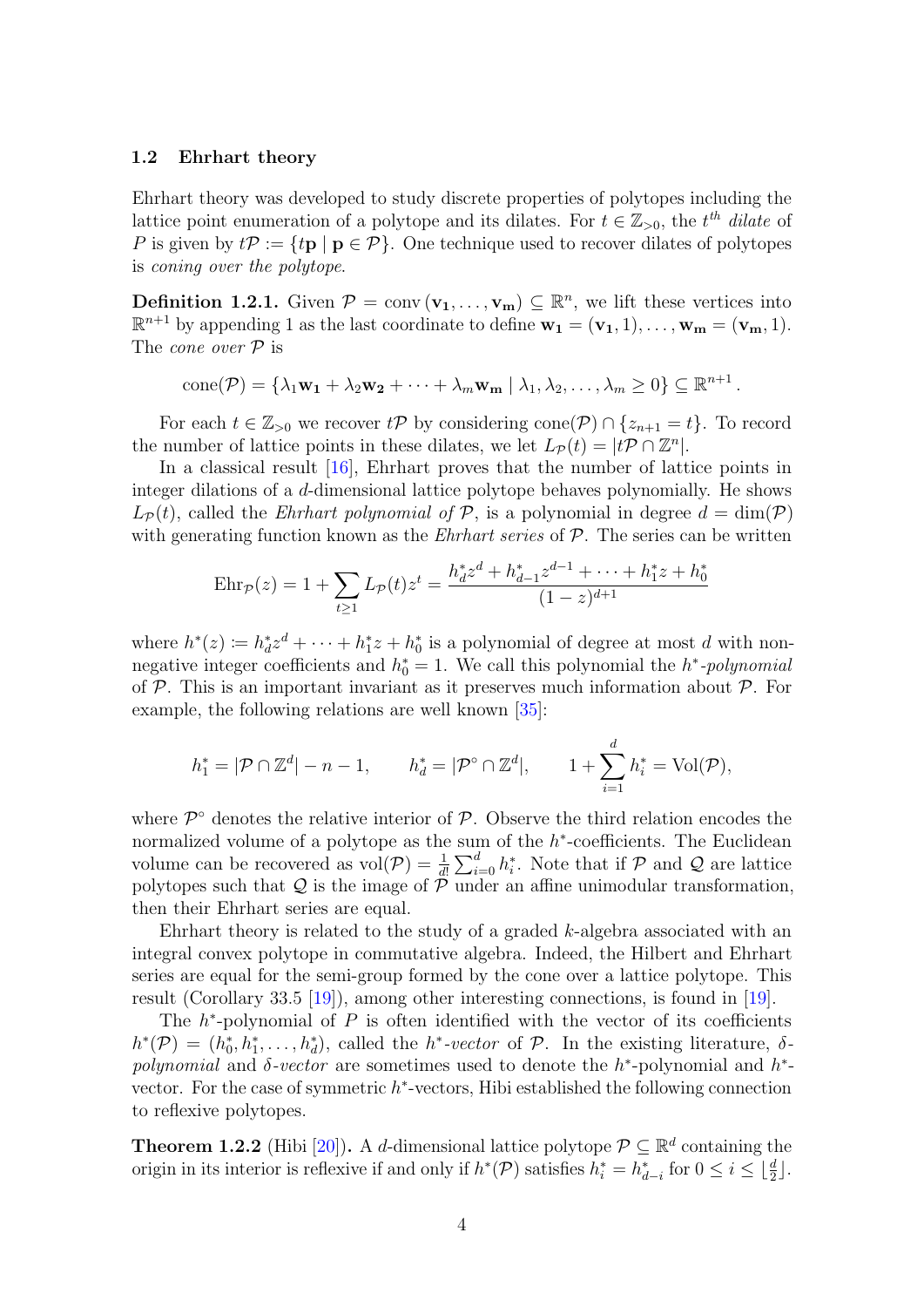### 1.2 Ehrhart theory

Ehrhart theory was developed to study discrete properties of polytopes including the lattice point enumeration of a polytope and its dilates. For $t \in \mathbb{Z}_{>0}$, the $t^{th}$ *dilate* of $P$ is given by $t\mathcal{P} := \{t\mathbf{p} \mid \mathbf{p} \in \mathcal{P}\}$. One technique used to recover dilates of polytopes is *coning over the polytope*.

**Definition 1.2.1.** Given $\mathcal{P} = \operatorname{conv}(\mathbf{v_1}, \ldots, \mathbf{v_m}) \subseteq \mathbb{R}^n$, we lift these vertices into $\mathbb{R}^{n+1}$ by appending 1 as the last coordinate to define $\mathbf{w_1} = (\mathbf{v_1}, 1), \ldots, \mathbf{w_m} = (\mathbf{v_m}, 1)$. The *cone over* $\mathcal{P}$ is

$$\operatorname{cone}(\mathcal{P}) = \{\lambda_1 \mathbf{w_1} + \lambda_2 \mathbf{w_2} + \cdots + \lambda_m \mathbf{w_m} \mid \lambda_1, \lambda_2, \ldots, \lambda_m \geq 0\} \subseteq \mathbb{R}^{n+1}.$$

For each $t \in \mathbb{Z}_{>0}$ we recover $t\mathcal{P}$ by considering $\operatorname{cone}(\mathcal{P}) \cap \{z_{n+1} = t\}$. To record the number of lattice points in these dilates, we let $L_{\mathcal{P}}(t) = |t\mathcal{P} \cap \mathbb{Z}^n|$.

In a classical result [16], Ehrhart proves that the number of lattice points in integer dilations of a $d$-dimensional lattice polytope behaves polynomially. He shows $L_{\mathcal{P}}(t)$, called the *Ehrhart polynomial of* $\mathcal{P}$, is a polynomial in degree $d = \dim(\mathcal{P})$ with generating function known as the *Ehrhart series* of $\mathcal{P}$. The series can be written

$$\operatorname{Ehr}_{\mathcal{P}}(z) = 1 + \sum_{t \geq 1} L_{\mathcal{P}}(t) z^t = \frac{h_d^* z^d + h_{d-1}^* z^{d-1} + \cdots + h_1^* z + h_0^*}{(1-z)^{d+1}}$$

where $h^*(z) := h_d^* z^d + \cdots + h_1^* z + h_0^*$ is a polynomial of degree at most $d$ with non-negative integer coefficients and $h_0^* = 1$. We call this polynomial the *$h^*$-polynomial* of $\mathcal{P}$. This is an important invariant as it preserves much information about $\mathcal{P}$. For example, the following relations are well known [35]:

$$h_1^* = |\mathcal{P} \cap \mathbb{Z}^d| - n - 1, \qquad h_d^* = |\mathcal{P}^\circ \cap \mathbb{Z}^d|, \qquad 1 + \sum_{i=1}^{d} h_i^* = \operatorname{Vol}(\mathcal{P}),$$

where $\mathcal{P}^\circ$ denotes the relative interior of $\mathcal{P}$. Observe the third relation encodes the normalized volume of a polytope as the sum of the $h^*$-coefficients. The Euclidean volume can be recovered as $\operatorname{vol}(\mathcal{P}) = \frac{1}{d!} \sum_{i=0}^{d} h_i^*$. Note that if $\mathcal{P}$ and $\mathcal{Q}$ are lattice polytopes such that $\mathcal{Q}$ is the image of $\mathcal{P}$ under an affine unimodular transformation, then their Ehrhart series are equal.

Ehrhart theory is related to the study of a graded $k$-algebra associated with an integral convex polytope in commutative algebra. Indeed, the Hilbert and Ehrhart series are equal for the semi-group formed by the cone over a lattice polytope. This result (Corollary 33.5 [19]), among other interesting connections, is found in [19].

The $h^*$-polynomial of $P$ is often identified with the vector of its coefficients $h^*(\mathcal{P}) = (h_0^*, h_1^*, \ldots, h_d^*)$, called the *$h^*$-vector* of $\mathcal{P}$. In the existing literature, *$\delta$-polynomial* and *$\delta$-vector* are sometimes used to denote the $h^*$-polynomial and $h^*$-vector. For the case of symmetric $h^*$-vectors, Hibi established the following connection to reflexive polytopes.

**Theorem 1.2.2** (Hibi [20])**.** A $d$-dimensional lattice polytope $\mathcal{P} \subseteq \mathbb{R}^d$ containing the origin in its interior is reflexive if and only if $h^*(\mathcal{P})$ satisfies $h_i^* = h_{d-i}^*$ for $0 \leq i \leq \lfloor \frac{d}{2} \rfloor$.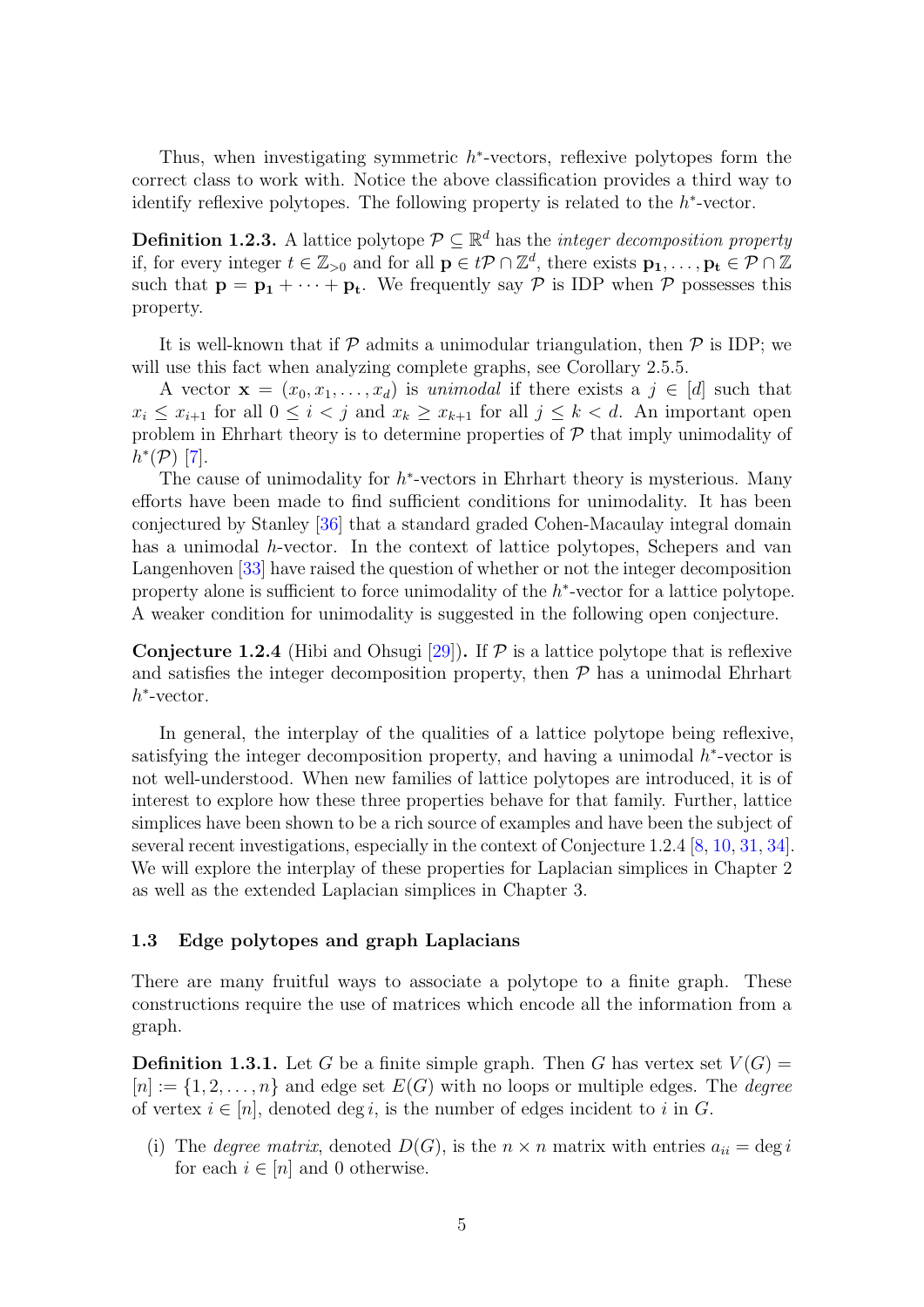Thus, when investigating symmetric $h^*$-vectors, reflexive polytopes form the correct class to work with. Notice the above classification provides a third way to identify reflexive polytopes. The following property is related to the $h^*$-vector.

**Definition 1.2.3.** A lattice polytope $\mathcal{P} \subseteq \mathbb{R}^d$ has the *integer decomposition property* if, for every integer $t \in \mathbb{Z}_{>0}$ and for all $\mathbf{p} \in t\mathcal{P} \cap \mathbb{Z}^d$, there exists $\mathbf{p_1}, \ldots, \mathbf{p_t} \in \mathcal{P} \cap \mathbb{Z}$ such that $\mathbf{p} = \mathbf{p_1} + \cdots + \mathbf{p_t}$. We frequently say $\mathcal{P}$ is IDP when $\mathcal{P}$ possesses this property.

It is well-known that if $\mathcal{P}$ admits a unimodular triangulation, then $\mathcal{P}$ is IDP; we will use this fact when analyzing complete graphs, see Corollary 2.5.5.

A vector $\mathbf{x} = (x_0, x_1, \ldots, x_d)$ is *unimodal* if there exists a $j \in [d]$ such that $x_i \leq x_{i+1}$ for all $0 \leq i < j$ and $x_k \geq x_{k+1}$ for all $j \leq k < d$. An important open problem in Ehrhart theory is to determine properties of $\mathcal{P}$ that imply unimodality of $h^*(\mathcal{P})$ [7].

The cause of unimodality for $h^*$-vectors in Ehrhart theory is mysterious. Many efforts have been made to find sufficient conditions for unimodality. It has been conjectured by Stanley [36] that a standard graded Cohen-Macaulay integral domain has a unimodal $h$-vector. In the context of lattice polytopes, Schepers and van Langenhoven [33] have raised the question of whether or not the integer decomposition property alone is sufficient to force unimodality of the $h^*$-vector for a lattice polytope. A weaker condition for unimodality is suggested in the following open conjecture.

**Conjecture 1.2.4** (Hibi and Ohsugi [29])**.** If $\mathcal{P}$ is a lattice polytope that is reflexive and satisfies the integer decomposition property, then $\mathcal{P}$ has a unimodal Ehrhart $h^*$-vector.

In general, the interplay of the qualities of a lattice polytope being reflexive, satisfying the integer decomposition property, and having a unimodal $h^*$-vector is not well-understood. When new families of lattice polytopes are introduced, it is of interest to explore how these three properties behave for that family. Further, lattice simplices have been shown to be a rich source of examples and have been the subject of several recent investigations, especially in the context of Conjecture 1.2.4 [8, 10, 31, 34]. We will explore the interplay of these properties for Laplacian simplices in Chapter 2 as well as the extended Laplacian simplices in Chapter 3.

### 1.3 Edge polytopes and graph Laplacians

There are many fruitful ways to associate a polytope to a finite graph. These constructions require the use of matrices which encode all the information from a graph.

**Definition 1.3.1.** Let $G$ be a finite simple graph. Then $G$ has vertex set $V(G) = [n] := \{1, 2, \ldots, n\}$ and edge set $E(G)$ with no loops or multiple edges. The *degree* of vertex $i \in [n]$, denoted $\deg i$, is the number of edges incident to $i$ in $G$.

(i) The *degree matrix*, denoted $D(G)$, is the $n \times n$ matrix with entries $a_{ii} = \deg i$ for each $i \in [n]$ and 0 otherwise.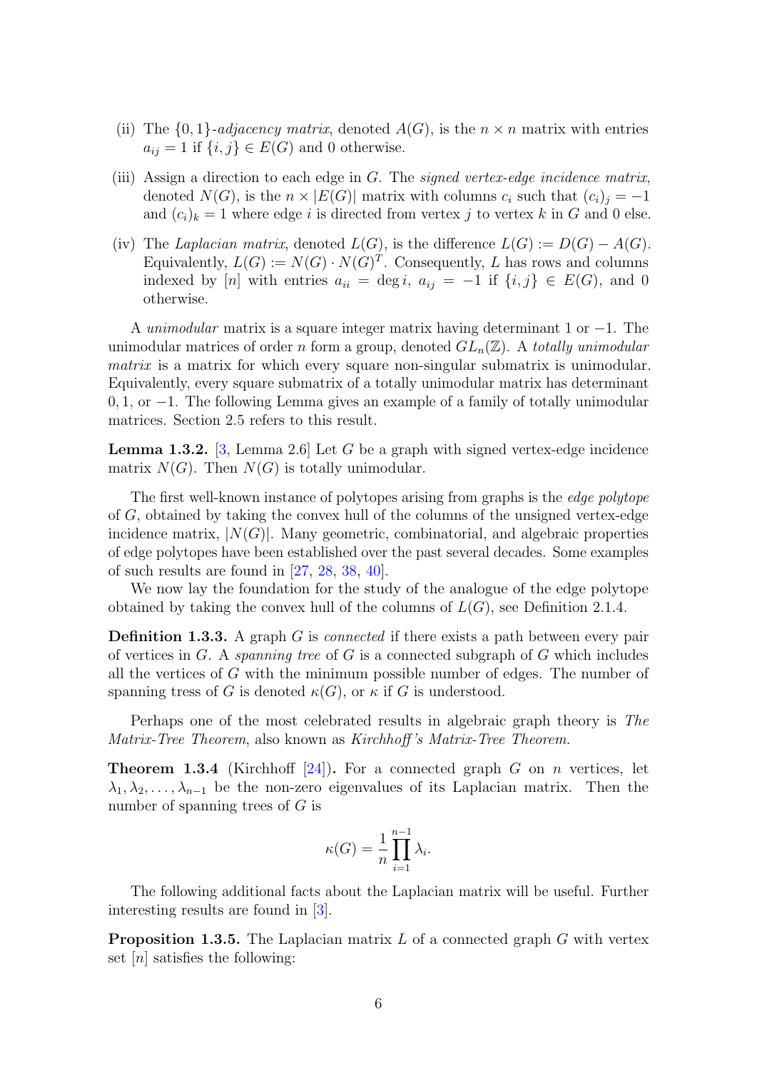(ii) The $\{0, 1\}$-*adjacency matrix*, denoted $A(G)$, is the $n \times n$ matrix with entries $a_{ij} = 1$ if $\{i, j\} \in E(G)$ and 0 otherwise.

(iii) Assign a direction to each edge in $G$. The *signed vertex-edge incidence matrix*, denoted $N(G)$, is the $n \times |E(G)|$ matrix with columns $c_i$ such that $(c_i)_j = -1$ and $(c_i)_k = 1$ where edge $i$ is directed from vertex $j$ to vertex $k$ in $G$ and 0 else.

(iv) The *Laplacian matrix*, denoted $L(G)$, is the difference $L(G) := D(G) - A(G)$. Equivalently, $L(G) := N(G) \cdot N(G)^T$. Consequently, $L$ has rows and columns indexed by $[n]$ with entries $a_{ii} = \deg i$, $a_{ij} = -1$ if $\{i, j\} \in E(G)$, and 0 otherwise.

A *unimodular* matrix is a square integer matrix having determinant 1 or $-1$. The unimodular matrices of order $n$ form a group, denoted $GL_n(\mathbb{Z})$. A *totally unimodular matrix* is a matrix for which every square non-singular submatrix is unimodular. Equivalently, every square submatrix of a totally unimodular matrix has determinant $0, 1$, or $-1$. The following Lemma gives an example of a family of totally unimodular matrices. Section 2.5 refers to this result.

**Lemma 1.3.2.** [3, Lemma 2.6] Let $G$ be a graph with signed vertex-edge incidence matrix $N(G)$. Then $N(G)$ is totally unimodular.

The first well-known instance of polytopes arising from graphs is the *edge polytope* of $G$, obtained by taking the convex hull of the columns of the unsigned vertex-edge incidence matrix, $|N(G)|$. Many geometric, combinatorial, and algebraic properties of edge polytopes have been established over the past several decades. Some examples of such results are found in [27, 28, 38, 40].

We now lay the foundation for the study of the analogue of the edge polytope obtained by taking the convex hull of the columns of $L(G)$, see Definition 2.1.4.

**Definition 1.3.3.** A graph $G$ is *connected* if there exists a path between every pair of vertices in $G$. A *spanning tree* of $G$ is a connected subgraph of $G$ which includes all the vertices of $G$ with the minimum possible number of edges. The number of spanning tress of $G$ is denoted $\kappa(G)$, or $\kappa$ if $G$ is understood.

Perhaps one of the most celebrated results in algebraic graph theory is *The Matrix-Tree Theorem*, also known as *Kirchhoff's Matrix-Tree Theorem.*

**Theorem 1.3.4** (Kirchhoff [24])**.** For a connected graph $G$ on $n$ vertices, let $\lambda_1, \lambda_2, \ldots, \lambda_{n-1}$ be the non-zero eigenvalues of its Laplacian matrix. Then the number of spanning trees of $G$ is

$$\kappa(G) = \frac{1}{n} \prod_{i=1}^{n-1} \lambda_i.$$

The following additional facts about the Laplacian matrix will be useful. Further interesting results are found in [3].

**Proposition 1.3.5.** The Laplacian matrix $L$ of a connected graph $G$ with vertex set $[n]$ satisfies the following: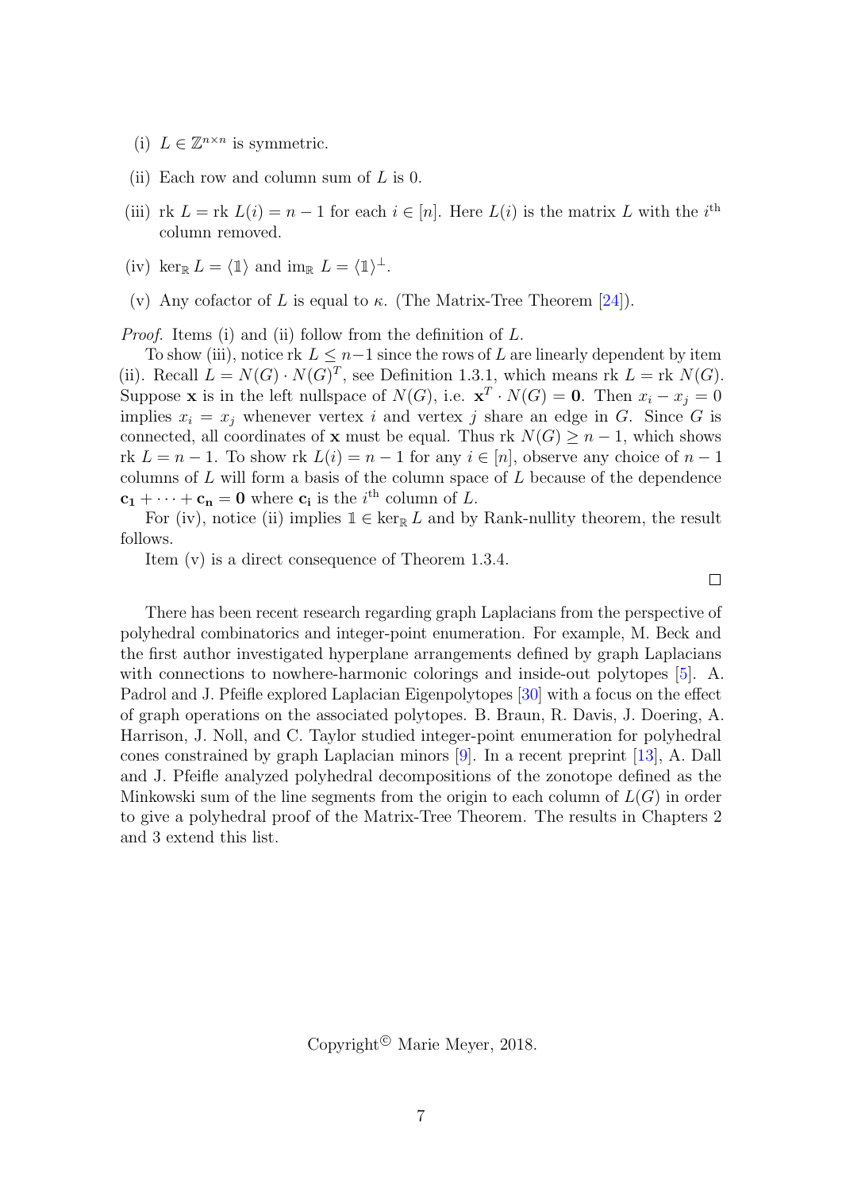(i) $L \in \mathbb{Z}^{n \times n}$ is symmetric.

(ii) Each row and column sum of $L$ is 0.

(iii) $\text{rk } L = \text{rk } L(i) = n-1$ for each $i \in [n]$. Here $L(i)$ is the matrix $L$ with the $i^{\text{th}}$ column removed.

(iv) $\ker_{\mathbb{R}} L = \langle \mathbb{1} \rangle$ and $\text{im}_{\mathbb{R}} \ L = \langle \mathbb{1} \rangle^{\perp}$.

(v) Any cofactor of $L$ is equal to $\kappa$. (The Matrix-Tree Theorem [24]).

*Proof.* Items (i) and (ii) follow from the definition of $L$.

To show (iii), notice $\text{rk } L \leq n-1$ since the rows of $L$ are linearly dependent by item (ii). Recall $L = N(G) \cdot N(G)^T$, see Definition 1.3.1, which means $\text{rk } L = \text{rk } N(G)$. Suppose $\mathbf{x}$ is in the left nullspace of $N(G)$, i.e. $\mathbf{x}^T \cdot N(G) = \mathbf{0}$. Then $x_i - x_j = 0$ implies $x_i = x_j$ whenever vertex $i$ and vertex $j$ share an edge in $G$. Since $G$ is connected, all coordinates of $\mathbf{x}$ must be equal. Thus $\text{rk } N(G) \geq n-1$, which shows $\text{rk } L = n-1$. To show $\text{rk } L(i) = n-1$ for any $i \in [n]$, observe any choice of $n-1$ columns of $L$ will form a basis of the column space of $L$ because of the dependence $\mathbf{c_1} + \cdots + \mathbf{c_n} = \mathbf{0}$ where $\mathbf{c_i}$ is the $i^{\text{th}}$ column of $L$.

For (iv), notice (ii) implies $\mathbb{1} \in \ker_{\mathbb{R}} L$ and by Rank-nullity theorem, the result follows.

Item (v) is a direct consequence of Theorem 1.3.4. □

There has been recent research regarding graph Laplacians from the perspective of polyhedral combinatorics and integer-point enumeration. For example, M. Beck and the first author investigated hyperplane arrangements defined by graph Laplacians with connections to nowhere-harmonic colorings and inside-out polytopes [5]. A. Padrol and J. Pfeifle explored Laplacian Eigenpolytopes [30] with a focus on the effect of graph operations on the associated polytopes. B. Braun, R. Davis, J. Doering, A. Harrison, J. Noll, and C. Taylor studied integer-point enumeration for polyhedral cones constrained by graph Laplacian minors [9]. In a recent preprint [13], A. Dall and J. Pfeifle analyzed polyhedral decompositions of the zonotope defined as the Minkowski sum of the line segments from the origin to each column of $L(G)$ in order to give a polyhedral proof of the Matrix-Tree Theorem. The results in Chapters 2 and 3 extend this list.

Copyright© Marie Meyer, 2018.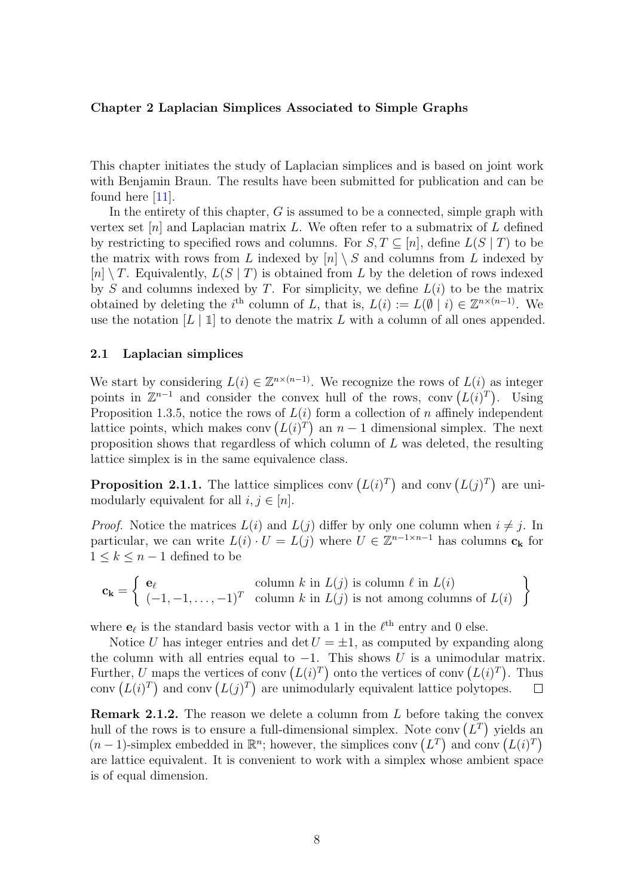# Chapter 2 Laplacian Simplices Associated to Simple Graphs

This chapter initiates the study of Laplacian simplices and is based on joint work with Benjamin Braun. The results have been submitted for publication and can be found here [11].

In the entirety of this chapter, $G$ is assumed to be a connected, simple graph with vertex set $[n]$ and Laplacian matrix $L$. We often refer to a submatrix of $L$ defined by restricting to specified rows and columns. For $S, T \subseteq [n]$, define $L(S \mid T)$ to be the matrix with rows from $L$ indexed by $[n] \setminus S$ and columns from $L$ indexed by $[n] \setminus T$. Equivalently, $L(S \mid T)$ is obtained from $L$ by the deletion of rows indexed by $S$ and columns indexed by $T$. For simplicity, we define $L(i)$ to be the matrix obtained by deleting the $i^{\text{th}}$ column of $L$, that is, $L(i) := L(\emptyset \mid i) \in \mathbb{Z}^{n\times(n-1)}$. We use the notation $[L \mid \mathbb{1}]$ to denote the matrix $L$ with a column of all ones appended.

## 2.1 Laplacian simplices

We start by considering $L(i) \in \mathbb{Z}^{n\times(n-1)}$. We recognize the rows of $L(i)$ as integer points in $\mathbb{Z}^{n-1}$ and consider the convex hull of the rows, $\operatorname{conv}\left(L(i)^T\right)$. Using Proposition 1.3.5, notice the rows of $L(i)$ form a collection of $n$ affinely independent lattice points, which makes $\operatorname{conv}\left(L(i)^T\right)$ an $n-1$ dimensional simplex. The next proposition shows that regardless of which column of $L$ was deleted, the resulting lattice simplex is in the same equivalence class.

**Proposition 2.1.1.** The lattice simplices $\operatorname{conv}\left(L(i)^T\right)$ and $\operatorname{conv}\left(L(j)^T\right)$ are unimodularly equivalent for all $i, j \in [n]$.

*Proof.* Notice the matrices $L(i)$ and $L(j)$ differ by only one column when $i \neq j$. In particular, we can write $L(i) \cdot U = L(j)$ where $U \in \mathbb{Z}^{n-1\times n-1}$ has columns $\mathbf{c_k}$ for $1 \leq k \leq n-1$ defined to be

$$\mathbf{c_k} = \left\{ \begin{array}{ll} \mathbf{e}_\ell & \text{column } k \text{ in } L(j) \text{ is column } \ell \text{ in } L(i) \\ (-1,-1,\ldots,-1)^T & \text{column } k \text{ in } L(j) \text{ is not among columns of } L(i) \end{array} \right\}$$

where $\mathbf{e}_\ell$ is the standard basis vector with a 1 in the $\ell^{\text{th}}$ entry and 0 else.

Notice $U$ has integer entries and $\det U = \pm 1$, as computed by expanding along the column with all entries equal to $-1$. This shows $U$ is a unimodular matrix. Further, $U$ maps the vertices of $\operatorname{conv}\left(L(i)^T\right)$ onto the vertices of $\operatorname{conv}\left(L(i)^T\right)$. Thus $\operatorname{conv}\left(L(i)^T\right)$ and $\operatorname{conv}\left(L(j)^T\right)$ are unimodularly equivalent lattice polytopes. □

**Remark 2.1.2.** The reason we delete a column from $L$ before taking the convex hull of the rows is to ensure a full-dimensional simplex. Note $\operatorname{conv}\left(L^T\right)$ yields an $(n-1)$-simplex embedded in $\mathbb{R}^n$; however, the simplices $\operatorname{conv}\left(L^T\right)$ and $\operatorname{conv}\left(L(i)^T\right)$ are lattice equivalent. It is convenient to work with a simplex whose ambient space is of equal dimension.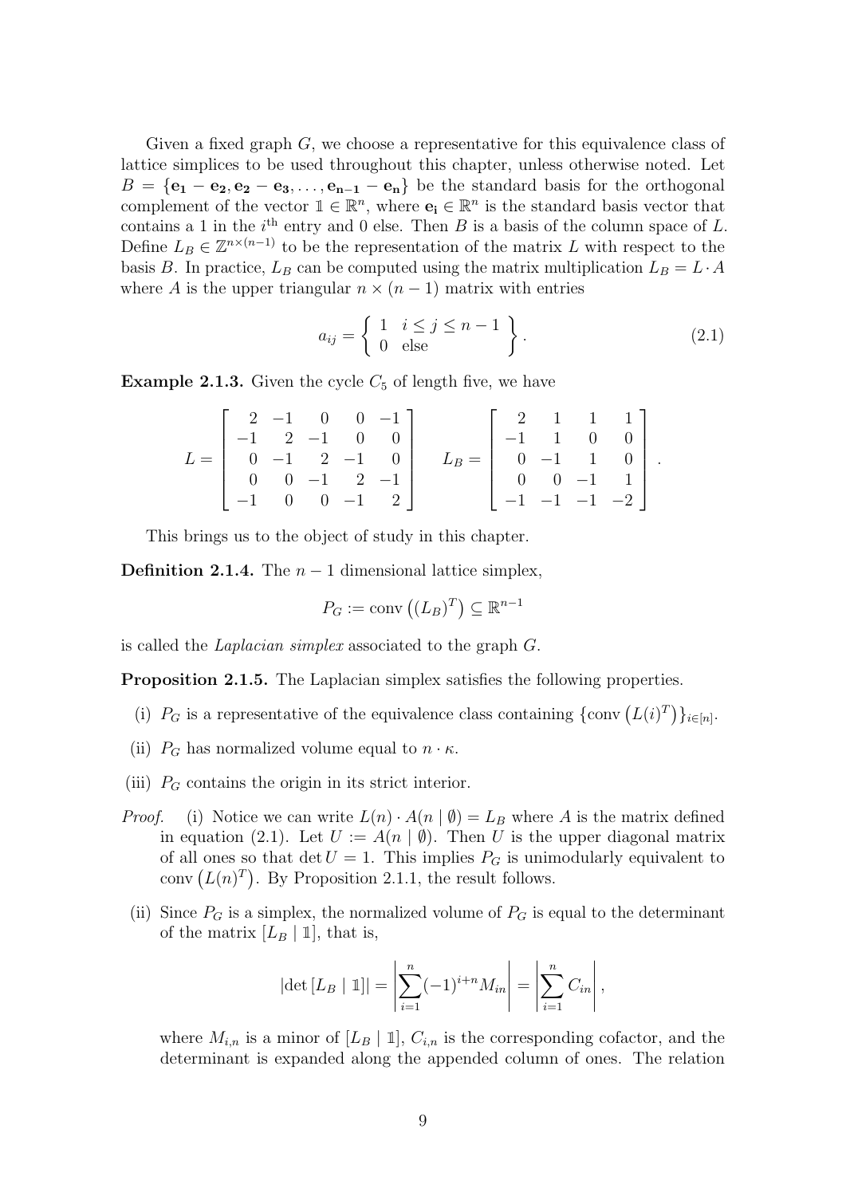Given a fixed graph $G$, we choose a representative for this equivalence class of lattice simplices to be used throughout this chapter, unless otherwise noted. Let $B = \{\mathbf{e_1} - \mathbf{e_2}, \mathbf{e_2} - \mathbf{e_3}, \ldots, \mathbf{e_{n-1}} - \mathbf{e_n}\}$ be the standard basis for the orthogonal complement of the vector $\mathbb{1} \in \mathbb{R}^n$, where $\mathbf{e_i} \in \mathbb{R}^n$ is the standard basis vector that contains a 1 in the $i^{\text{th}}$ entry and 0 else. Then $B$ is a basis of the column space of $L$. Define $L_B \in \mathbb{Z}^{n \times (n-1)}$ to be the representation of the matrix $L$ with respect to the basis $B$. In practice, $L_B$ can be computed using the matrix multiplication $L_B = L \cdot A$ where $A$ is the upper triangular $n \times (n-1)$ matrix with entries

$$a_{ij} = \left\{ \begin{array}{ll} 1 & i \leq j \leq n-1 \\ 0 & \text{else} \end{array} \right\}. \tag{2.1}$$

**Example 2.1.3.** Given the cycle $C_5$ of length five, we have

$$L = \begin{bmatrix} 2 & -1 & 0 & 0 & -1 \\ -1 & 2 & -1 & 0 & 0 \\ 0 & -1 & 2 & -1 & 0 \\ 0 & 0 & -1 & 2 & -1 \\ -1 & 0 & 0 & -1 & 2 \end{bmatrix} \quad L_B = \begin{bmatrix} 2 & 1 & 1 & 1 \\ -1 & 1 & 0 & 0 \\ 0 & -1 & 1 & 0 \\ 0 & 0 & -1 & 1 \\ -1 & -1 & -1 & -2 \end{bmatrix}.$$

This brings us to the object of study in this chapter.

**Definition 2.1.4.** The $n-1$ dimensional lattice simplex,

$$P_G := \operatorname{conv}\left((L_B)^T\right) \subseteq \mathbb{R}^{n-1}$$

is called the *Laplacian simplex* associated to the graph $G$.

**Proposition 2.1.5.** The Laplacian simplex satisfies the following properties.

(i) $P_G$ is a representative of the equivalence class containing $\{\operatorname{conv}\left(L(i)^T\right)\}_{i \in [n]}$.

(ii) $P_G$ has normalized volume equal to $n \cdot \kappa$.

(iii) $P_G$ contains the origin in its strict interior.

*Proof.* (i) Notice we can write $L(n) \cdot A(n \mid \emptyset) = L_B$ where $A$ is the matrix defined in equation (2.1). Let $U := A(n \mid \emptyset)$. Then $U$ is the upper diagonal matrix of all ones so that $\det U = 1$. This implies $P_G$ is unimodularly equivalent to $\operatorname{conv}\left(L(n)^T\right)$. By Proposition 2.1.1, the result follows.

(ii) Since $P_G$ is a simplex, the normalized volume of $P_G$ is equal to the determinant of the matrix $[L_B \mid \mathbb{1}]$, that is,

$$|\det [L_B \mid \mathbb{1}]| = \left| \sum_{i=1}^{n} (-1)^{i+n} M_{in} \right| = \left| \sum_{i=1}^{n} C_{in} \right|,$$

where $M_{i,n}$ is a minor of $[L_B \mid \mathbb{1}]$, $C_{i,n}$ is the corresponding cofactor, and the determinant is expanded along the appended column of ones. The relation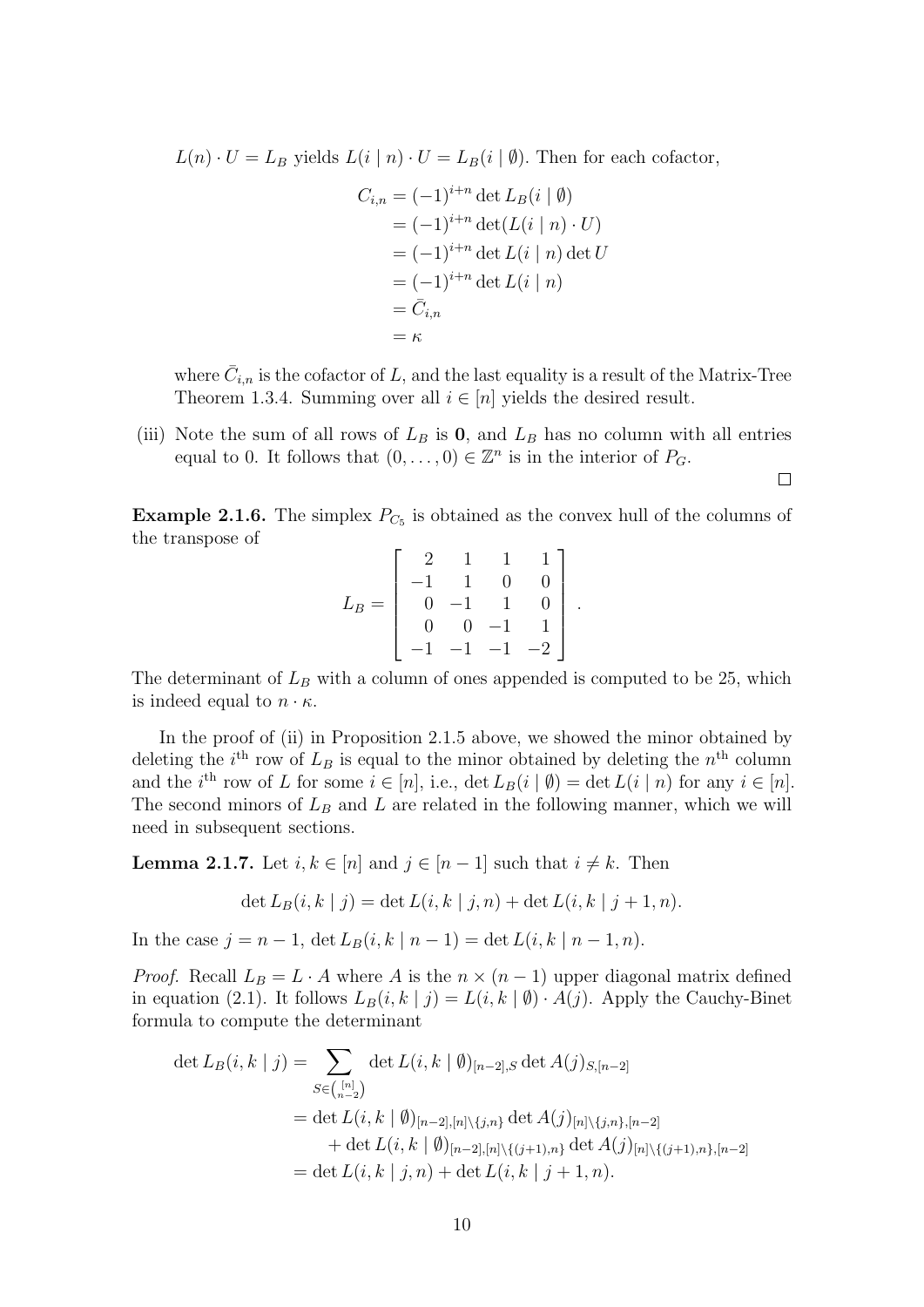$L(n) \cdot U = L_B$ yields $L(i \mid n) \cdot U = L_B(i \mid \emptyset)$. Then for each cofactor,

$$\begin{aligned}
C_{i,n} &= (-1)^{i+n} \det L_B(i \mid \emptyset) \\
&= (-1)^{i+n} \det(L(i \mid n) \cdot U) \\
&= (-1)^{i+n} \det L(i \mid n) \det U \\
&= (-1)^{i+n} \det L(i \mid n) \\
&= \bar{C}_{i,n} \\
&= \kappa
\end{aligned}$$

where $\bar{C}_{i,n}$ is the cofactor of $L$, and the last equality is a result of the Matrix-Tree Theorem 1.3.4. Summing over all $i \in [n]$ yields the desired result.

(iii) Note the sum of all rows of $L_B$ is $\mathbf{0}$, and $L_B$ has no column with all entries equal to 0. It follows that $(0, \ldots, 0) \in \mathbb{Z}^n$ is in the interior of $P_G$.

□

**Example 2.1.6.** The simplex $P_{C_5}$ is obtained as the convex hull of the columns of the transpose of

$$L_B = \begin{bmatrix} 2 & 1 & 1 & 1 \\ -1 & 1 & 0 & 0 \\ 0 & -1 & 1 & 0 \\ 0 & 0 & -1 & 1 \\ -1 & -1 & -1 & -2 \end{bmatrix}.$$

The determinant of $L_B$ with a column of ones appended is computed to be 25, which is indeed equal to $n \cdot \kappa$.

In the proof of (ii) in Proposition 2.1.5 above, we showed the minor obtained by deleting the $i^{\text{th}}$ row of $L_B$ is equal to the minor obtained by deleting the $n^{\text{th}}$ column and the $i^{\text{th}}$ row of $L$ for some $i \in [n]$, i.e., $\det L_B(i \mid \emptyset) = \det L(i \mid n)$ for any $i \in [n]$. The second minors of $L_B$ and $L$ are related in the following manner, which we will need in subsequent sections.

**Lemma 2.1.7.** Let $i, k \in [n]$ and $j \in [n-1]$ such that $i \neq k$. Then

$$\det L_B(i, k \mid j) = \det L(i, k \mid j, n) + \det L(i, k \mid j+1, n).$$

In the case $j = n-1$, $\det L_B(i, k \mid n-1) = \det L(i, k \mid n-1, n)$.

*Proof.* Recall $L_B = L \cdot A$ where $A$ is the $n \times (n-1)$ upper diagonal matrix defined in equation (2.1). It follows $L_B(i, k \mid j) = L(i, k \mid \emptyset) \cdot A(j)$. Apply the Cauchy-Binet formula to compute the determinant

$$\begin{aligned}
\det L_B(i, k \mid j) &= \sum_{S \in \binom{[n]}{n-2}} \det L(i, k \mid \emptyset)_{[n-2],S} \det A(j)_{S,[n-2]} \\
&= \det L(i, k \mid \emptyset)_{[n-2],[n]\setminus\{j,n\}} \det A(j)_{[n]\setminus\{j,n\},[n-2]} \\
&\quad + \det L(i, k \mid \emptyset)_{[n-2],[n]\setminus\{(j+1),n\}} \det A(j)_{[n]\setminus\{(j+1),n\},[n-2]} \\
&= \det L(i, k \mid j, n) + \det L(i, k \mid j+1, n).
\end{aligned}$$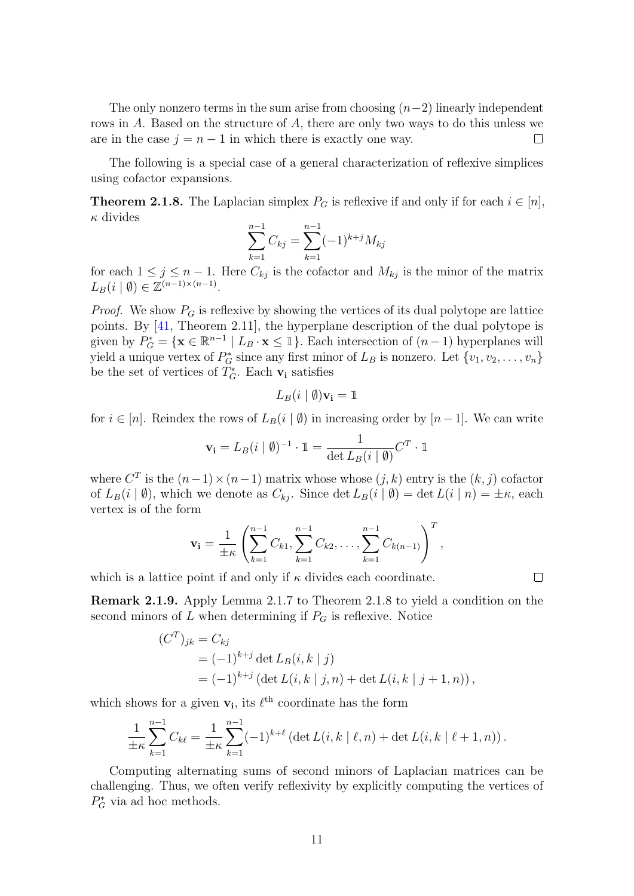The only nonzero terms in the sum arise from choosing $(n-2)$ linearly independent rows in $A$. Based on the structure of $A$, there are only two ways to do this unless we are in the case $j = n-1$ in which there is exactly one way. $\square$

The following is a special case of a general characterization of reflexive simplices using cofactor expansions.

**Theorem 2.1.8.** The Laplacian simplex $P_G$ is reflexive if and only if for each $i \in [n]$, $\kappa$ divides

$$\sum_{k=1}^{n-1} C_{kj} = \sum_{k=1}^{n-1} (-1)^{k+j} M_{kj}$$

for each $1 \leq j \leq n-1$. Here $C_{kj}$ is the cofactor and $M_{kj}$ is the minor of the matrix $L_B(i \mid \emptyset) \in \mathbb{Z}^{(n-1)\times(n-1)}$.

*Proof.* We show $P_G$ is reflexive by showing the vertices of its dual polytope are lattice points. By [41, Theorem 2.11], the hyperplane description of the dual polytope is given by $P_G^* = \{\mathbf{x} \in \mathbb{R}^{n-1} \mid L_B \cdot \mathbf{x} \leq \mathbb{1}\}$. Each intersection of $(n-1)$ hyperplanes will yield a unique vertex of $P_G^*$ since any first minor of $L_B$ is nonzero. Let $\{v_1, v_2, \ldots, v_n\}$ be the set of vertices of $T_G^*$. Each $\mathbf{v_i}$ satisfies

$$L_B(i \mid \emptyset)\mathbf{v_i} = \mathbb{1}$$

for $i \in [n]$. Reindex the rows of $L_B(i \mid \emptyset)$ in increasing order by $[n-1]$. We can write

$$\mathbf{v_i} = L_B(i \mid \emptyset)^{-1} \cdot \mathbb{1} = \frac{1}{\det L_B(i \mid \emptyset)} C^T \cdot \mathbb{1}$$

where $C^T$ is the $(n-1) \times (n-1)$ matrix whose whose $(j,k)$ entry is the $(k,j)$ cofactor of $L_B(i \mid \emptyset)$, which we denote as $C_{kj}$. Since $\det L_B(i \mid \emptyset) = \det L(i \mid n) = \pm\kappa$, each vertex is of the form

$$\mathbf{v_i} = \frac{1}{\pm\kappa} \left( \sum_{k=1}^{n-1} C_{k1}, \sum_{k=1}^{n-1} C_{k2}, \ldots, \sum_{k=1}^{n-1} C_{k(n-1)} \right)^T,$$

which is a lattice point if and only if $\kappa$ divides each coordinate. $\square$

**Remark 2.1.9.** Apply Lemma 2.1.7 to Theorem 2.1.8 to yield a condition on the second minors of $L$ when determining if $P_G$ is reflexive. Notice

$$\begin{aligned}
(C^T)_{jk} &= C_{kj} \\
&= (-1)^{k+j} \det L_B(i, k \mid j) \\
&= (-1)^{k+j} \left( \det L(i, k \mid j, n) + \det L(i, k \mid j+1, n) \right),
\end{aligned}$$

which shows for a given $\mathbf{v_i}$, its $\ell^{\text{th}}$ coordinate has the form

$$\frac{1}{\pm\kappa} \sum_{k=1}^{n-1} C_{k\ell} = \frac{1}{\pm\kappa} \sum_{k=1}^{n-1} (-1)^{k+\ell} \left( \det L(i, k \mid \ell, n) + \det L(i, k \mid \ell+1, n) \right).$$

Computing alternating sums of second minors of Laplacian matrices can be challenging. Thus, we often verify reflexivity by explicitly computing the vertices of $P_G^*$ via ad hoc methods.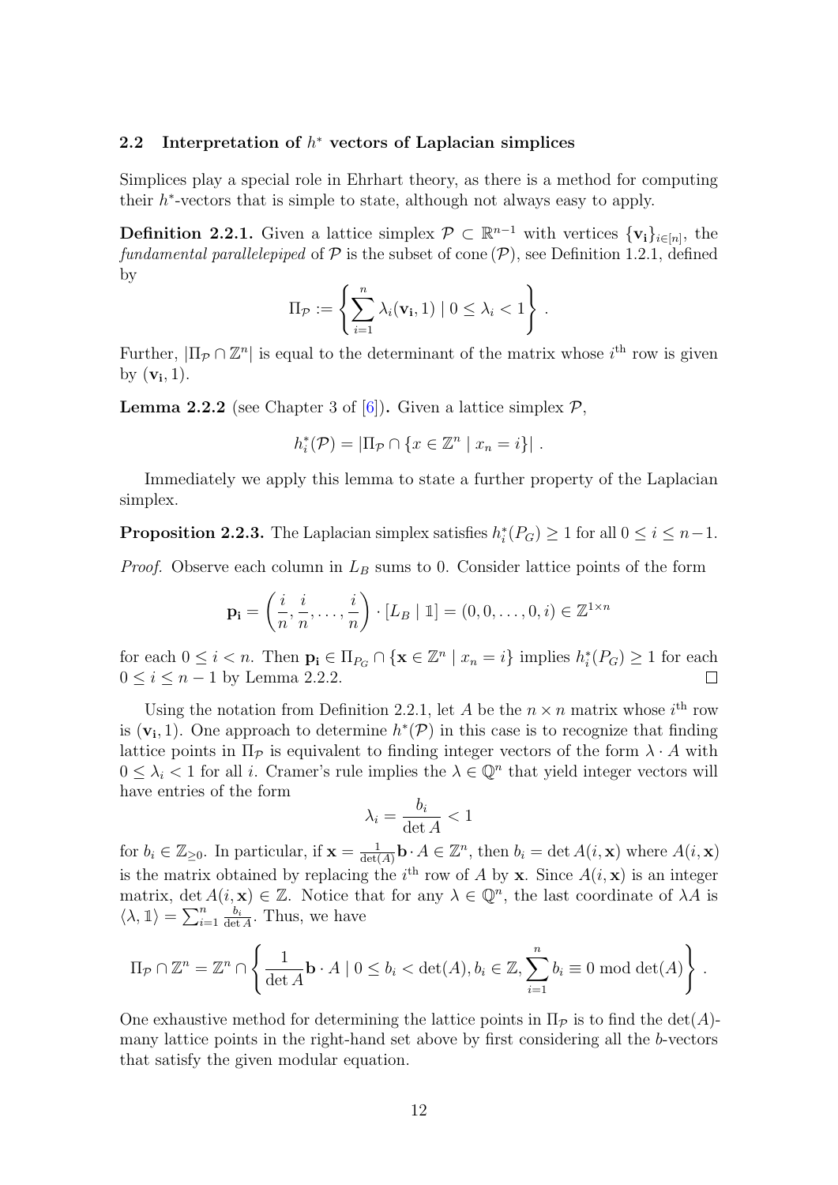### 2.2 Interpretation of $h^*$ vectors of Laplacian simplices

Simplices play a special role in Ehrhart theory, as there is a method for computing their $h^*$-vectors that is simple to state, although not always easy to apply.

**Definition 2.2.1.** Given a lattice simplex $\mathcal{P} \subset \mathbb{R}^{n-1}$ with vertices $\{\mathbf{v_i}\}_{i \in [n]}$, the *fundamental parallelepiped* of $\mathcal{P}$ is the subset of cone $(\mathcal{P})$, see Definition 1.2.1, defined by

$$\Pi_{\mathcal{P}} := \left\{ \sum_{i=1}^{n} \lambda_i (\mathbf{v_i}, 1) \mid 0 \leq \lambda_i < 1 \right\} .$$

Further, $|\Pi_{\mathcal{P}} \cap \mathbb{Z}^n|$ is equal to the determinant of the matrix whose $i^{\text{th}}$ row is given by $(\mathbf{v_i}, 1)$.

**Lemma 2.2.2** (see Chapter 3 of [6])**.** Given a lattice simplex $\mathcal{P}$,

$$h_i^*(\mathcal{P}) = |\Pi_{\mathcal{P}} \cap \{x \in \mathbb{Z}^n \mid x_n = i\}| .$$

Immediately we apply this lemma to state a further property of the Laplacian simplex.

**Proposition 2.2.3.** The Laplacian simplex satisfies $h_i^*(P_G) \geq 1$ for all $0 \leq i \leq n-1$.

*Proof.* Observe each column in $L_B$ sums to 0. Consider lattice points of the form

$$\mathbf{p_i} = \left( \frac{i}{n}, \frac{i}{n}, \ldots, \frac{i}{n} \right) \cdot [L_B \mid \mathbb{1}] = (0, 0, \ldots, 0, i) \in \mathbb{Z}^{1 \times n}$$

for each $0 \leq i < n$. Then $\mathbf{p_i} \in \Pi_{P_G} \cap \{\mathbf{x} \in \mathbb{Z}^n \mid x_n = i\}$ implies $h_i^*(P_G) \geq 1$ for each $0 \leq i \leq n-1$ by Lemma 2.2.2. $\square$

Using the notation from Definition 2.2.1, let $A$ be the $n \times n$ matrix whose $i^{\text{th}}$ row is $(\mathbf{v_i}, 1)$. One approach to determine $h^*(\mathcal{P})$ in this case is to recognize that finding lattice points in $\Pi_{\mathcal{P}}$ is equivalent to finding integer vectors of the form $\lambda \cdot A$ with $0 \leq \lambda_i < 1$ for all $i$. Cramer's rule implies the $\lambda \in \mathbb{Q}^n$ that yield integer vectors will have entries of the form

$$\lambda_i = \frac{b_i}{\det A} < 1$$

for $b_i \in \mathbb{Z}_{\geq 0}$. In particular, if $\mathbf{x} = \frac{1}{\det(A)} \mathbf{b} \cdot A \in \mathbb{Z}^n$, then $b_i = \det A(i, \mathbf{x})$ where $A(i, \mathbf{x})$ is the matrix obtained by replacing the $i^{\text{th}}$ row of $A$ by $\mathbf{x}$. Since $A(i, \mathbf{x})$ is an integer matrix, $\det A(i, \mathbf{x}) \in \mathbb{Z}$. Notice that for any $\lambda \in \mathbb{Q}^n$, the last coordinate of $\lambda A$ is $\langle \lambda, \mathbb{1} \rangle = \sum_{i=1}^{n} \frac{b_i}{\det A}$. Thus, we have

$$\Pi_{\mathcal{P}} \cap \mathbb{Z}^n = \mathbb{Z}^n \cap \left\{ \frac{1}{\det A} \mathbf{b} \cdot A \mid 0 \leq b_i < \det(A), b_i \in \mathbb{Z}, \sum_{i=1}^{n} b_i \equiv 0 \bmod \det(A) \right\} .$$

One exhaustive method for determining the lattice points in $\Pi_{\mathcal{P}}$ is to find the $\det(A)$-many lattice points in the right-hand set above by first considering all the $b$-vectors that satisfy the given modular equation.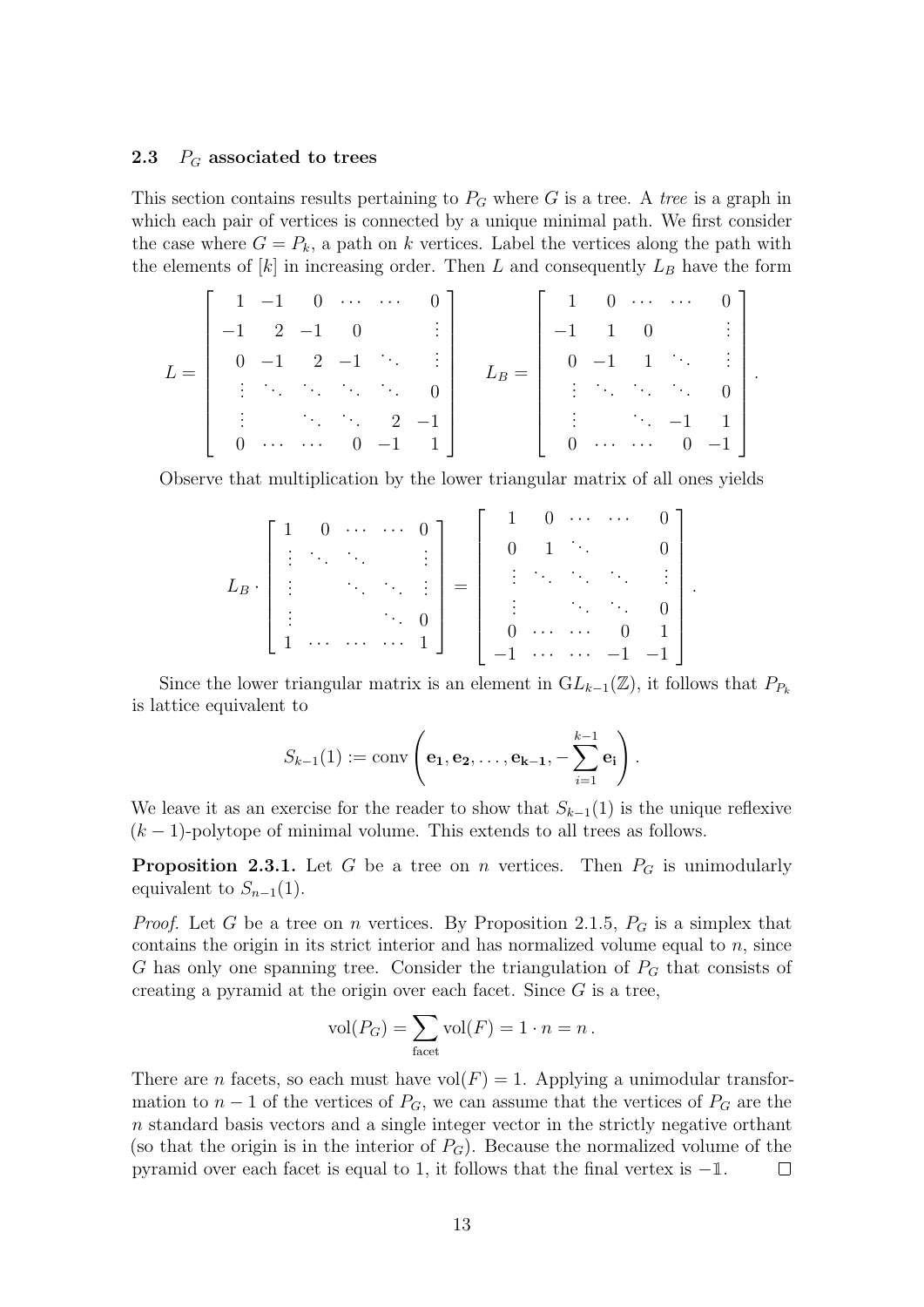### 2.3 $P_G$ associated to trees

This section contains results pertaining to $P_G$ where $G$ is a tree. A *tree* is a graph in which each pair of vertices is connected by a unique minimal path. We first consider the case where $G = P_k$, a path on $k$ vertices. Label the vertices along the path with the elements of $[k]$ in increasing order. Then $L$ and consequently $L_B$ have the form

$$L = \begin{bmatrix} 1 & -1 & 0 & \cdots & \cdots & 0 \\ -1 & 2 & -1 & 0 & & \vdots \\ 0 & -1 & 2 & -1 & \ddots & \vdots \\ \vdots & \ddots & \ddots & \ddots & \ddots & 0 \\ \vdots & & \ddots & \ddots & 2 & -1 \\ 0 & \cdots & \cdots & 0 & -1 & 1 \end{bmatrix} \quad L_B = \begin{bmatrix} 1 & 0 & \cdots & \cdots & 0 \\ -1 & 1 & 0 & & \vdots \\ 0 & -1 & 1 & \ddots & \vdots \\ \vdots & \ddots & \ddots & \ddots & 0 \\ \vdots & & \ddots & -1 & 1 \\ 0 & \cdots & \cdots & 0 & -1 \end{bmatrix}.$$

Observe that multiplication by the lower triangular matrix of all ones yields

$$L_B \cdot \begin{bmatrix} 1 & 0 & \cdots & \cdots & 0 \\ \vdots & \ddots & \ddots & & \vdots \\ \vdots & & \ddots & \ddots & \vdots \\ \vdots & & & \ddots & 0 \\ 1 & \cdots & \cdots & \cdots & 1 \end{bmatrix} = \begin{bmatrix} 1 & 0 & \cdots & \cdots & 0 \\ 0 & 1 & \ddots & & 0 \\ \vdots & \ddots & \ddots & \ddots & \vdots \\ \vdots & & \ddots & \ddots & 0 \\ 0 & \cdots & \cdots & 0 & 1 \\ -1 & \cdots & \cdots & -1 & -1 \end{bmatrix}.$$

Since the lower triangular matrix is an element in $\mathrm{GL}_{k-1}(\mathbb{Z})$, it follows that $P_{P_k}$ is lattice equivalent to

$$S_{k-1}(1) := \operatorname{conv}\left(\mathbf{e_1}, \mathbf{e_2}, \ldots, \mathbf{e_{k-1}}, -\sum_{i=1}^{k-1} \mathbf{e_i}\right).$$

We leave it as an exercise for the reader to show that $S_{k-1}(1)$ is the unique reflexive $(k-1)$-polytope of minimal volume. This extends to all trees as follows.

**Proposition 2.3.1.** Let $G$ be a tree on $n$ vertices. Then $P_G$ is unimodularly equivalent to $S_{n-1}(1)$.

*Proof.* Let $G$ be a tree on $n$ vertices. By Proposition 2.1.5, $P_G$ is a simplex that contains the origin in its strict interior and has normalized volume equal to $n$, since $G$ has only one spanning tree. Consider the triangulation of $P_G$ that consists of creating a pyramid at the origin over each facet. Since $G$ is a tree,

$$\operatorname{vol}(P_G) = \sum_{\text{facet}} \operatorname{vol}(F) = 1 \cdot n = n\,.$$

There are $n$ facets, so each must have $\operatorname{vol}(F) = 1$. Applying a unimodular transformation to $n-1$ of the vertices of $P_G$, we can assume that the vertices of $P_G$ are the $n$ standard basis vectors and a single integer vector in the strictly negative orthant (so that the origin is in the interior of $P_G$). Because the normalized volume of the pyramid over each facet is equal to 1, it follows that the final vertex is $-\mathbb{1}$. $\square$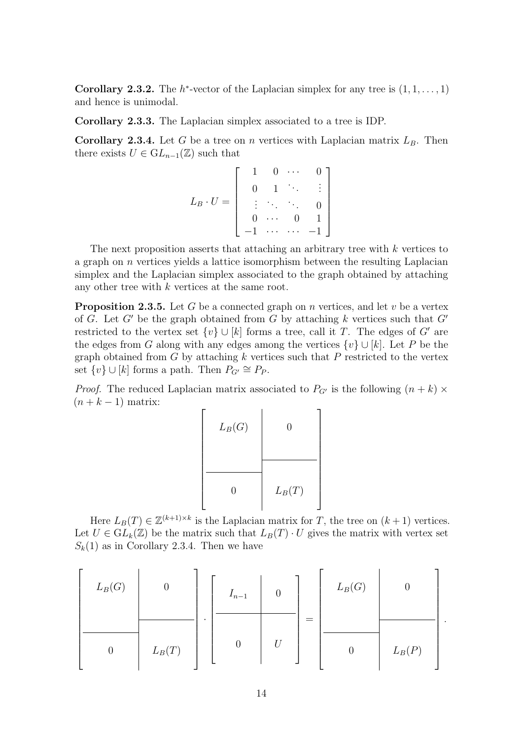**Corollary 2.3.2.** The $h^*$-vector of the Laplacian simplex for any tree is $(1, 1, \ldots, 1)$ and hence is unimodal.

**Corollary 2.3.3.** The Laplacian simplex associated to a tree is IDP.

**Corollary 2.3.4.** Let $G$ be a tree on $n$ vertices with Laplacian matrix $L_B$. Then there exists $U \in \mathrm{GL}_{n-1}(\mathbb{Z})$ such that

$$L_B \cdot U = \begin{bmatrix} 1 & 0 & \cdots & 0 \\ 0 & 1 & \ddots & \vdots \\ \vdots & \ddots & \ddots & 0 \\ 0 & \cdots & 0 & 1 \\ -1 & \cdots & \cdots & -1 \end{bmatrix}$$

The next proposition asserts that attaching an arbitrary tree with $k$ vertices to a graph on $n$ vertices yields a lattice isomorphism between the resulting Laplacian simplex and the Laplacian simplex associated to the graph obtained by attaching any other tree with $k$ vertices at the same root.

**Proposition 2.3.5.** Let $G$ be a connected graph on $n$ vertices, and let $v$ be a vertex of $G$. Let $G'$ be the graph obtained from $G$ by attaching $k$ vertices such that $G'$ restricted to the vertex set $\{v\} \cup [k]$ forms a tree, call it $T$. The edges of $G'$ are the edges from $G$ along with any edges among the vertices $\{v\} \cup [k]$. Let $P$ be the graph obtained from $G$ by attaching $k$ vertices such that $P$ restricted to the vertex set $\{v\} \cup [k]$ forms a path. Then $P_{G'} \cong P_P$.

*Proof.* The reduced Laplacian matrix associated to $P_{G'}$ is the following $(n+k) \times (n+k-1)$ matrix:

$$\begin{bmatrix} L_B(G) & 0 \\ 0 & L_B(T) \end{bmatrix}$$

Here $L_B(T) \in \mathbb{Z}^{(k+1)\times k}$ is the Laplacian matrix for $T$, the tree on $(k+1)$ vertices. Let $U \in \mathrm{GL}_k(\mathbb{Z})$ be the matrix such that $L_B(T) \cdot U$ gives the matrix with vertex set $S_k(1)$ as in Corollary 2.3.4. Then we have

$$\begin{bmatrix} L_B(G) & 0 \\ 0 & L_B(T) \end{bmatrix} \cdot \begin{bmatrix} I_{n-1} & 0 \\ 0 & U \end{bmatrix} = \begin{bmatrix} L_B(G) & 0 \\ 0 & L_B(P) \end{bmatrix}.$$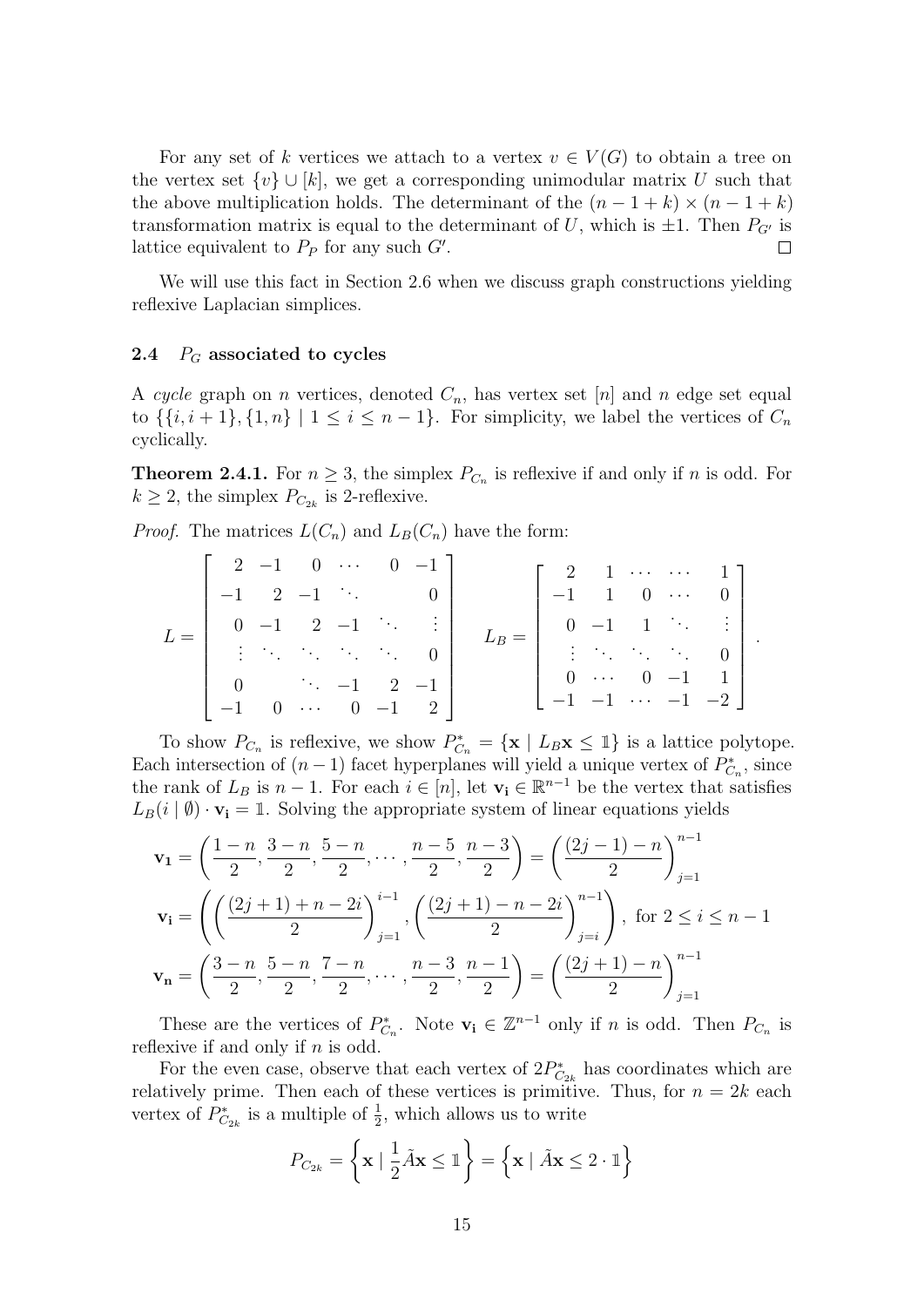For any set of $k$ vertices we attach to a vertex $v \in V(G)$ to obtain a tree on the vertex set $\{v\} \cup [k]$, we get a corresponding unimodular matrix $U$ such that the above multiplication holds. The determinant of the $(n-1+k) \times (n-1+k)$ transformation matrix is equal to the determinant of $U$, which is $\pm 1$. Then $P_{G'}$ is lattice equivalent to $P_P$ for any such $G'$. $\square$

We will use this fact in Section 2.6 when we discuss graph constructions yielding reflexive Laplacian simplices.

### 2.4 $P_G$ associated to cycles

A *cycle* graph on $n$ vertices, denoted $C_n$, has vertex set $[n]$ and $n$ edge set equal to $\{\{i, i+1\}, \{1, n\} \mid 1 \leq i \leq n-1\}$. For simplicity, we label the vertices of $C_n$ cyclically.

**Theorem 2.4.1.** For $n \geq 3$, the simplex $P_{C_n}$ is reflexive if and only if $n$ is odd. For $k \geq 2$, the simplex $P_{C_{2k}}$ is 2-reflexive.

*Proof.* The matrices $L(C_n)$ and $L_B(C_n)$ have the form:

$$L = \begin{bmatrix} 2 & -1 & 0 & \cdots & 0 & -1 \\ -1 & 2 & -1 & \ddots & & 0 \\ 0 & -1 & 2 & -1 & \ddots & \vdots \\ \vdots & \ddots & \ddots & \ddots & \ddots & 0 \\ 0 & & \ddots & -1 & 2 & -1 \\ -1 & 0 & \cdots & 0 & -1 & 2 \end{bmatrix} \quad L_B = \begin{bmatrix} 2 & 1 & \cdots & \cdots & 1 \\ -1 & 1 & 0 & \cdots & 0 \\ 0 & -1 & 1 & \ddots & \vdots \\ \vdots & \ddots & \ddots & \ddots & 0 \\ 0 & \cdots & 0 & -1 & 1 \\ -1 & -1 & \cdots & -1 & -2 \end{bmatrix}.$$

To show $P_{C_n}$ is reflexive, we show $P^*_{C_n} = \{\mathbf{x} \mid L_B\mathbf{x} \leq \mathbb{1}\}$ is a lattice polytope. Each intersection of $(n-1)$ facet hyperplanes will yield a unique vertex of $P^*_{C_n}$, since the rank of $L_B$ is $n-1$. For each $i \in [n]$, let $\mathbf{v_i} \in \mathbb{R}^{n-1}$ be the vertex that satisfies $L_B(i \mid \emptyset) \cdot \mathbf{v_i} = \mathbb{1}$. Solving the appropriate system of linear equations yields

$$\mathbf{v_1} = \left(\frac{1-n}{2}, \frac{3-n}{2}, \frac{5-n}{2}, \cdots, \frac{n-5}{2}, \frac{n-3}{2}\right) = \left(\frac{(2j-1)-n}{2}\right)_{j=1}^{n-1}$$

$$\mathbf{v_i} = \left(\left(\frac{(2j+1)+n-2i}{2}\right)_{j=1}^{i-1}, \left(\frac{(2j+1)-n-2i}{2}\right)_{j=i}^{n-1}\right), \text{ for } 2 \leq i \leq n-1$$

$$\mathbf{v_n} = \left(\frac{3-n}{2}, \frac{5-n}{2}, \frac{7-n}{2}, \cdots, \frac{n-3}{2}, \frac{n-1}{2}\right) = \left(\frac{(2j+1)-n}{2}\right)_{j=1}^{n-1}$$

These are the vertices of $P^*_{C_n}$. Note $\mathbf{v_i} \in \mathbb{Z}^{n-1}$ only if $n$ is odd. Then $P_{C_n}$ is reflexive if and only if $n$ is odd.

For the even case, observe that each vertex of $2P^*_{C_{2k}}$ has coordinates which are relatively prime. Then each of these vertices is primitive. Thus, for $n = 2k$ each vertex of $P^*_{C_{2k}}$ is a multiple of $\frac{1}{2}$, which allows us to write

$$P_{C_{2k}} = \left\{\mathbf{x} \mid \frac{1}{2}\tilde{A}\mathbf{x} \leq \mathbb{1}\right\} = \left\{\mathbf{x} \mid \tilde{A}\mathbf{x} \leq 2 \cdot \mathbb{1}\right\}$$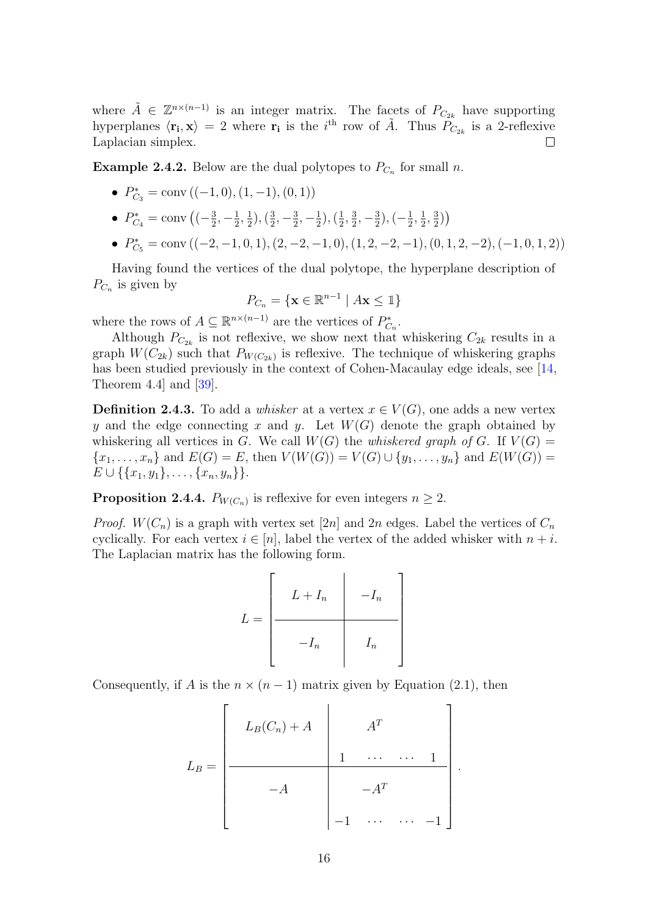where $\tilde{A} \in \mathbb{Z}^{n\times(n-1)}$ is an integer matrix. The facets of $P_{C_{2k}}$ have supporting hyperplanes $\langle \mathbf{r_i}, \mathbf{x}\rangle = 2$ where $\mathbf{r_i}$ is the $i^{\text{th}}$ row of $\tilde{A}$. Thus $P_{C_{2k}}$ is a 2-reflexive Laplacian simplex. $\square$

**Example 2.4.2.** Below are the dual polytopes to $P_{C_n}$ for small $n$.

- $P^*_{C_3} = \operatorname{conv}\left((-1, 0), (1, -1), (0, 1)\right)$
- $P^*_{C_4} = \operatorname{conv}\left((-\frac{3}{2}, -\frac{1}{2}, \frac{1}{2}), (\frac{3}{2}, -\frac{3}{2}, -\frac{1}{2}), (\frac{1}{2}, \frac{3}{2}, -\frac{3}{2}), (-\frac{1}{2}, \frac{1}{2}, \frac{3}{2})\right)$
- $P^*_{C_5} = \operatorname{conv}\left((-2, -1, 0, 1), (2, -2, -1, 0), (1, 2, -2, -1), (0, 1, 2, -2), (-1, 0, 1, 2)\right)$

Having found the vertices of the dual polytope, the hyperplane description of $P_{C_n}$ is given by

$$P_{C_n} = \{\mathbf{x} \in \mathbb{R}^{n-1} \mid A\mathbf{x} \leq \mathbb{1}\}$$

where the rows of $A \subseteq \mathbb{R}^{n\times(n-1)}$ are the vertices of $P^*_{C_n}$.

Although $P_{C_{2k}}$ is not reflexive, we show next that whiskering $C_{2k}$ results in a graph $W(C_{2k})$ such that $P_{W(C_{2k})}$ is reflexive. The technique of whiskering graphs has been studied previously in the context of Cohen-Macaulay edge ideals, see [14, Theorem 4.4] and [39].

**Definition 2.4.3.** To add a *whisker* at a vertex $x \in V(G)$, one adds a new vertex $y$ and the edge connecting $x$ and $y$. Let $W(G)$ denote the graph obtained by whiskering all vertices in $G$. We call $W(G)$ the *whiskered graph of* $G$. If $V(G) = \{x_1, \dots, x_n\}$ and $E(G) = E$, then $V(W(G)) = V(G) \cup \{y_1, \dots, y_n\}$ and $E(W(G)) = E \cup \{\{x_1, y_1\}, \dots, \{x_n, y_n\}\}$.

**Proposition 2.4.4.** $P_{W(C_n)}$ is reflexive for even integers $n \geq 2$.

*Proof.* $W(C_n)$ is a graph with vertex set $[2n]$ and $2n$ edges. Label the vertices of $C_n$ cyclically. For each vertex $i \in [n]$, label the vertex of the added whisker with $n + i$. The Laplacian matrix has the following form.

$$L = \left[\begin{array}{c|c} L + I_n & -I_n \\ \hline -I_n & I_n \end{array}\right]$$

Consequently, if $A$ is the $n \times (n-1)$ matrix given by Equation (2.1), then

$$L_B = \left[\begin{array}{c|cccc} L_B(C_n) + A & & A^T & & \\ & 1 & \cdots & \cdots & 1 \\ \hline -A & & -A^T & & \\ & -1 & \cdots & \cdots & -1 \end{array}\right].$$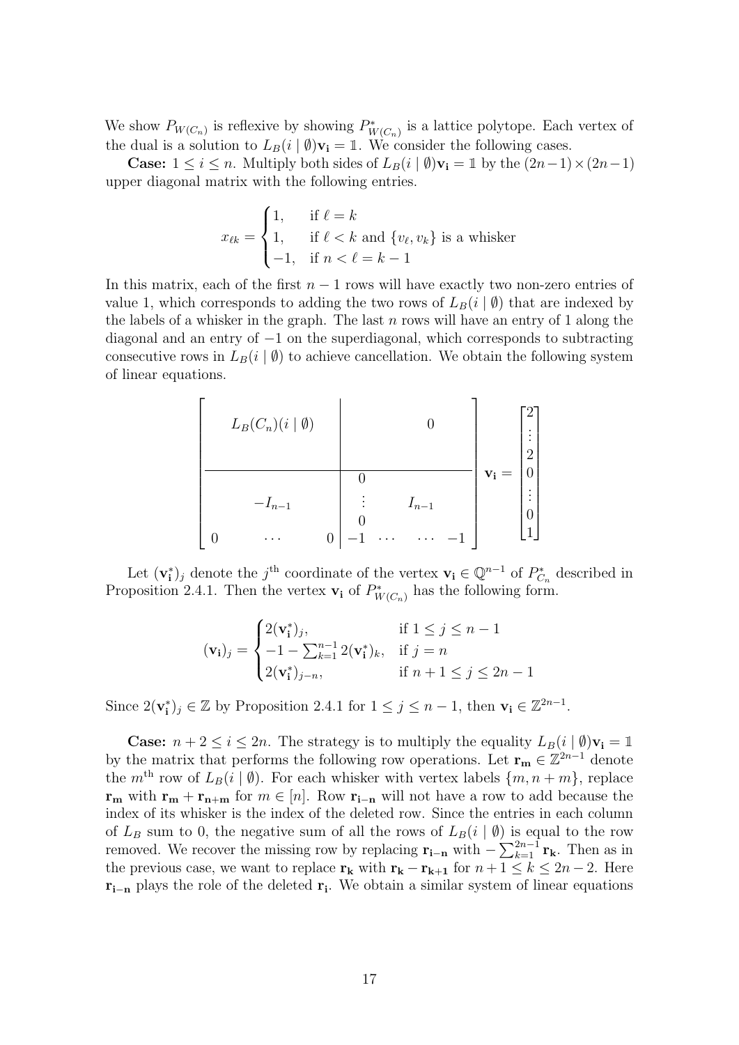We show $P_{W(C_n)}$ is reflexive by showing $P^*_{W(C_n)}$ is a lattice polytope. Each vertex of the dual is a solution to $L_B(i \mid \emptyset)\mathbf{v_i} = \mathbb{1}$. We consider the following cases.

**Case:** $1 \leq i \leq n$. Multiply both sides of $L_B(i \mid \emptyset)\mathbf{v_i} = \mathbb{1}$ by the $(2n-1)\times(2n-1)$ upper diagonal matrix with the following entries.

$$x_{\ell k} = \begin{cases} 1, & \text{if } \ell = k \\ 1, & \text{if } \ell < k \text{ and } \{v_\ell, v_k\} \text{ is a whisker} \\ -1, & \text{if } n < \ell = k-1 \end{cases}$$

In this matrix, each of the first $n-1$ rows will have exactly two non-zero entries of value 1, which corresponds to adding the two rows of $L_B(i \mid \emptyset)$ that are indexed by the labels of a whisker in the graph. The last $n$ rows will have an entry of 1 along the diagonal and an entry of $-1$ on the superdiagonal, which corresponds to subtracting consecutive rows in $L_B(i \mid \emptyset)$ to achieve cancellation. We obtain the following system of linear equations.

$$\left[\begin{array}{c|c} L_B(C_n)(i \mid \emptyset) & 0 \\ \hline -I_{n-1} & \begin{matrix} 0 \\ \vdots \\ 0 \end{matrix} \quad I_{n-1} \\ 0 \quad \cdots \quad 0 & -1 \quad \cdots \quad \cdots \quad -1 \end{array}\right] \mathbf{v_i} = \begin{bmatrix} 2 \\ \vdots \\ 2 \\ 0 \\ \vdots \\ 0 \\ 1 \end{bmatrix}$$

Let $(\mathbf{v_i^*})_j$ denote the $j^{\text{th}}$ coordinate of the vertex $\mathbf{v_i} \in \mathbb{Q}^{n-1}$ of $P^*_{C_n}$ described in Proposition 2.4.1. Then the vertex $\mathbf{v_i}$ of $P^*_{W(C_n)}$ has the following form.

$$(\mathbf{v_i})_j = \begin{cases} 2(\mathbf{v_i^*})_j, & \text{if } 1 \leq j \leq n-1 \\ -1 - \sum_{k=1}^{n-1} 2(\mathbf{v_i^*})_k, & \text{if } j = n \\ 2(\mathbf{v_i^*})_{j-n}, & \text{if } n+1 \leq j \leq 2n-1 \end{cases}$$

Since $2(\mathbf{v_i^*})_j \in \mathbb{Z}$ by Proposition 2.4.1 for $1 \leq j \leq n-1$, then $\mathbf{v_i} \in \mathbb{Z}^{2n-1}$.

**Case:** $n+2 \leq i \leq 2n$. The strategy is to multiply the equality $L_B(i \mid \emptyset)\mathbf{v_i} = \mathbb{1}$ by the matrix that performs the following row operations. Let $\mathbf{r_m} \in \mathbb{Z}^{2n-1}$ denote the $m^{\text{th}}$ row of $L_B(i \mid \emptyset)$. For each whisker with vertex labels $\{m, n+m\}$, replace $\mathbf{r_m}$ with $\mathbf{r_m} + \mathbf{r_{n+m}}$ for $m \in [n]$. Row $\mathbf{r_{i-n}}$ will not have a row to add because the index of its whisker is the index of the deleted row. Since the entries in each column of $L_B$ sum to 0, the negative sum of all the rows of $L_B(i \mid \emptyset)$ is equal to the row removed. We recover the missing row by replacing $\mathbf{r_{i-n}}$ with $-\sum_{k=1}^{2n-1} \mathbf{r_k}$. Then as in the previous case, we want to replace $\mathbf{r_k}$ with $\mathbf{r_k} - \mathbf{r_{k+1}}$ for $n+1 \leq k \leq 2n-2$. Here $\mathbf{r_{i-n}}$ plays the role of the deleted $\mathbf{r_i}$. We obtain a similar system of linear equations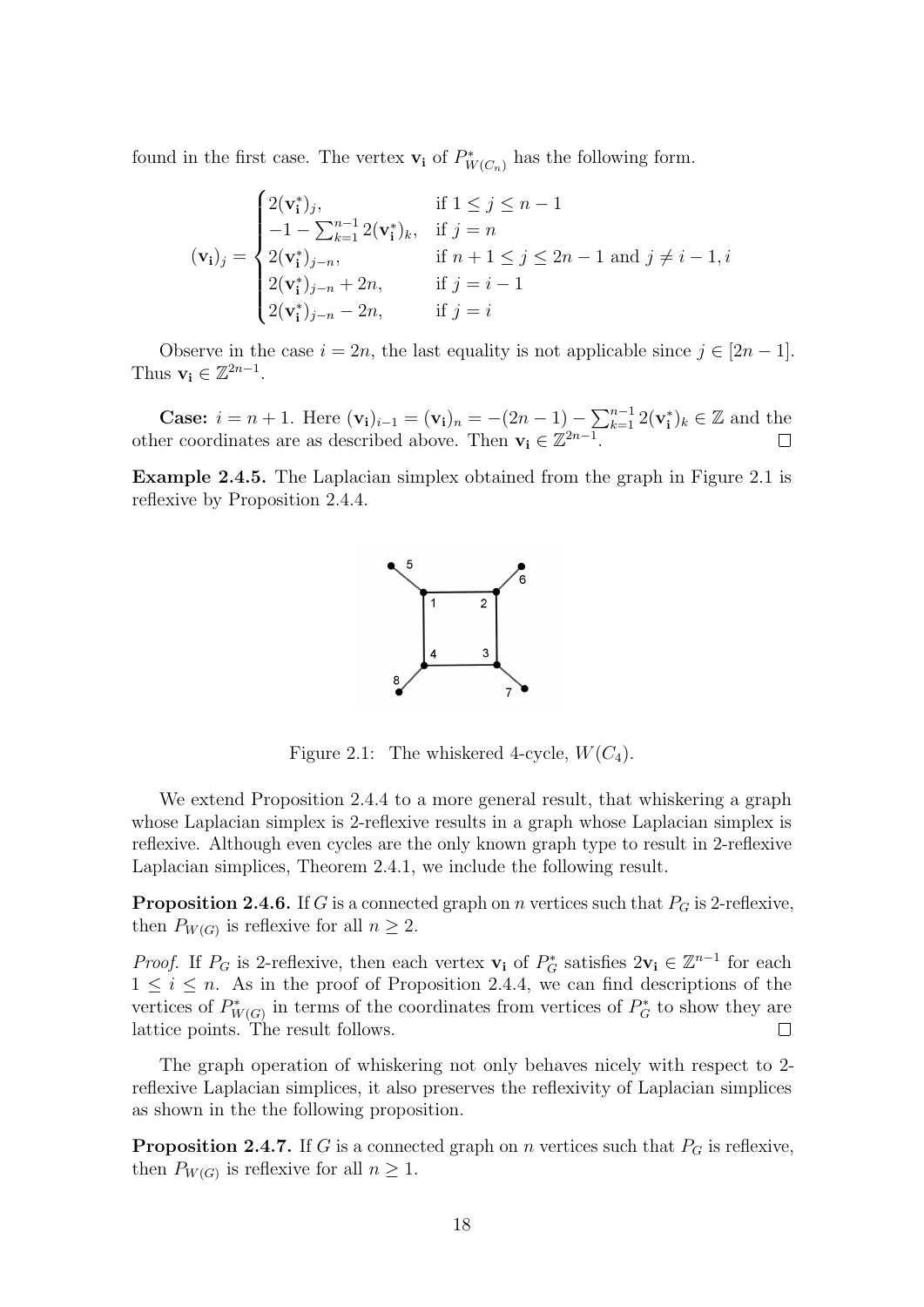found in the first case. The vertex $\mathbf{v_i}$ of $P^*_{W(C_n)}$ has the following form.

$$(\mathbf{v_i})_j = \begin{cases} 2(\mathbf{v_i^*})_j, & \text{if } 1 \leq j \leq n-1 \\ -1 - \sum_{k=1}^{n-1} 2(\mathbf{v_i^*})_k, & \text{if } j = n \\ 2(\mathbf{v_i^*})_{j-n}, & \text{if } n+1 \leq j \leq 2n-1 \text{ and } j \neq i-1, i \\ 2(\mathbf{v_i^*})_{j-n} + 2n, & \text{if } j = i-1 \\ 2(\mathbf{v_i^*})_{j-n} - 2n, & \text{if } j = i \end{cases}$$

Observe in the case $i = 2n$, the last equality is not applicable since $j \in [2n-1]$. Thus $\mathbf{v_i} \in \mathbb{Z}^{2n-1}$.

**Case:** $i = n+1$. Here $(\mathbf{v_i})_{i-1} = (\mathbf{v_i})_n = -(2n-1) - \sum_{k=1}^{n-1} 2(\mathbf{v_i^*})_k \in \mathbb{Z}$ and the other coordinates are as described above. Then $\mathbf{v_i} \in \mathbb{Z}^{2n-1}$. □

**Example 2.4.5.** The Laplacian simplex obtained from the graph in Figure 2.1 is reflexive by Proposition 2.4.4.

Figure 2.1: The whiskered 4-cycle, $W(C_4)$.

We extend Proposition 2.4.4 to a more general result, that whiskering a graph whose Laplacian simplex is 2-reflexive results in a graph whose Laplacian simplex is reflexive. Although even cycles are the only known graph type to result in 2-reflexive Laplacian simplices, Theorem 2.4.1, we include the following result.

**Proposition 2.4.6.** If $G$ is a connected graph on $n$ vertices such that $P_G$ is 2-reflexive, then $P_{W(G)}$ is reflexive for all $n \geq 2$.

*Proof.* If $P_G$ is 2-reflexive, then each vertex $\mathbf{v_i}$ of $P^*_G$ satisfies $2\mathbf{v_i} \in \mathbb{Z}^{n-1}$ for each $1 \leq i \leq n$. As in the proof of Proposition 2.4.4, we can find descriptions of the vertices of $P^*_{W(G)}$ in terms of the coordinates from vertices of $P^*_G$ to show they are lattice points. The result follows. □

The graph operation of whiskering not only behaves nicely with respect to 2-reflexive Laplacian simplices, it also preserves the reflexivity of Laplacian simplices as shown in the the following proposition.

**Proposition 2.4.7.** If $G$ is a connected graph on $n$ vertices such that $P_G$ is reflexive, then $P_{W(G)}$ is reflexive for all $n \geq 1$.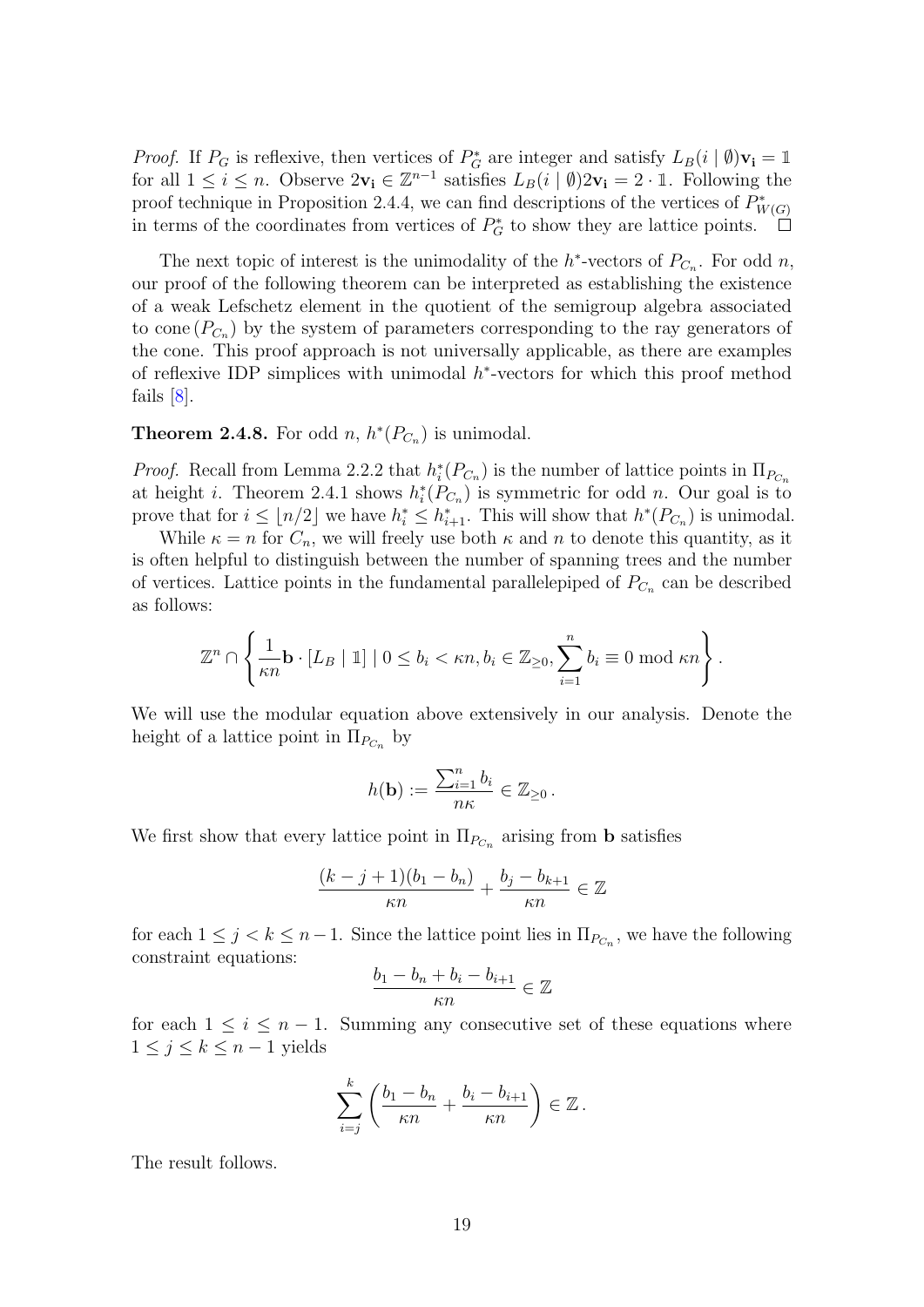*Proof.* If $P_G$ is reflexive, then vertices of $P_G^*$ are integer and satisfy $L_B(i \mid \emptyset)\mathbf{v_i} = \mathbb{1}$ for all $1 \leq i \leq n$. Observe $2\mathbf{v_i} \in \mathbb{Z}^{n-1}$ satisfies $L_B(i \mid \emptyset)2\mathbf{v_i} = 2 \cdot \mathbb{1}$. Following the proof technique in Proposition 2.4.4, we can find descriptions of the vertices of $P_{W(G)}^*$ in terms of the coordinates from vertices of $P_G^*$ to show they are lattice points. □

The next topic of interest is the unimodality of the $h^*$-vectors of $P_{C_n}$. For odd $n$, our proof of the following theorem can be interpreted as establishing the existence of a weak Lefschetz element in the quotient of the semigroup algebra associated to cone $(P_{C_n})$ by the system of parameters corresponding to the ray generators of the cone. This proof approach is not universally applicable, as there are examples of reflexive IDP simplices with unimodal $h^*$-vectors for which this proof method fails [8].

**Theorem 2.4.8.** For odd $n$, $h^*(P_{C_n})$ is unimodal.

*Proof.* Recall from Lemma 2.2.2 that $h_i^*(P_{C_n})$ is the number of lattice points in $\Pi_{P_{C_n}}$ at height $i$. Theorem 2.4.1 shows $h_i^*(P_{C_n})$ is symmetric for odd $n$. Our goal is to prove that for $i \leq \lfloor n/2 \rfloor$ we have $h_i^* \leq h_{i+1}^*$. This will show that $h^*(P_{C_n})$ is unimodal.

While $\kappa = n$ for $C_n$, we will freely use both $\kappa$ and $n$ to denote this quantity, as it is often helpful to distinguish between the number of spanning trees and the number of vertices. Lattice points in the fundamental parallelepiped of $P_{C_n}$ can be described as follows:

$$\mathbb{Z}^n \cap \left\{ \frac{1}{\kappa n}\mathbf{b} \cdot [L_B \mid \mathbb{1}] \mid 0 \leq b_i < \kappa n, b_i \in \mathbb{Z}_{\geq 0}, \sum_{i=1}^n b_i \equiv 0 \bmod \kappa n \right\}.$$

We will use the modular equation above extensively in our analysis. Denote the height of a lattice point in $\Pi_{P_{C_n}}$ by

$$h(\mathbf{b}) := \frac{\sum_{i=1}^n b_i}{n\kappa} \in \mathbb{Z}_{\geq 0}.$$

We first show that every lattice point in $\Pi_{P_{C_n}}$ arising from $\mathbf{b}$ satisfies

$$\frac{(k-j+1)(b_1 - b_n)}{\kappa n} + \frac{b_j - b_{k+1}}{\kappa n} \in \mathbb{Z}$$

for each $1 \leq j < k \leq n-1$. Since the lattice point lies in $\Pi_{P_{C_n}}$, we have the following constraint equations:

$$\frac{b_1 - b_n + b_i - b_{i+1}}{\kappa n} \in \mathbb{Z}$$

for each $1 \leq i \leq n-1$. Summing any consecutive set of these equations where $1 \leq j \leq k \leq n-1$ yields

$$\sum_{i=j}^{k} \left( \frac{b_1 - b_n}{\kappa n} + \frac{b_i - b_{i+1}}{\kappa n} \right) \in \mathbb{Z}.$$

The result follows.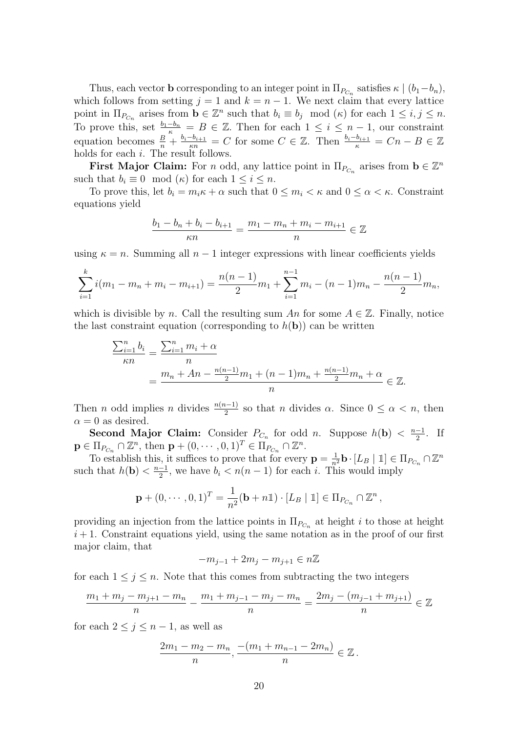Thus, each vector $\mathbf{b}$ corresponding to an integer point in $\Pi_{P_{C_n}}$ satisfies $\kappa \mid (b_1 - b_n)$, which follows from setting $j = 1$ and $k = n-1$. We next claim that every lattice point in $\Pi_{P_{C_n}}$ arises from $\mathbf{b} \in \mathbb{Z}^n$ such that $b_i \equiv b_j \mod (\kappa)$ for each $1 \leq i, j \leq n$. To prove this, set $\frac{b_1 - b_n}{\kappa} = B \in \mathbb{Z}$. Then for each $1 \leq i \leq n-1$, our constraint equation becomes $\frac{B}{n} + \frac{b_i - b_{i+1}}{\kappa n} = C$ for some $C \in \mathbb{Z}$. Then $\frac{b_i - b_{i+1}}{\kappa} = Cn - B \in \mathbb{Z}$ holds for each $i$. The result follows.

**First Major Claim:** For $n$ odd, any lattice point in $\Pi_{P_{C_n}}$ arises from $\mathbf{b} \in \mathbb{Z}^n$ such that $b_i \equiv 0 \mod (\kappa)$ for each $1 \leq i \leq n$.

To prove this, let $b_i = m_i \kappa + \alpha$ such that $0 \leq m_i < \kappa$ and $0 \leq \alpha < \kappa$. Constraint equations yield

$$\frac{b_1 - b_n + b_i - b_{i+1}}{\kappa n} = \frac{m_1 - m_n + m_i - m_{i+1}}{n} \in \mathbb{Z}$$

using $\kappa = n$. Summing all $n-1$ integer expressions with linear coefficients yields

$$\sum_{i=1}^{k} i(m_1 - m_n + m_i - m_{i+1}) = \frac{n(n-1)}{2} m_1 + \sum_{i=1}^{n-1} m_i - (n-1)m_n - \frac{n(n-1)}{2} m_n,$$

which is divisible by $n$. Call the resulting sum $An$ for some $A \in \mathbb{Z}$. Finally, notice the last constraint equation (corresponding to $h(\mathbf{b})$) can be written

$$\begin{aligned}
\frac{\sum_{i=1}^{n} b_i}{\kappa n} &= \frac{\sum_{i=1}^{n} m_i + \alpha}{n} \\
&= \frac{m_n + An - \frac{n(n-1)}{2} m_1 + (n-1)m_n + \frac{n(n-1)}{2} m_n + \alpha}{n} \in \mathbb{Z}.
\end{aligned}$$

Then $n$ odd implies $n$ divides $\frac{n(n-1)}{2}$ so that $n$ divides $\alpha$. Since $0 \leq \alpha < n$, then $\alpha = 0$ as desired.

**Second Major Claim:** Consider $P_{C_n}$ for odd $n$. Suppose $h(\mathbf{b}) < \frac{n-1}{2}$. If $\mathbf{p} \in \Pi_{P_{C_n}} \cap \mathbb{Z}^n$, then $\mathbf{p} + (0, \cdots, 0, 1)^T \in \Pi_{P_{C_n}} \cap \mathbb{Z}^n$.

To establish this, it suffices to prove that for every $\mathbf{p} = \frac{1}{n^2} \mathbf{b} \cdot [L_B \mid \mathbb{1}] \in \Pi_{P_{C_n}} \cap \mathbb{Z}^n$ such that $h(\mathbf{b}) < \frac{n-1}{2}$, we have $b_i < n(n-1)$ for each $i$. This would imply

$$\mathbf{p} + (0, \cdots, 0, 1)^T = \frac{1}{n^2}(\mathbf{b} + n\mathbb{1}) \cdot [L_B \mid \mathbb{1}] \in \Pi_{P_{C_n}} \cap \mathbb{Z}^n,$$

providing an injection from the lattice points in $\Pi_{P_{C_n}}$ at height $i$ to those at height $i+1$. Constraint equations yield, using the same notation as in the proof of our first major claim, that

$$-m_{j-1} + 2m_j - m_{j+1} \in n\mathbb{Z}$$

for each $1 \leq j \leq n$. Note that this comes from subtracting the two integers

$$\frac{m_1 + m_j - m_{j+1} - m_n}{n} - \frac{m_1 + m_{j-1} - m_j - m_n}{n} = \frac{2m_j - (m_{j-1} + m_{j+1})}{n} \in \mathbb{Z}$$

for each $2 \leq j \leq n-1$, as well as

$$\frac{2m_1 - m_2 - m_n}{n}, \frac{-(m_1 + m_{n-1} - 2m_n)}{n} \in \mathbb{Z}.$$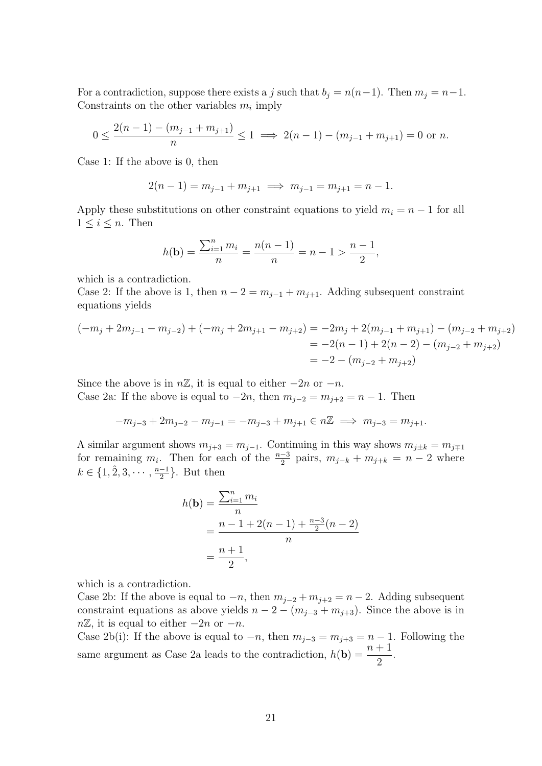For a contradiction, suppose there exists a $j$ such that $b_j = n(n-1)$. Then $m_j = n-1$. Constraints on the other variables $m_i$ imply

$$0 \leq \frac{2(n-1) - (m_{j-1} + m_{j+1})}{n} \leq 1 \implies 2(n-1) - (m_{j-1} + m_{j+1}) = 0 \text{ or } n.$$

Case 1: If the above is 0, then

$$2(n-1) = m_{j-1} + m_{j+1} \implies m_{j-1} = m_{j+1} = n-1.$$

Apply these substitutions on other constraint equations to yield $m_i = n-1$ for all $1 \leq i \leq n$. Then

$$h(\mathbf{b}) = \frac{\sum_{i=1}^{n} m_i}{n} = \frac{n(n-1)}{n} = n - 1 > \frac{n-1}{2},$$

which is a contradiction.

Case 2: If the above is 1, then $n - 2 = m_{j-1} + m_{j+1}$. Adding subsequent constraint equations yields

$$\begin{aligned}
(-m_j + 2m_{j-1} - m_{j-2}) + (-m_j + 2m_{j+1} - m_{j+2}) &= -2m_j + 2(m_{j-1} + m_{j+1}) - (m_{j-2} + m_{j+2}) \\
&= -2(n-1) + 2(n-2) - (m_{j-2} + m_{j+2}) \\
&= -2 - (m_{j-2} + m_{j+2})
\end{aligned}$$

Since the above is in $n\mathbb{Z}$, it is equal to either $-2n$ or $-n$.

Case 2a: If the above is equal to $-2n$, then $m_{j-2} = m_{j+2} = n-1$. Then

$$-m_{j-3} + 2m_{j-2} - m_{j-1} = -m_{j-3} + m_{j+1} \in n\mathbb{Z} \implies m_{j-3} = m_{j+1}.$$

A similar argument shows $m_{j+3} = m_{j-1}$. Continuing in this way shows $m_{j\pm k} = m_{j\mp 1}$ for remaining $m_i$. Then for each of the $\frac{n-3}{2}$ pairs, $m_{j-k} + m_{j+k} = n - 2$ where $k \in \{1, \hat{2}, 3, \cdots, \frac{n-1}{2}\}$. But then

$$\begin{aligned}
h(\mathbf{b}) &= \frac{\sum_{i=1}^{n} m_i}{n} \\
&= \frac{n - 1 + 2(n-1) + \frac{n-3}{2}(n-2)}{n} \\
&= \frac{n+1}{2},
\end{aligned}$$

which is a contradiction.

Case 2b: If the above is equal to $-n$, then $m_{j-2} + m_{j+2} = n - 2$. Adding subsequent constraint equations as above yields $n - 2 - (m_{j-3} + m_{j+3})$. Since the above is in $n\mathbb{Z}$, it is equal to either $-2n$ or $-n$.

Case 2b(i): If the above is equal to $-n$, then $m_{j-3} = m_{j+3} = n - 1$. Following the same argument as Case 2a leads to the contradiction, $h(\mathbf{b}) = \dfrac{n+1}{2}$.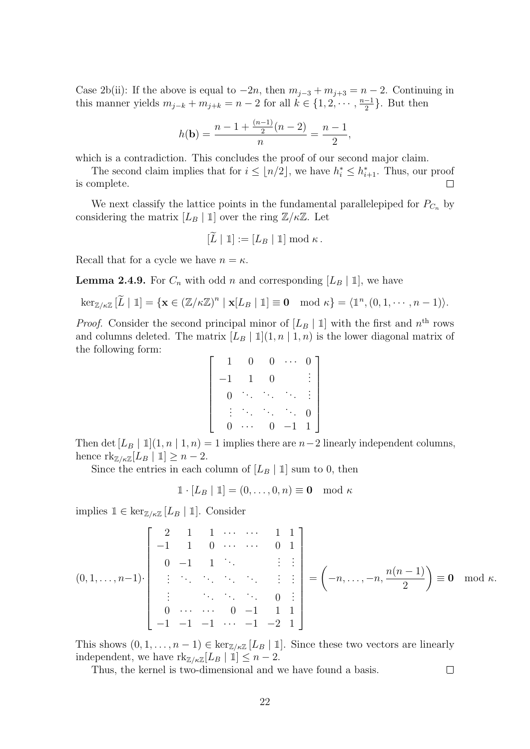Case 2b(ii): If the above is equal to $-2n$, then $m_{j-3} + m_{j+3} = n - 2$. Continuing in this manner yields $m_{j-k} + m_{j+k} = n - 2$ for all $k \in \{1, 2, \cdots, \frac{n-1}{2}\}$. But then

$$h(\mathbf{b}) = \frac{n - 1 + \frac{(n-1)}{2}(n-2)}{n} = \frac{n-1}{2},$$

which is a contradiction. This concludes the proof of our second major claim.

The second claim implies that for $i \leq \lfloor n/2 \rfloor$, we have $h_i^* \leq h_{i+1}^*$. Thus, our proof is complete. $\square$

We next classify the lattice points in the fundamental parallelepiped for $P_{C_n}$ by considering the matrix $[L_B \mid \mathbb{1}]$ over the ring $\mathbb{Z}/\kappa\mathbb{Z}$. Let

$$[\widetilde{L} \mid \mathbb{1}] := [L_B \mid \mathbb{1}] \bmod \kappa\,.$$

Recall that for a cycle we have $n = \kappa$.

**Lemma 2.4.9.** For $C_n$ with odd $n$ and corresponding $[L_B \mid \mathbb{1}]$, we have

$$\ker_{\mathbb{Z}/\kappa\mathbb{Z}} [\widetilde{L} \mid \mathbb{1}] = \{\mathbf{x} \in (\mathbb{Z}/\kappa\mathbb{Z})^n \mid \mathbf{x}[L_B \mid \mathbb{1}] \equiv \mathbf{0} \mod \kappa\} = \langle \mathbb{1}^n, (0, 1, \cdots, n-1)\rangle.$$

*Proof.* Consider the second principal minor of $[L_B \mid \mathbb{1}]$ with the first and $n^{\text{th}}$ rows and columns deleted. The matrix $[L_B \mid \mathbb{1}](1, n \mid 1, n)$ is the lower diagonal matrix of the following form:

$$\begin{bmatrix} 1 & 0 & 0 & \cdots & 0 \\ -1 & 1 & 0 & & \vdots \\ 0 & \ddots & \ddots & \ddots & \vdots \\ \vdots & \ddots & \ddots & \ddots & 0 \\ 0 & \cdots & 0 & -1 & 1 \end{bmatrix}$$

Then $\det [L_B \mid \mathbb{1}](1, n \mid 1, n) = 1$ implies there are $n-2$ linearly independent columns, hence $\mathrm{rk}_{\mathbb{Z}/\kappa\mathbb{Z}}[L_B \mid \mathbb{1}] \geq n - 2$.

Since the entries in each column of $[L_B \mid \mathbb{1}]$ sum to 0, then

$$\mathbb{1} \cdot [L_B \mid \mathbb{1}] = (0, \ldots, 0, n) \equiv \mathbf{0} \mod \kappa$$

implies $\mathbb{1} \in \ker_{\mathbb{Z}/\kappa\mathbb{Z}} [L_B \mid \mathbb{1}]$. Consider

$$(0, 1, \ldots, n-1) \cdot \begin{bmatrix} 2 & 1 & 1 & \cdots & \cdots & 1 & 1 \\ -1 & 1 & 0 & \cdots & \cdots & 0 & 1 \\ 0 & -1 & 1 & \ddots & & \vdots & \vdots \\ \vdots & \ddots & \ddots & \ddots & \ddots & \vdots & \vdots \\ \vdots & & \ddots & \ddots & \ddots & 0 & \vdots \\ 0 & \cdots & \cdots & 0 & -1 & 1 & 1 \\ -1 & -1 & -1 & \cdots & -1 & -2 & 1 \end{bmatrix} = \left(-n, \ldots, -n, \frac{n(n-1)}{2}\right) \equiv \mathbf{0} \mod \kappa.$$

This shows $(0, 1, \ldots, n-1) \in \ker_{\mathbb{Z}/\kappa\mathbb{Z}} [L_B \mid \mathbb{1}]$. Since these two vectors are linearly independent, we have $\mathrm{rk}_{\mathbb{Z}/\kappa\mathbb{Z}}[L_B \mid \mathbb{1}] \leq n - 2$.

Thus, the kernel is two-dimensional and we have found a basis. $\square$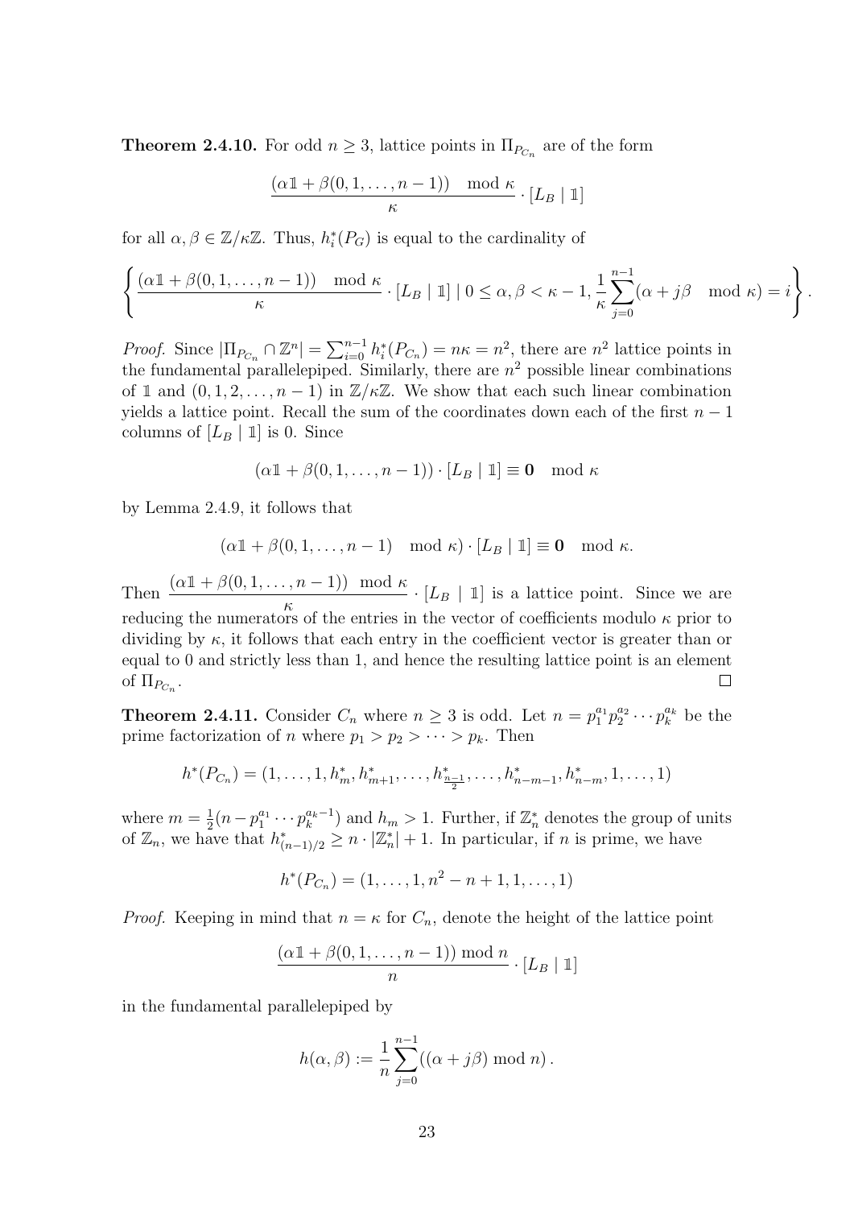**Theorem 2.4.10.** For odd $n \geq 3$, lattice points in $\Pi_{P_{C_n}}$ are of the form

$$\frac{(\alpha \mathbb{1} + \beta(0,1,\ldots,n-1)) \mod \kappa}{\kappa} \cdot [L_B \mid \mathbb{1}]$$

for all $\alpha, \beta \in \mathbb{Z}/\kappa\mathbb{Z}$. Thus, $h_i^*(P_G)$ is equal to the cardinality of

$$\left\{ \frac{(\alpha \mathbb{1} + \beta(0,1,\ldots,n-1)) \mod \kappa}{\kappa} \cdot [L_B \mid \mathbb{1}] \mid 0 \leq \alpha, \beta < \kappa - 1, \frac{1}{\kappa}\sum_{j=0}^{n-1}(\alpha + j\beta \mod \kappa) = i \right\}.$$

*Proof.* Since $|\Pi_{P_{C_n}} \cap \mathbb{Z}^n| = \sum_{i=0}^{n-1} h_i^*(P_{C_n}) = n\kappa = n^2$, there are $n^2$ lattice points in the fundamental parallelepiped. Similarly, there are $n^2$ possible linear combinations of $\mathbb{1}$ and $(0,1,2,\ldots,n-1)$ in $\mathbb{Z}/\kappa\mathbb{Z}$. We show that each such linear combination yields a lattice point. Recall the sum of the coordinates down each of the first $n-1$ columns of $[L_B \mid \mathbb{1}]$ is 0. Since

$$(\alpha \mathbb{1} + \beta(0,1,\ldots,n-1)) \cdot [L_B \mid \mathbb{1}] \equiv \mathbf{0} \mod \kappa$$

by Lemma 2.4.9, it follows that

$$(\alpha \mathbb{1} + \beta(0,1,\ldots,n-1) \mod \kappa) \cdot [L_B \mid \mathbb{1}] \equiv \mathbf{0} \mod \kappa.$$

Then $\dfrac{(\alpha \mathbb{1} + \beta(0,1,\ldots,n-1)) \mod \kappa}{\kappa} \cdot [L_B \mid \mathbb{1}]$ is a lattice point. Since we are reducing the numerators of the entries in the vector of coefficients modulo $\kappa$ prior to dividing by $\kappa$, it follows that each entry in the coefficient vector is greater than or equal to 0 and strictly less than 1, and hence the resulting lattice point is an element of $\Pi_{P_{C_n}}$. $\square$

**Theorem 2.4.11.** Consider $C_n$ where $n \geq 3$ is odd. Let $n = p_1^{a_1} p_2^{a_2} \cdots p_k^{a_k}$ be the prime factorization of $n$ where $p_1 > p_2 > \cdots > p_k$. Then

$$h^*(P_{C_n}) = (1, \ldots, 1, h_m^*, h_{m+1}^*, \ldots, h_{\frac{n-1}{2}}^*, \ldots, h_{n-m-1}^*, h_{n-m}^*, 1, \ldots, 1)$$

where $m = \frac{1}{2}(n - p_1^{a_1} \cdots p_k^{a_k - 1})$ and $h_m > 1$. Further, if $\mathbb{Z}_n^*$ denotes the group of units of $\mathbb{Z}_n$, we have that $h_{(n-1)/2}^* \geq n \cdot |\mathbb{Z}_n^*| + 1$. In particular, if $n$ is prime, we have

$$h^*(P_{C_n}) = (1, \ldots, 1, n^2 - n + 1, 1, \ldots, 1)$$

*Proof.* Keeping in mind that $n = \kappa$ for $C_n$, denote the height of the lattice point

$$\frac{(\alpha \mathbb{1} + \beta(0,1,\ldots,n-1)) \bmod n}{n} \cdot [L_B \mid \mathbb{1}]$$

in the fundamental parallelepiped by

$$h(\alpha, \beta) := \frac{1}{n}\sum_{j=0}^{n-1}((\alpha + j\beta) \bmod n).$$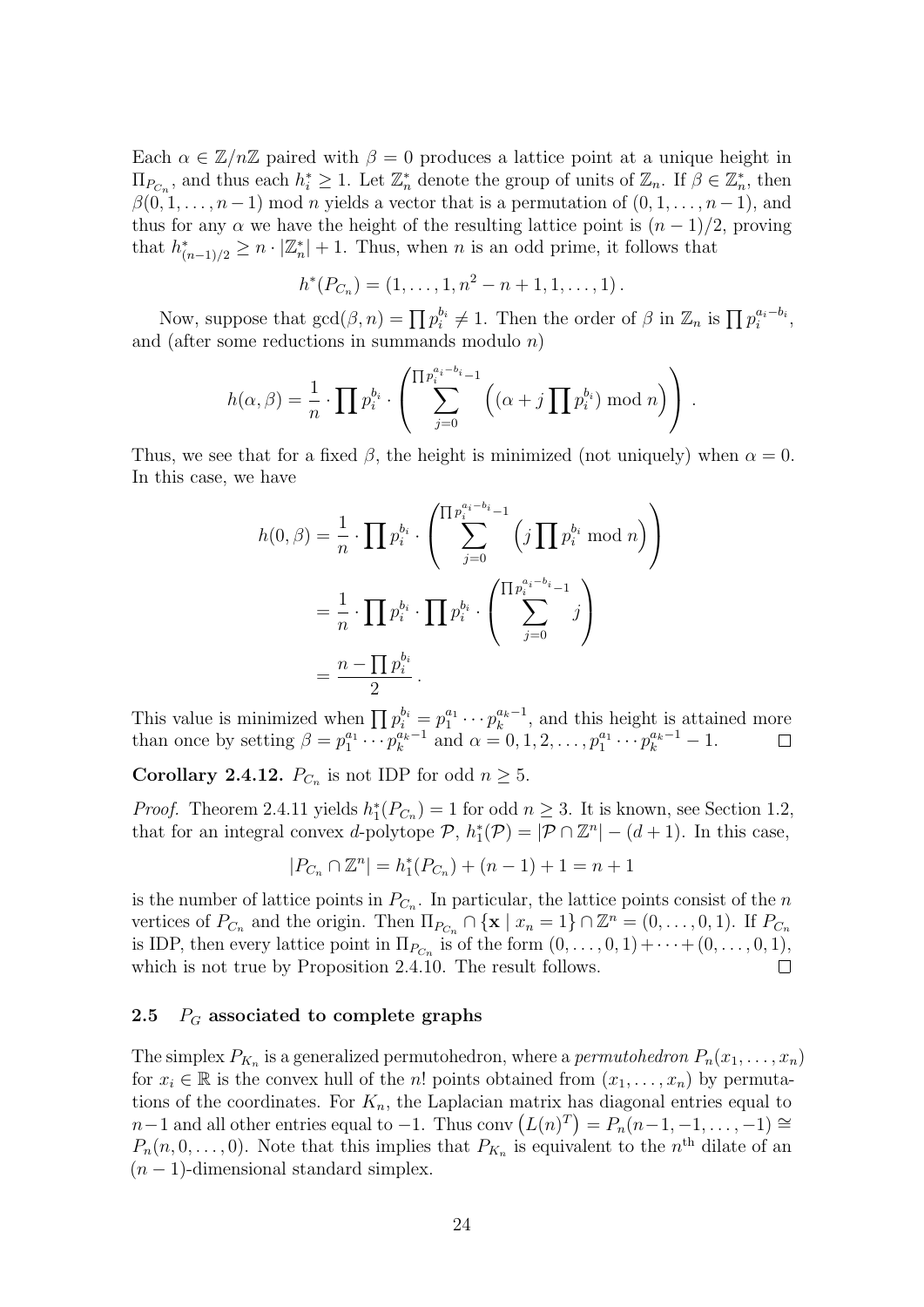Each $\alpha \in \mathbb{Z}/n\mathbb{Z}$ paired with $\beta = 0$ produces a lattice point at a unique height in $\Pi_{P_{C_n}}$, and thus each $h_i^* \geq 1$. Let $\mathbb{Z}_n^*$ denote the group of units of $\mathbb{Z}_n$. If $\beta \in \mathbb{Z}_n^*$, then $\beta(0, 1, \ldots, n-1) \bmod n$ yields a vector that is a permutation of $(0, 1, \ldots, n-1)$, and thus for any $\alpha$ we have the height of the resulting lattice point is $(n-1)/2$, proving that $h^*_{(n-1)/2} \geq n \cdot |\mathbb{Z}_n^*| + 1$. Thus, when $n$ is an odd prime, it follows that

$$h^*(P_{C_n}) = (1, \ldots, 1, n^2 - n + 1, 1, \ldots, 1).$$

Now, suppose that $\gcd(\beta, n) = \prod p_i^{b_i} \neq 1$. Then the order of $\beta$ in $\mathbb{Z}_n$ is $\prod p_i^{a_i - b_i}$, and (after some reductions in summands modulo $n$)

$$h(\alpha, \beta) = \frac{1}{n} \cdot \prod p_i^{b_i} \cdot \left( \sum_{j=0}^{\prod p_i^{a_i - b_i} - 1} \left( (\alpha + j \prod p_i^{b_i}) \bmod n \right) \right).$$

Thus, we see that for a fixed $\beta$, the height is minimized (not uniquely) when $\alpha = 0$. In this case, we have

$$\begin{aligned} h(0, \beta) &= \frac{1}{n} \cdot \prod p_i^{b_i} \cdot \left( \sum_{j=0}^{\prod p_i^{a_i - b_i} - 1} \left( j \prod p_i^{b_i} \bmod n \right) \right) \\ &= \frac{1}{n} \cdot \prod p_i^{b_i} \cdot \prod p_i^{b_i} \cdot \left( \sum_{j=0}^{\prod p_i^{a_i - b_i} - 1} j \right) \\ &= \frac{n - \prod p_i^{b_i}}{2}. \end{aligned}$$

This value is minimized when $\prod p_i^{b_i} = p_1^{a_1} \cdots p_k^{a_k - 1}$, and this height is attained more than once by setting $\beta = p_1^{a_1} \cdots p_k^{a_k - 1}$ and $\alpha = 0, 1, 2, \ldots, p_1^{a_1} \cdots p_k^{a_k - 1} - 1$. □

**Corollary 2.4.12.** $P_{C_n}$ is not IDP for odd $n \geq 5$.

*Proof.* Theorem 2.4.11 yields $h_1^*(P_{C_n}) = 1$ for odd $n \geq 3$. It is known, see Section 1.2, that for an integral convex $d$-polytope $\mathcal{P}$, $h_1^*(\mathcal{P}) = |\mathcal{P} \cap \mathbb{Z}^n| - (d + 1)$. In this case,

$$|P_{C_n} \cap \mathbb{Z}^n| = h_1^*(P_{C_n}) + (n - 1) + 1 = n + 1$$

is the number of lattice points in $P_{C_n}$. In particular, the lattice points consist of the $n$ vertices of $P_{C_n}$ and the origin. Then $\Pi_{P_{C_n}} \cap \{\mathbf{x} \mid x_n = 1\} \cap \mathbb{Z}^n = (0, \ldots, 0, 1)$. If $P_{C_n}$ is IDP, then every lattice point in $\Pi_{P_{C_n}}$ is of the form $(0, \ldots, 0, 1) + \cdots + (0, \ldots, 0, 1)$, which is not true by Proposition 2.4.10. The result follows. □

### 2.5 $P_G$ associated to complete graphs

The simplex $P_{K_n}$ is a generalized permutohedron, where a *permutohedron* $P_n(x_1, \ldots, x_n)$ for $x_i \in \mathbb{R}$ is the convex hull of the $n!$ points obtained from $(x_1, \ldots, x_n)$ by permutations of the coordinates. For $K_n$, the Laplacian matrix has diagonal entries equal to $n-1$ and all other entries equal to $-1$. Thus $\text{conv}\left(L(n)^T\right) = P_n(n-1, -1, \ldots, -1) \cong P_n(n, 0, \ldots, 0)$. Note that this implies that $P_{K_n}$ is equivalent to the $n^{\text{th}}$ dilate of an $(n-1)$-dimensional standard simplex.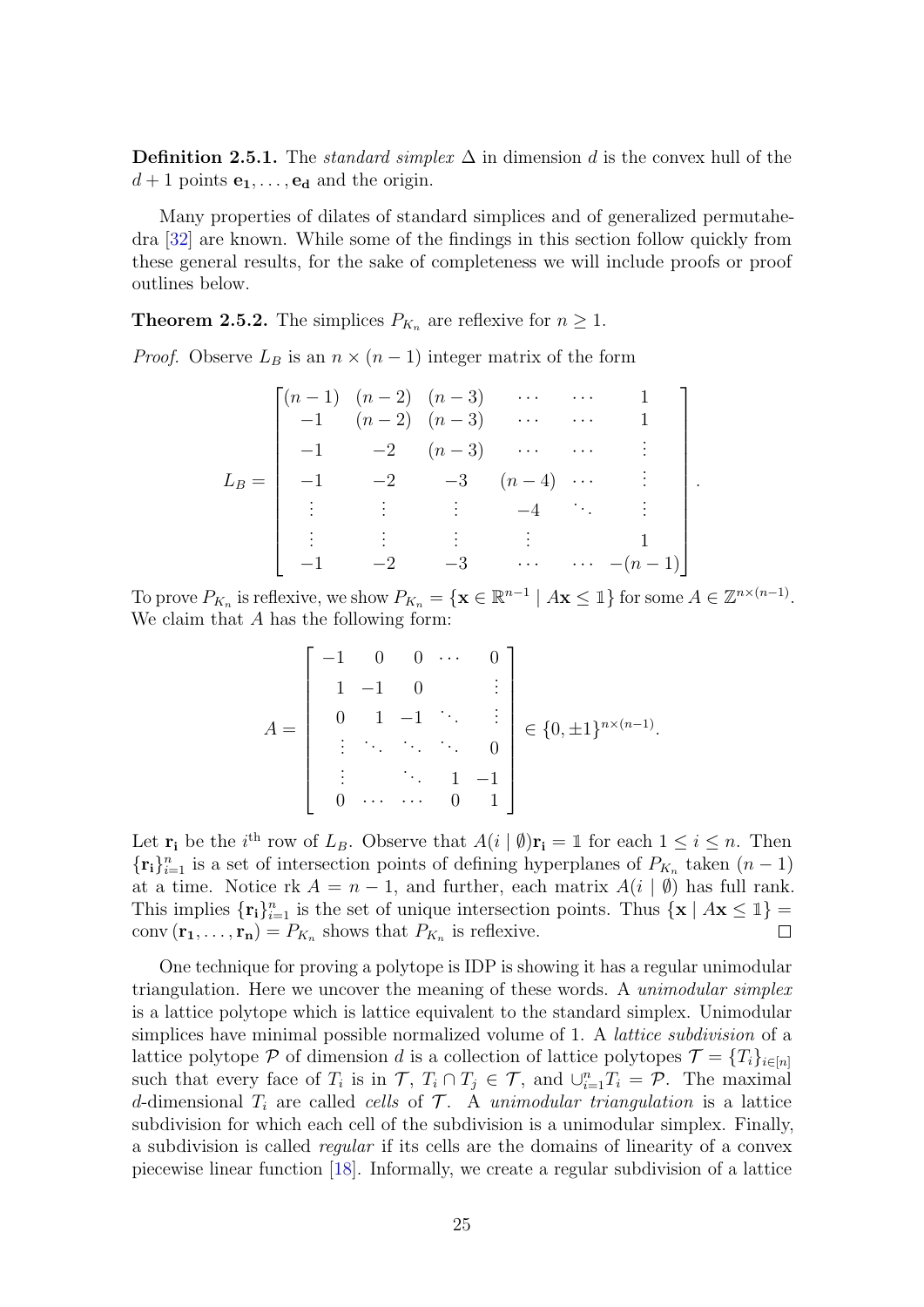**Definition 2.5.1.** The *standard simplex* $\Delta$ in dimension $d$ is the convex hull of the $d+1$ points $\mathbf{e_1}, \dots, \mathbf{e_d}$ and the origin.

Many properties of dilates of standard simplices and of generalized permutahedra [32] are known. While some of the findings in this section follow quickly from these general results, for the sake of completeness we will include proofs or proof outlines below.

**Theorem 2.5.2.** The simplices $P_{K_n}$ are reflexive for $n \geq 1$.

*Proof.* Observe $L_B$ is an $n \times (n-1)$ integer matrix of the form

$$L_B = \begin{bmatrix} (n-1) & (n-2) & (n-3) & \cdots & \cdots & 1 \\ -1 & (n-2) & (n-3) & \cdots & \cdots & 1 \\ -1 & -2 & (n-3) & \cdots & \cdots & \vdots \\ -1 & -2 & -3 & (n-4) & \cdots & \vdots \\ \vdots & \vdots & \vdots & -4 & \ddots & \vdots \\ \vdots & \vdots & \vdots & \vdots & & 1 \\ -1 & -2 & -3 & \cdots & \cdots & -(n-1) \end{bmatrix}.$$

To prove $P_{K_n}$ is reflexive, we show $P_{K_n} = \{\mathbf{x} \in \mathbb{R}^{n-1} \mid A\mathbf{x} \leq \mathbb{1}\}$ for some $A \in \mathbb{Z}^{n \times (n-1)}$. We claim that $A$ has the following form:

$$A = \begin{bmatrix} -1 & 0 & 0 & \cdots & 0 \\ 1 & -1 & 0 & & \vdots \\ 0 & 1 & -1 & \ddots & \vdots \\ \vdots & \ddots & \ddots & \ddots & 0 \\ \vdots & & \ddots & 1 & -1 \\ 0 & \cdots & \cdots & 0 & 1 \end{bmatrix} \in \{0, \pm 1\}^{n \times (n-1)}.$$

Let $\mathbf{r_i}$ be the $i^{\text{th}}$ row of $L_B$. Observe that $A(i \mid \emptyset)\mathbf{r_i} = \mathbb{1}$ for each $1 \leq i \leq n$. Then $\{\mathbf{r_i}\}_{i=1}^n$ is a set of intersection points of defining hyperplanes of $P_{K_n}$ taken $(n-1)$ at a time. Notice rk $A = n-1$, and further, each matrix $A(i \mid \emptyset)$ has full rank. This implies $\{\mathbf{r_i}\}_{i=1}^n$ is the set of unique intersection points. Thus $\{\mathbf{x} \mid A\mathbf{x} \leq \mathbb{1}\} = \operatorname{conv}(\mathbf{r_1}, \dots, \mathbf{r_n}) = P_{K_n}$ shows that $P_{K_n}$ is reflexive. $\square$

One technique for proving a polytope is IDP is showing it has a regular unimodular triangulation. Here we uncover the meaning of these words. A *unimodular simplex* is a lattice polytope which is lattice equivalent to the standard simplex. Unimodular simplices have minimal possible normalized volume of 1. A *lattice subdivision* of a lattice polytope $\mathcal{P}$ of dimension $d$ is a collection of lattice polytopes $\mathcal{T} = \{T_i\}_{i \in [n]}$ such that every face of $T_i$ is in $\mathcal{T}$, $T_i \cap T_j \in \mathcal{T}$, and $\cup_{i=1}^n T_i = \mathcal{P}$. The maximal $d$-dimensional $T_i$ are called *cells* of $\mathcal{T}$. A *unimodular triangulation* is a lattice subdivision for which each cell of the subdivision is a unimodular simplex. Finally, a subdivision is called *regular* if its cells are the domains of linearity of a convex piecewise linear function [18]. Informally, we create a regular subdivision of a lattice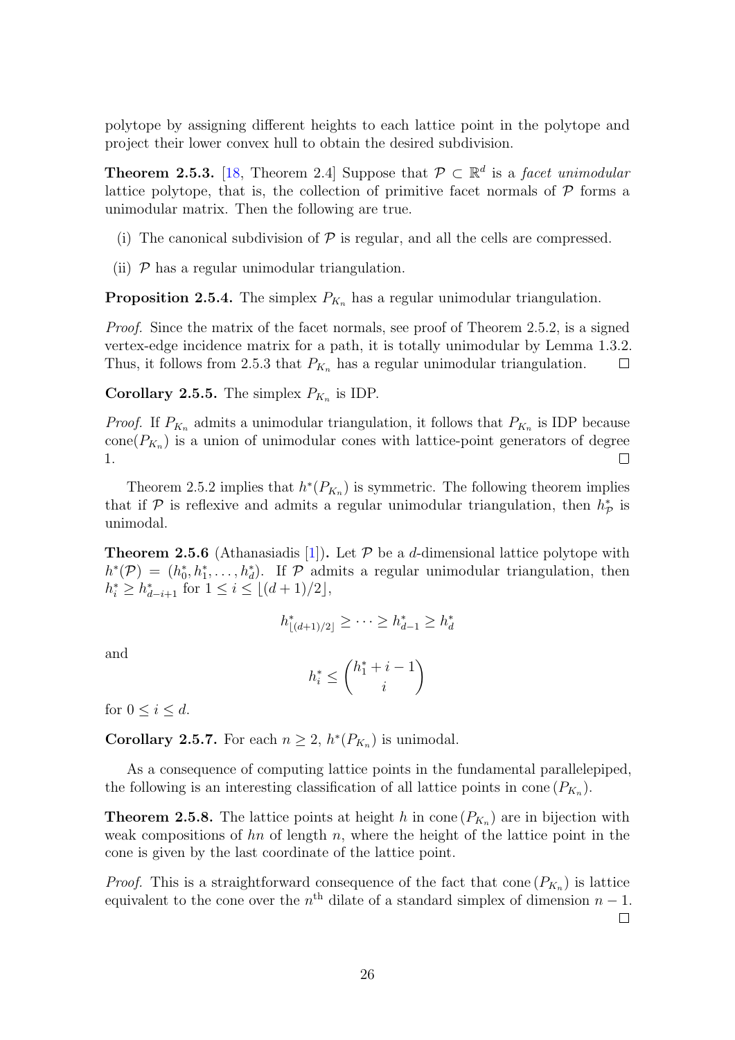polytope by assigning different heights to each lattice point in the polytope and project their lower convex hull to obtain the desired subdivision.

**Theorem 2.5.3.** [18, Theorem 2.4] Suppose that $\mathcal{P} \subset \mathbb{R}^d$ is a *facet unimodular* lattice polytope, that is, the collection of primitive facet normals of $\mathcal{P}$ forms a unimodular matrix. Then the following are true.

(i) The canonical subdivision of $\mathcal{P}$ is regular, and all the cells are compressed.

(ii) $\mathcal{P}$ has a regular unimodular triangulation.

**Proposition 2.5.4.** The simplex $P_{K_n}$ has a regular unimodular triangulation.

*Proof.* Since the matrix of the facet normals, see proof of Theorem 2.5.2, is a signed vertex-edge incidence matrix for a path, it is totally unimodular by Lemma 1.3.2. Thus, it follows from 2.5.3 that $P_{K_n}$ has a regular unimodular triangulation. □

**Corollary 2.5.5.** The simplex $P_{K_n}$ is IDP.

*Proof.* If $P_{K_n}$ admits a unimodular triangulation, it follows that $P_{K_n}$ is IDP because $\text{cone}(P_{K_n})$ is a union of unimodular cones with lattice-point generators of degree 1. □

Theorem 2.5.2 implies that $h^*(P_{K_n})$ is symmetric. The following theorem implies that if $\mathcal{P}$ is reflexive and admits a regular unimodular triangulation, then $h^*_{\mathcal{P}}$ is unimodal.

**Theorem 2.5.6** (Athanasiadis [1])**.** Let $\mathcal{P}$ be a $d$-dimensional lattice polytope with $h^*(\mathcal{P}) = (h^*_0, h^*_1, \ldots, h^*_d)$. If $\mathcal{P}$ admits a regular unimodular triangulation, then $h^*_i \geq h^*_{d-i+1}$ for $1 \leq i \leq \lfloor (d+1)/2 \rfloor$,

$$h^*_{\lfloor (d+1)/2 \rfloor} \geq \cdots \geq h^*_{d-1} \geq h^*_d$$

and

$$h^*_i \leq \binom{h^*_1 + i - 1}{i}$$

for $0 \leq i \leq d$.

**Corollary 2.5.7.** For each $n \geq 2$, $h^*(P_{K_n})$ is unimodal.

As a consequence of computing lattice points in the fundamental parallelepiped, the following is an interesting classification of all lattice points in $\text{cone}\,(P_{K_n})$.

**Theorem 2.5.8.** The lattice points at height $h$ in $\text{cone}\,(P_{K_n})$ are in bijection with weak compositions of $hn$ of length $n$, where the height of the lattice point in the cone is given by the last coordinate of the lattice point.

*Proof.* This is a straightforward consequence of the fact that $\text{cone}\,(P_{K_n})$ is lattice equivalent to the cone over the $n^{\text{th}}$ dilate of a standard simplex of dimension $n-1$. □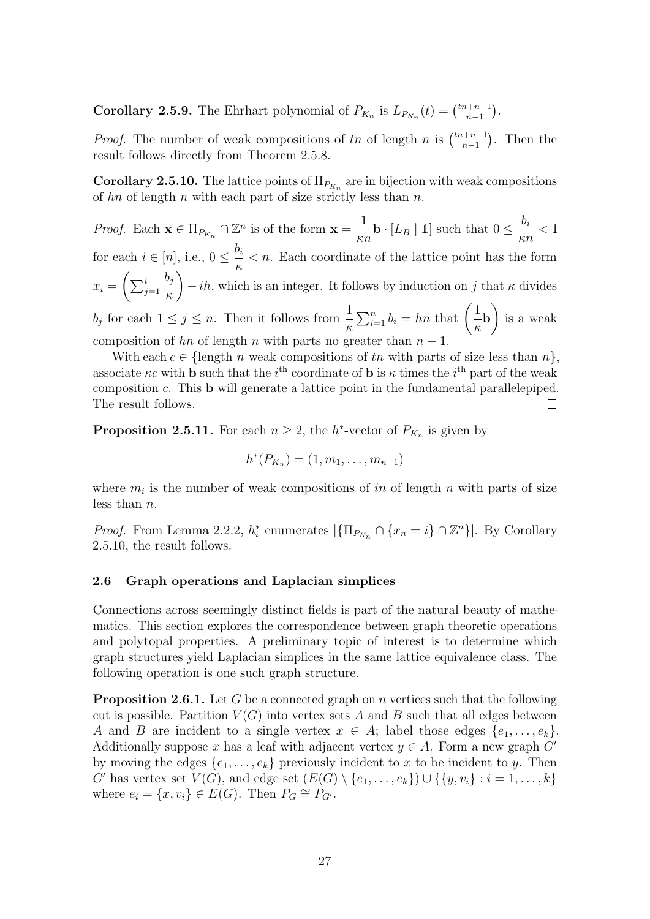**Corollary 2.5.9.** The Ehrhart polynomial of $P_{K_n}$ is $L_{P_{K_n}}(t) = \binom{tn+n-1}{n-1}$.

*Proof.* The number of weak compositions of $tn$ of length $n$ is $\binom{tn+n-1}{n-1}$. Then the result follows directly from Theorem 2.5.8. $\square$

**Corollary 2.5.10.** The lattice points of $\Pi_{P_{K_n}}$ are in bijection with weak compositions of $hn$ of length $n$ with each part of size strictly less than $n$.

*Proof.* Each $\mathbf{x} \in \Pi_{P_{K_n}} \cap \mathbb{Z}^n$ is of the form $\mathbf{x} = \dfrac{1}{\kappa n}\mathbf{b} \cdot [L_B \mid \mathbb{1}]$ such that $0 \leq \dfrac{b_i}{\kappa n} < 1$ for each $i \in [n]$, i.e., $0 \leq \dfrac{b_i}{\kappa} < n$. Each coordinate of the lattice point has the form $x_i = \left(\sum_{j=1}^{i} \dfrac{b_j}{\kappa}\right) - ih$, which is an integer. It follows by induction on $j$ that $\kappa$ divides $b_j$ for each $1 \leq j \leq n$. Then it follows from $\dfrac{1}{\kappa}\sum_{i=1}^{n} b_i = hn$ that $\left(\dfrac{1}{\kappa}\mathbf{b}\right)$ is a weak composition of $hn$ of length $n$ with parts no greater than $n-1$.

With each $c \in \{$length $n$ weak compositions of $tn$ with parts of size less than $n\}$, associate $\kappa c$ with $\mathbf{b}$ such that the $i^{\text{th}}$ coordinate of $\mathbf{b}$ is $\kappa$ times the $i^{\text{th}}$ part of the weak composition $c$. This $\mathbf{b}$ will generate a lattice point in the fundamental parallelepiped. The result follows. $\square$

**Proposition 2.5.11.** For each $n \geq 2$, the $h^*$-vector of $P_{K_n}$ is given by

$$h^*(P_{K_n}) = (1, m_1, \ldots, m_{n-1})$$

where $m_i$ is the number of weak compositions of $in$ of length $n$ with parts of size less than $n$.

*Proof.* From Lemma 2.2.2, $h_i^*$ enumerates $|\{\Pi_{P_{K_n}} \cap \{x_n = i\} \cap \mathbb{Z}^n\}|$. By Corollary 2.5.10, the result follows. $\square$

### 2.6 Graph operations and Laplacian simplices

Connections across seemingly distinct fields is part of the natural beauty of mathematics. This section explores the correspondence between graph theoretic operations and polytopal properties. A preliminary topic of interest is to determine which graph structures yield Laplacian simplices in the same lattice equivalence class. The following operation is one such graph structure.

**Proposition 2.6.1.** Let $G$ be a connected graph on $n$ vertices such that the following cut is possible. Partition $V(G)$ into vertex sets $A$ and $B$ such that all edges between $A$ and $B$ are incident to a single vertex $x \in A$; label those edges $\{e_1, \ldots, e_k\}$. Additionally suppose $x$ has a leaf with adjacent vertex $y \in A$. Form a new graph $G'$ by moving the edges $\{e_1, \ldots, e_k\}$ previously incident to $x$ to be incident to $y$. Then $G'$ has vertex set $V(G)$, and edge set $(E(G) \setminus \{e_1, \ldots, e_k\}) \cup \{\{y, v_i\} : i = 1, \ldots, k\}$ where $e_i = \{x, v_i\} \in E(G)$. Then $P_G \cong P_{G'}$.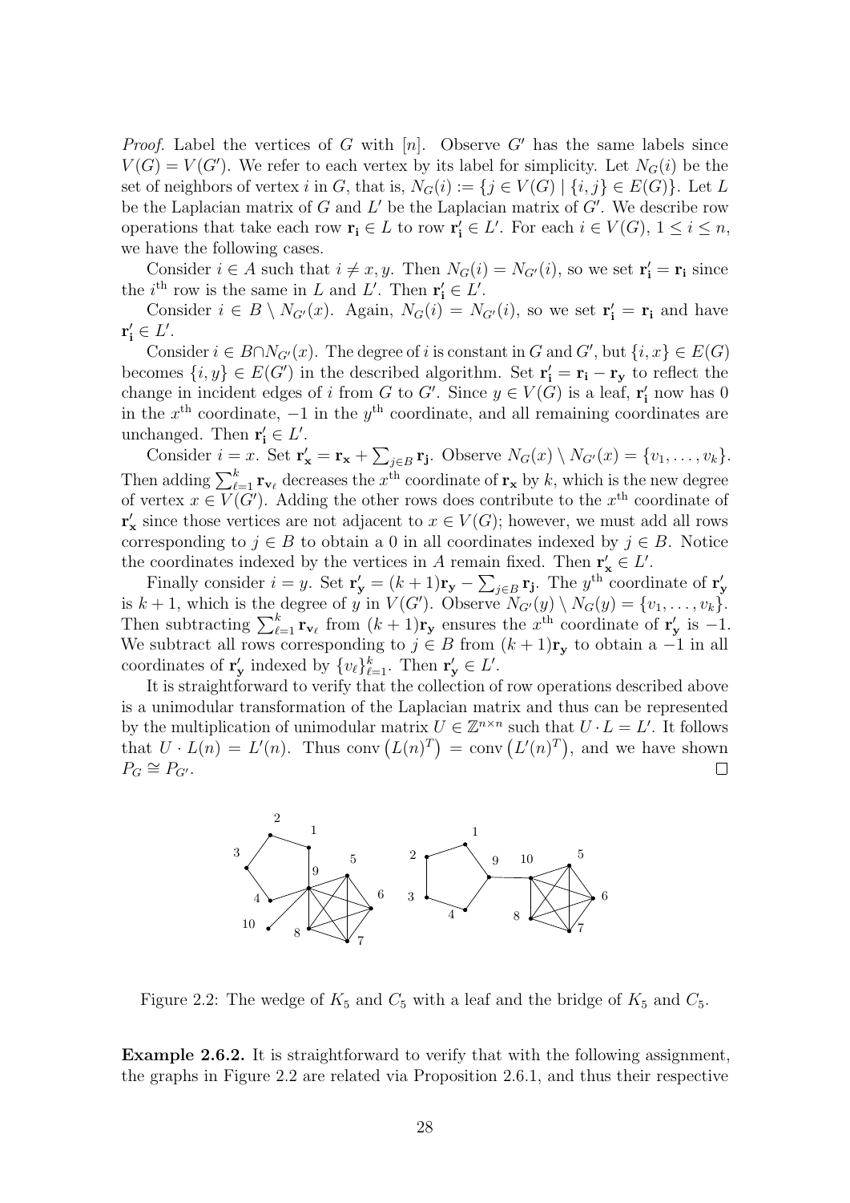*Proof.* Label the vertices of $G$ with $[n]$. Observe $G'$ has the same labels since $V(G) = V(G')$. We refer to each vertex by its label for simplicity. Let $N_G(i)$ be the set of neighbors of vertex $i$ in $G$, that is, $N_G(i) := \{j \in V(G) \mid \{i, j\} \in E(G)\}$. Let $L$ be the Laplacian matrix of $G$ and $L'$ be the Laplacian matrix of $G'$. We describe row operations that take each row $\mathbf{r_i} \in L$ to row $\mathbf{r_i'} \in L'$. For each $i \in V(G)$, $1 \leq i \leq n$, we have the following cases.

Consider $i \in A$ such that $i \neq x, y$. Then $N_G(i) = N_{G'}(i)$, so we set $\mathbf{r_i'} = \mathbf{r_i}$ since the $i^{\text{th}}$ row is the same in $L$ and $L'$. Then $\mathbf{r_i'} \in L'$.

Consider $i \in B \setminus N_{G'}(x)$. Again, $N_G(i) = N_{G'}(i)$, so we set $\mathbf{r_i'} = \mathbf{r_i}$ and have $\mathbf{r_i'} \in L'$.

Consider $i \in B \cap N_{G'}(x)$. The degree of $i$ is constant in $G$ and $G'$, but $\{i, x\} \in E(G)$ becomes $\{i, y\} \in E(G')$ in the described algorithm. Set $\mathbf{r_i'} = \mathbf{r_i} - \mathbf{r_y}$ to reflect the change in incident edges of $i$ from $G$ to $G'$. Since $y \in V(G)$ is a leaf, $\mathbf{r_i'}$ now has 0 in the $x^{\text{th}}$ coordinate, $-1$ in the $y^{\text{th}}$ coordinate, and all remaining coordinates are unchanged. Then $\mathbf{r_i'} \in L'$.

Consider $i = x$. Set $\mathbf{r_x'} = \mathbf{r_x} + \sum_{j \in B} \mathbf{r_j}$. Observe $N_G(x) \setminus N_{G'}(x) = \{v_1, \ldots, v_k\}$. Then adding $\sum_{\ell=1}^{k} \mathbf{r}_{\mathbf{v}_\ell}$ decreases the $x^{\text{th}}$ coordinate of $\mathbf{r_x}$ by $k$, which is the new degree of vertex $x \in V(G')$. Adding the other rows does contribute to the $x^{\text{th}}$ coordinate of $\mathbf{r_x'}$ since those vertices are not adjacent to $x \in V(G)$; however, we must add all rows corresponding to $j \in B$ to obtain a 0 in all coordinates indexed by $j \in B$. Notice the coordinates indexed by the vertices in $A$ remain fixed. Then $\mathbf{r_x'} \in L'$.

Finally consider $i = y$. Set $\mathbf{r_y'} = (k+1)\mathbf{r_y} - \sum_{j \in B} \mathbf{r_j}$. The $y^{\text{th}}$ coordinate of $\mathbf{r_y'}$ is $k + 1$, which is the degree of $y$ in $V(G')$. Observe $N_{G'}(y) \setminus N_G(y) = \{v_1, \ldots, v_k\}$. Then subtracting $\sum_{\ell=1}^{k} \mathbf{r}_{\mathbf{v}_\ell}$ from $(k+1)\mathbf{r_y}$ ensures the $x^{\text{th}}$ coordinate of $\mathbf{r_y'}$ is $-1$. We subtract all rows corresponding to $j \in B$ from $(k+1)\mathbf{r_y}$ to obtain a $-1$ in all coordinates of $\mathbf{r_y'}$ indexed by $\{v_\ell\}_{\ell=1}^{k}$. Then $\mathbf{r_y'} \in L'$.

It is straightforward to verify that the collection of row operations described above is a unimodular transformation of the Laplacian matrix and thus can be represented by the multiplication of unimodular matrix $U \in \mathbb{Z}^{n \times n}$ such that $U \cdot L = L'$. It follows that $U \cdot L(n) = L'(n)$. Thus $\operatorname{conv}\left(L(n)^T\right) = \operatorname{conv}\left(L'(n)^T\right)$, and we have shown $P_G \cong P_{G'}$. $\square$

Figure 2.2: The wedge of $K_5$ and $C_5$ with a leaf and the bridge of $K_5$ and $C_5$.

**Example 2.6.2.** It is straightforward to verify that with the following assignment, the graphs in Figure 2.2 are related via Proposition 2.6.1, and thus their respective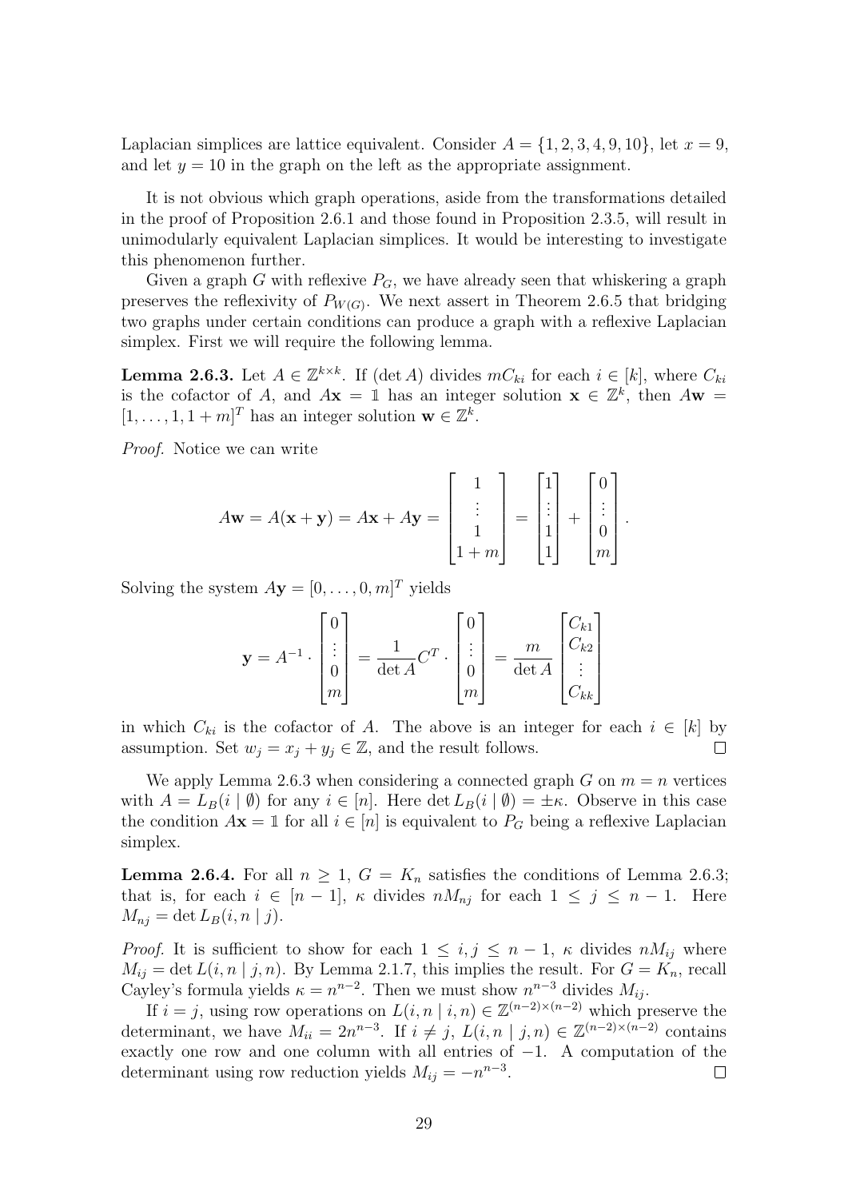Laplacian simplices are lattice equivalent. Consider $A = \{1, 2, 3, 4, 9, 10\}$, let $x = 9$, and let $y = 10$ in the graph on the left as the appropriate assignment.

It is not obvious which graph operations, aside from the transformations detailed in the proof of Proposition 2.6.1 and those found in Proposition 2.3.5, will result in unimodularly equivalent Laplacian simplices. It would be interesting to investigate this phenomenon further.

Given a graph $G$ with reflexive $P_G$, we have already seen that whiskering a graph preserves the reflexivity of $P_{W(G)}$. We next assert in Theorem 2.6.5 that bridging two graphs under certain conditions can produce a graph with a reflexive Laplacian simplex. First we will require the following lemma.

**Lemma 2.6.3.** *Let $A \in \mathbb{Z}^{k \times k}$. If $(\det A)$ divides $mC_{ki}$ for each $i \in [k]$, where $C_{ki}$ is the cofactor of $A$, and $A\mathbf{x} = \mathbb{1}$ has an integer solution $\mathbf{x} \in \mathbb{Z}^k$, then $A\mathbf{w} = [1, \ldots, 1, 1+m]^T$ has an integer solution $\mathbf{w} \in \mathbb{Z}^k$.*

*Proof.* Notice we can write

$$A\mathbf{w} = A(\mathbf{x} + \mathbf{y}) = A\mathbf{x} + A\mathbf{y} = \begin{bmatrix} 1 \\ \vdots \\ 1 \\ 1+m \end{bmatrix} = \begin{bmatrix} 1 \\ \vdots \\ 1 \\ 1 \end{bmatrix} + \begin{bmatrix} 0 \\ \vdots \\ 0 \\ m \end{bmatrix}.$$

Solving the system $A\mathbf{y} = [0, \ldots, 0, m]^T$ yields

$$\mathbf{y} = A^{-1} \cdot \begin{bmatrix} 0 \\ \vdots \\ 0 \\ m \end{bmatrix} = \frac{1}{\det A} C^T \cdot \begin{bmatrix} 0 \\ \vdots \\ 0 \\ m \end{bmatrix} = \frac{m}{\det A} \begin{bmatrix} C_{k1} \\ C_{k2} \\ \vdots \\ C_{kk} \end{bmatrix}$$

in which $C_{ki}$ is the cofactor of $A$. The above is an integer for each $i \in [k]$ by assumption. Set $w_j = x_j + y_j \in \mathbb{Z}$, and the result follows. $\square$

We apply Lemma 2.6.3 when considering a connected graph $G$ on $m = n$ vertices with $A = L_B(i \mid \emptyset)$ for any $i \in [n]$. Here $\det L_B(i \mid \emptyset) = \pm\kappa$. Observe in this case the condition $A\mathbf{x} = \mathbb{1}$ for all $i \in [n]$ is equivalent to $P_G$ being a reflexive Laplacian simplex.

**Lemma 2.6.4.** *For all $n \geq 1$, $G = K_n$ satisfies the conditions of Lemma 2.6.3; that is, for each $i \in [n-1]$, $\kappa$ divides $nM_{nj}$ for each $1 \leq j \leq n-1$. Here $M_{nj} = \det L_B(i, n \mid j)$.*

*Proof.* It is sufficient to show for each $1 \leq i, j \leq n-1$, $\kappa$ divides $nM_{ij}$ where $M_{ij} = \det L(i, n \mid j, n)$. By Lemma 2.1.7, this implies the result. For $G = K_n$, recall Cayley's formula yields $\kappa = n^{n-2}$. Then we must show $n^{n-3}$ divides $M_{ij}$.

If $i = j$, using row operations on $L(i, n \mid i, n) \in \mathbb{Z}^{(n-2)\times(n-2)}$ which preserve the determinant, we have $M_{ii} = 2n^{n-3}$. If $i \neq j$, $L(i, n \mid j, n) \in \mathbb{Z}^{(n-2)\times(n-2)}$ contains exactly one row and one column with all entries of $-1$. A computation of the determinant using row reduction yields $M_{ij} = -n^{n-3}$. $\square$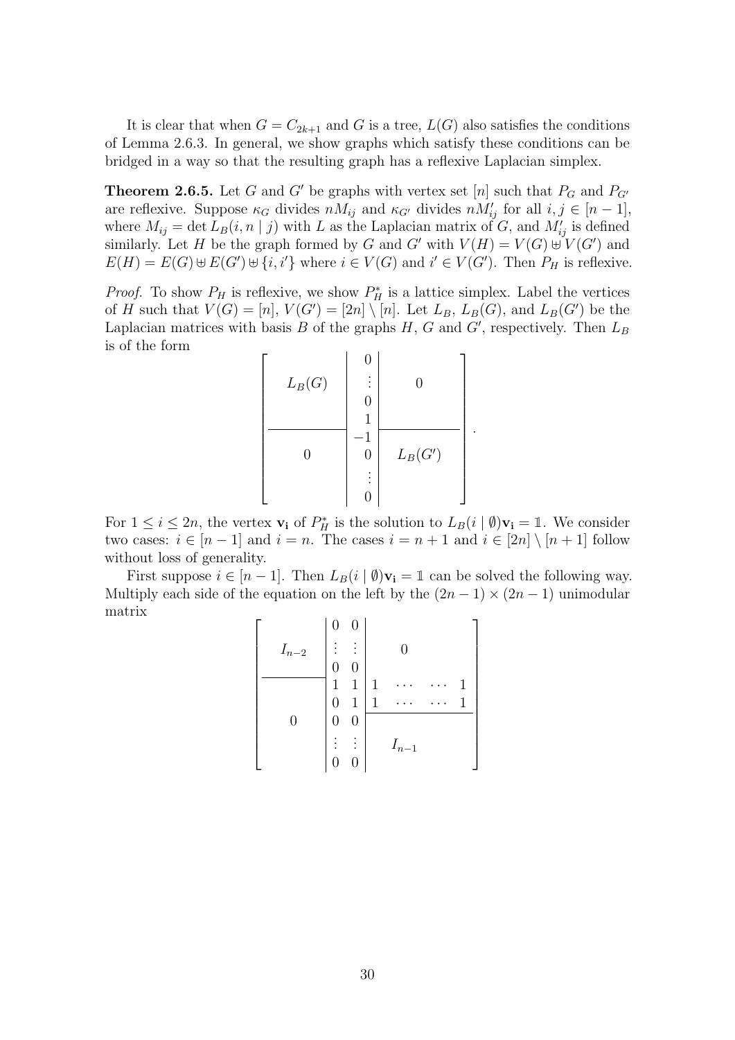It is clear that when $G = C_{2k+1}$ and $G$ is a tree, $L(G)$ also satisfies the conditions of Lemma 2.6.3. In general, we show graphs which satisfy these conditions can be bridged in a way so that the resulting graph has a reflexive Laplacian simplex.

**Theorem 2.6.5.** Let $G$ and $G'$ be graphs with vertex set $[n]$ such that $P_G$ and $P_{G'}$ are reflexive. Suppose $\kappa_G$ divides $nM_{ij}$ and $\kappa_{G'}$ divides $nM'_{ij}$ for all $i, j \in [n-1]$, where $M_{ij} = \det L_B(i, n \mid j)$ with $L$ as the Laplacian matrix of $G$, and $M'_{ij}$ is defined similarly. Let $H$ be the graph formed by $G$ and $G'$ with $V(H) = V(G) \uplus V(G')$ and $E(H) = E(G) \uplus E(G') \uplus \{i, i'\}$ where $i \in V(G)$ and $i' \in V(G')$. Then $P_H$ is reflexive.

*Proof.* To show $P_H$ is reflexive, we show $P_H^*$ is a lattice simplex. Label the vertices of $H$ such that $V(G) = [n]$, $V(G') = [2n] \setminus [n]$. Let $L_B$, $L_B(G)$, and $L_B(G')$ be the Laplacian matrices with basis $B$ of the graphs $H$, $G$ and $G'$, respectively. Then $L_B$ is of the form

$$\left[\begin{array}{c|c|c} L_B(G) & \begin{array}{c} 0 \\ \vdots \\ 0 \\ 1 \end{array} & 0 \\ \hline 0 & \begin{array}{c} -1 \\ 0 \\ \vdots \\ 0 \end{array} & L_B(G') \end{array}\right].$$

For $1 \leq i \leq 2n$, the vertex $\mathbf{v_i}$ of $P_H^*$ is the solution to $L_B(i \mid \emptyset)\mathbf{v_i} = \mathbb{1}$. We consider two cases: $i \in [n-1]$ and $i = n$. The cases $i = n+1$ and $i \in [2n] \setminus [n+1]$ follow without loss of generality.

First suppose $i \in [n-1]$. Then $L_B(i \mid \emptyset)\mathbf{v_i} = \mathbb{1}$ can be solved the following way. Multiply each side of the equation on the left by the $(2n-1) \times (2n-1)$ unimodular matrix

$$\left[\begin{array}{c|cc|c} I_{n-2} & \begin{array}{c} 0 \\ \vdots \\ 0 \end{array} & \begin{array}{c} 0 \\ \vdots \\ 0 \end{array} & 0 \\ \hline \multirow{2}{*}{0} & \begin{array}{c} 1 \\ 0 \end{array} & \begin{array}{c} 1 \\ 1 \end{array} & \begin{array}{cccc} 1 & \cdots & \cdots & 1 \\ 1 & \cdots & \cdots & 1 \end{array} \\ \cline{4-4} & \begin{array}{c} 0 \\ \vdots \\ 0 \end{array} & \begin{array}{c} 0 \\ \vdots \\ 0 \end{array} & I_{n-1} \end{array}\right]$$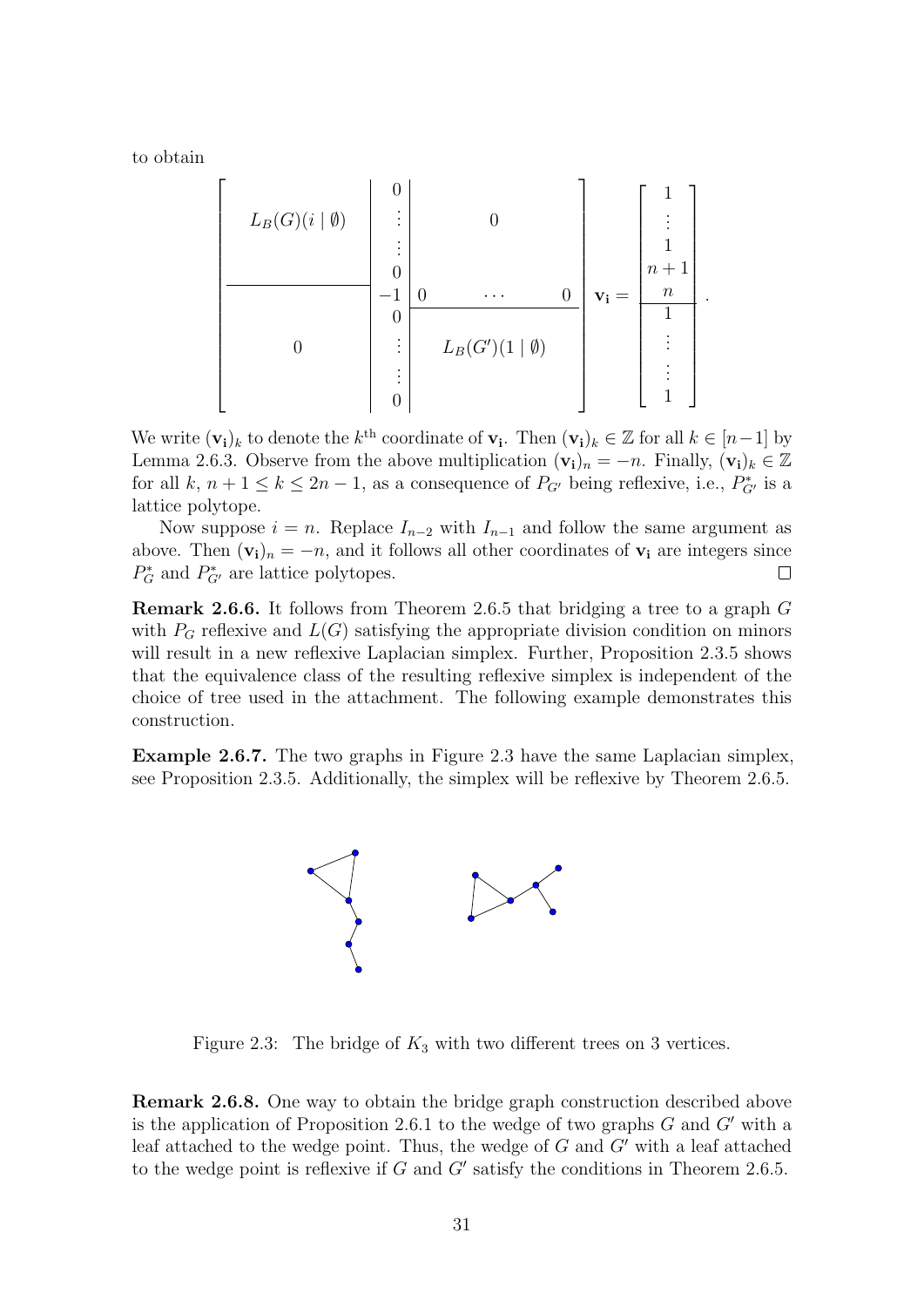to obtain

$$\left[\begin{array}{c|c|c} L_B(G)(i \mid \emptyset) & \begin{matrix} 0 \\ \vdots \\ \vdots \\ 0 \end{matrix} & 0 \\ \hline & -1 & 0 \quad \cdots \quad 0 \\ \cline{3-3} 0 & \begin{matrix} 0 \\ \vdots \\ \vdots \\ 0 \end{matrix} & L_B(G')(1 \mid \emptyset) \end{array}\right] \mathbf{v_i} = \left[\begin{array}{c} 1 \\ \vdots \\ 1 \\ n+1 \\ n \\ \hline 1 \\ \vdots \\ \vdots \\ 1 \end{array}\right].$$

We write $(\mathbf{v_i})_k$ to denote the $k^{\text{th}}$ coordinate of $\mathbf{v_i}$. Then $(\mathbf{v_i})_k \in \mathbb{Z}$ for all $k \in [n-1]$ by Lemma 2.6.3. Observe from the above multiplication $(\mathbf{v_i})_n = -n$. Finally, $(\mathbf{v_i})_k \in \mathbb{Z}$ for all $k$, $n+1 \leq k \leq 2n-1$, as a consequence of $P_{G'}$ being reflexive, i.e., $P^*_{G'}$ is a lattice polytope.

Now suppose $i = n$. Replace $I_{n-2}$ with $I_{n-1}$ and follow the same argument as above. Then $(\mathbf{v_i})_n = -n$, and it follows all other coordinates of $\mathbf{v_i}$ are integers since $P^*_G$ and $P^*_{G'}$ are lattice polytopes. □

**Remark 2.6.6.** It follows from Theorem 2.6.5 that bridging a tree to a graph $G$ with $P_G$ reflexive and $L(G)$ satisfying the appropriate division condition on minors will result in a new reflexive Laplacian simplex. Further, Proposition 2.3.5 shows that the equivalence class of the resulting reflexive simplex is independent of the choice of tree used in the attachment. The following example demonstrates this construction.

**Example 2.6.7.** The two graphs in Figure 2.3 have the same Laplacian simplex, see Proposition 2.3.5. Additionally, the simplex will be reflexive by Theorem 2.6.5.

Figure 2.3: The bridge of $K_3$ with two different trees on 3 vertices.

**Remark 2.6.8.** One way to obtain the bridge graph construction described above is the application of Proposition 2.6.1 to the wedge of two graphs $G$ and $G'$ with a leaf attached to the wedge point. Thus, the wedge of $G$ and $G'$ with a leaf attached to the wedge point is reflexive if $G$ and $G'$ satisfy the conditions in Theorem 2.6.5.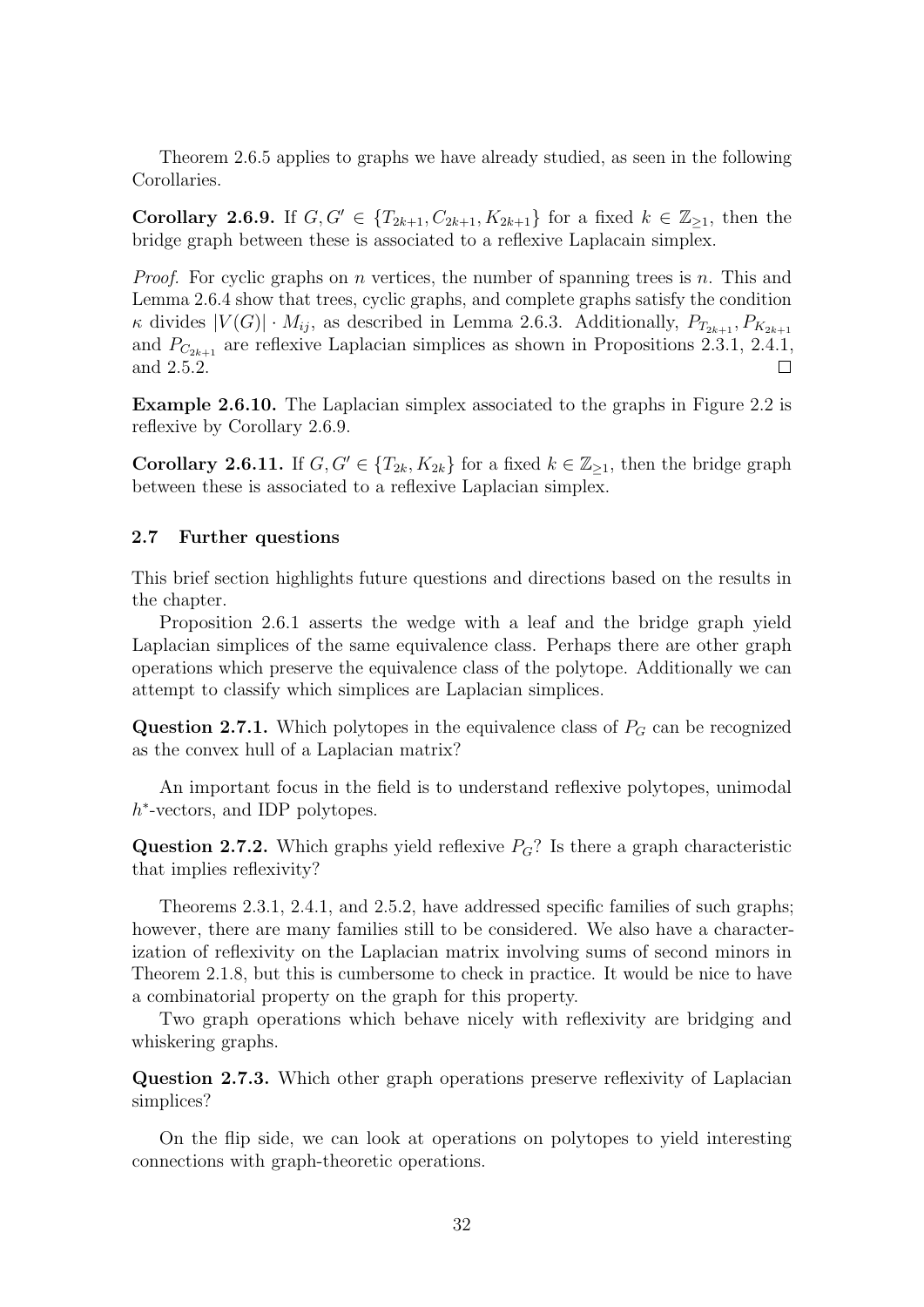Theorem 2.6.5 applies to graphs we have already studied, as seen in the following Corollaries.

**Corollary 2.6.9.** If $G, G' \in \{T_{2k+1}, C_{2k+1}, K_{2k+1}\}$ for a fixed $k \in \mathbb{Z}_{\geq 1}$, then the bridge graph between these is associated to a reflexive Laplacain simplex.

*Proof.* For cyclic graphs on $n$ vertices, the number of spanning trees is $n$. This and Lemma 2.6.4 show that trees, cyclic graphs, and complete graphs satisfy the condition $\kappa$ divides $|V(G)| \cdot M_{ij}$, as described in Lemma 2.6.3. Additionally, $P_{T_{2k+1}}, P_{K_{2k+1}}$ and $P_{C_{2k+1}}$ are reflexive Laplacian simplices as shown in Propositions 2.3.1, 2.4.1, and 2.5.2. □

**Example 2.6.10.** The Laplacian simplex associated to the graphs in Figure 2.2 is reflexive by Corollary 2.6.9.

**Corollary 2.6.11.** If $G, G' \in \{T_{2k}, K_{2k}\}$ for a fixed $k \in \mathbb{Z}_{\geq 1}$, then the bridge graph between these is associated to a reflexive Laplacian simplex.

### 2.7 Further questions

This brief section highlights future questions and directions based on the results in the chapter.

Proposition 2.6.1 asserts the wedge with a leaf and the bridge graph yield Laplacian simplices of the same equivalence class. Perhaps there are other graph operations which preserve the equivalence class of the polytope. Additionally we can attempt to classify which simplices are Laplacian simplices.

**Question 2.7.1.** Which polytopes in the equivalence class of $P_G$ can be recognized as the convex hull of a Laplacian matrix?

An important focus in the field is to understand reflexive polytopes, unimodal $h^*$-vectors, and IDP polytopes.

**Question 2.7.2.** Which graphs yield reflexive $P_G$? Is there a graph characteristic that implies reflexivity?

Theorems 2.3.1, 2.4.1, and 2.5.2, have addressed specific families of such graphs; however, there are many families still to be considered. We also have a characterization of reflexivity on the Laplacian matrix involving sums of second minors in Theorem 2.1.8, but this is cumbersome to check in practice. It would be nice to have a combinatorial property on the graph for this property.

Two graph operations which behave nicely with reflexivity are bridging and whiskering graphs.

**Question 2.7.3.** Which other graph operations preserve reflexivity of Laplacian simplices?

On the flip side, we can look at operations on polytopes to yield interesting connections with graph-theoretic operations.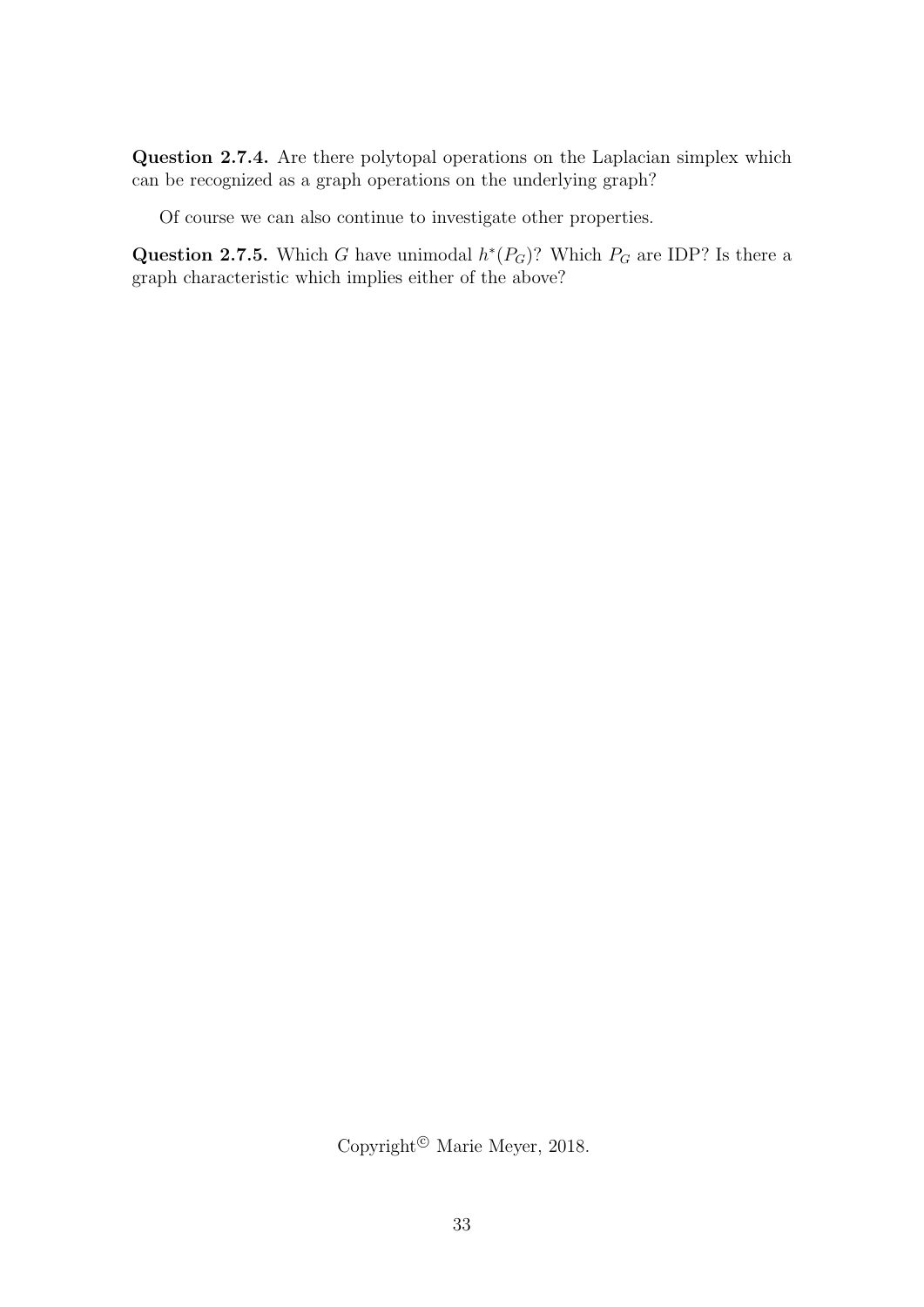**Question 2.7.4.** Are there polytopal operations on the Laplacian simplex which can be recognized as a graph operations on the underlying graph?

Of course we can also continue to investigate other properties.

**Question 2.7.5.** Which $G$ have unimodal $h^*(P_G)$? Which $P_G$ are IDP? Is there a graph characteristic which implies either of the above?

Copyright© Marie Meyer, 2018.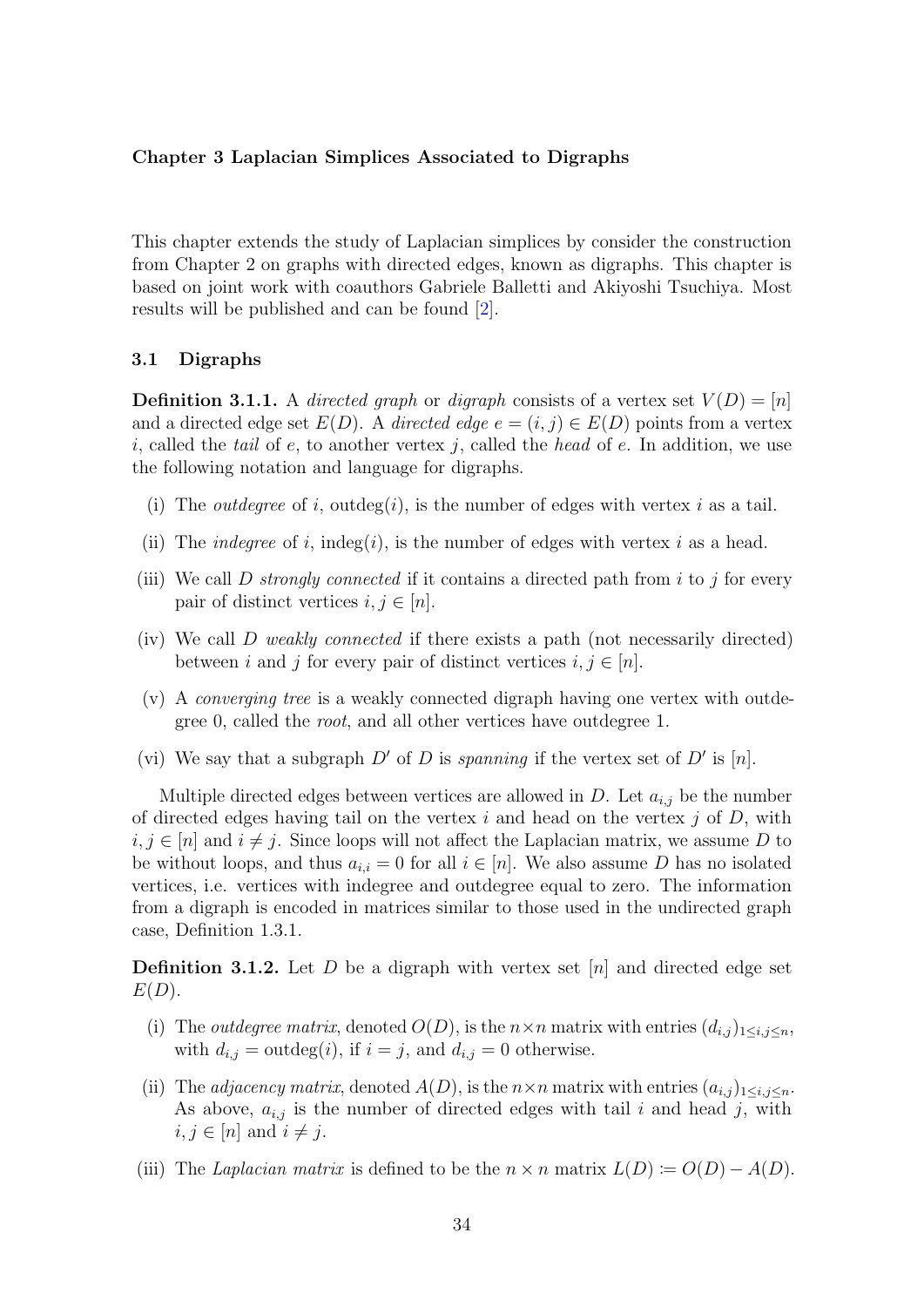# Chapter 3 Laplacian Simplices Associated to Digraphs

This chapter extends the study of Laplacian simplices by consider the construction from Chapter 2 on graphs with directed edges, known as digraphs. This chapter is based on joint work with coauthors Gabriele Balletti and Akiyoshi Tsuchiya. Most results will be published and can be found [2].

## 3.1 Digraphs

**Definition 3.1.1.** A *directed graph* or *digraph* consists of a vertex set $V(D) = [n]$ and a directed edge set $E(D)$. A *directed edge* $e = (i, j) \in E(D)$ points from a vertex $i$, called the *tail* of $e$, to another vertex $j$, called the *head* of $e$. In addition, we use the following notation and language for digraphs.

(i) The *outdegree* of $i$, $\text{outdeg}(i)$, is the number of edges with vertex $i$ as a tail.

(ii) The *indegree* of $i$, $\text{indeg}(i)$, is the number of edges with vertex $i$ as a head.

(iii) We call $D$ *strongly connected* if it contains a directed path from $i$ to $j$ for every pair of distinct vertices $i, j \in [n]$.

(iv) We call $D$ *weakly connected* if there exists a path (not necessarily directed) between $i$ and $j$ for every pair of distinct vertices $i, j \in [n]$.

(v) A *converging tree* is a weakly connected digraph having one vertex with outdegree 0, called the *root*, and all other vertices have outdegree 1.

(vi) We say that a subgraph $D'$ of $D$ is *spanning* if the vertex set of $D'$ is $[n]$.

Multiple directed edges between vertices are allowed in $D$. Let $a_{i,j}$ be the number of directed edges having tail on the vertex $i$ and head on the vertex $j$ of $D$, with $i, j \in [n]$ and $i \neq j$. Since loops will not affect the Laplacian matrix, we assume $D$ to be without loops, and thus $a_{i,i} = 0$ for all $i \in [n]$. We also assume $D$ has no isolated vertices, i.e. vertices with indegree and outdegree equal to zero. The information from a digraph is encoded in matrices similar to those used in the undirected graph case, Definition 1.3.1.

**Definition 3.1.2.** Let $D$ be a digraph with vertex set $[n]$ and directed edge set $E(D)$.

(i) The *outdegree matrix*, denoted $O(D)$, is the $n \times n$ matrix with entries $(d_{i,j})_{1 \leq i,j \leq n}$, with $d_{i,j} = \text{outdeg}(i)$, if $i = j$, and $d_{i,j} = 0$ otherwise.

(ii) The *adjacency matrix*, denoted $A(D)$, is the $n \times n$ matrix with entries $(a_{i,j})_{1 \leq i,j \leq n}$. As above, $a_{i,j}$ is the number of directed edges with tail $i$ and head $j$, with $i, j \in [n]$ and $i \neq j$.

(iii) The *Laplacian matrix* is defined to be the $n \times n$ matrix $L(D) \coloneqq O(D) - A(D)$.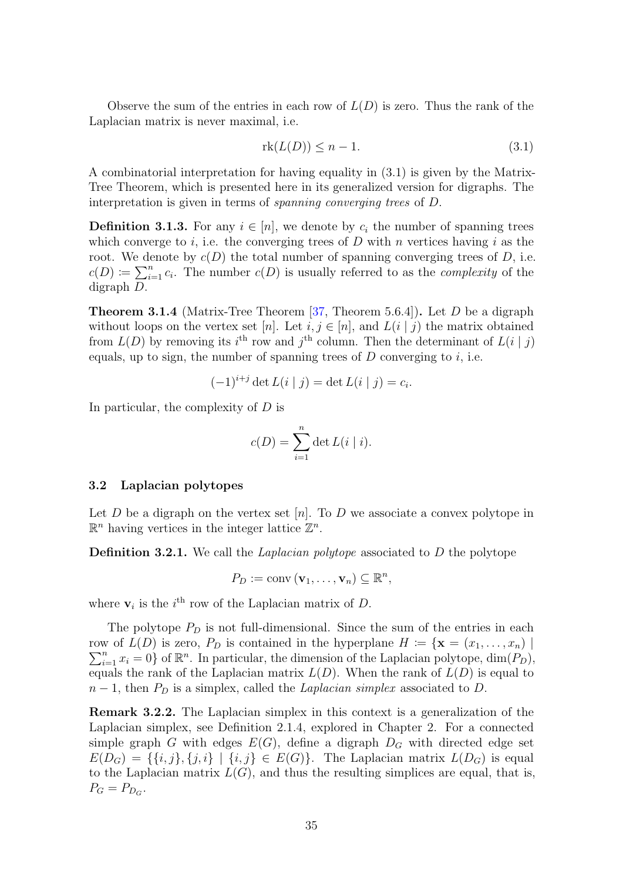Observe the sum of the entries in each row of $L(D)$ is zero. Thus the rank of the Laplacian matrix is never maximal, i.e.

$$\operatorname{rk}(L(D)) \leq n-1. \tag{3.1}$$

A combinatorial interpretation for having equality in (3.1) is given by the Matrix-Tree Theorem, which is presented here in its generalized version for digraphs. The interpretation is given in terms of *spanning converging trees* of $D$.

**Definition 3.1.3.** For any $i \in [n]$, we denote by $c_i$ the number of spanning trees which converge to $i$, i.e. the converging trees of $D$ with $n$ vertices having $i$ as the root. We denote by $c(D)$ the total number of spanning converging trees of $D$, i.e. $c(D) := \sum_{i=1}^{n} c_i$. The number $c(D)$ is usually referred to as the *complexity* of the digraph $D$.

**Theorem 3.1.4** (Matrix-Tree Theorem [37, Theorem 5.6.4])**.** Let $D$ be a digraph without loops on the vertex set $[n]$. Let $i, j \in [n]$, and $L(i \mid j)$ the matrix obtained from $L(D)$ by removing its $i^{\text{th}}$ row and $j^{\text{th}}$ column. Then the determinant of $L(i \mid j)$ equals, up to sign, the number of spanning trees of $D$ converging to $i$, i.e.

$$(-1)^{i+j} \det L(i \mid j) = \det L(i \mid j) = c_i.$$

In particular, the complexity of $D$ is

$$c(D) = \sum_{i=1}^{n} \det L(i \mid i).$$

### 3.2 Laplacian polytopes

Let $D$ be a digraph on the vertex set $[n]$. To $D$ we associate a convex polytope in $\mathbb{R}^n$ having vertices in the integer lattice $\mathbb{Z}^n$.

**Definition 3.2.1.** We call the *Laplacian polytope* associated to $D$ the polytope

$$P_D := \operatorname{conv}(\mathbf{v}_1, \ldots, \mathbf{v}_n) \subseteq \mathbb{R}^n,$$

where $\mathbf{v}_i$ is the $i^{\text{th}}$ row of the Laplacian matrix of $D$.

The polytope $P_D$ is not full-dimensional. Since the sum of the entries in each row of $L(D)$ is zero, $P_D$ is contained in the hyperplane $H := \{\mathbf{x} = (x_1, \ldots, x_n) \mid \sum_{i=1}^{n} x_i = 0\}$ of $\mathbb{R}^n$. In particular, the dimension of the Laplacian polytope, $\dim(P_D)$, equals the rank of the Laplacian matrix $L(D)$. When the rank of $L(D)$ is equal to $n-1$, then $P_D$ is a simplex, called the *Laplacian simplex* associated to $D$.

**Remark 3.2.2.** The Laplacian simplex in this context is a generalization of the Laplacian simplex, see Definition 2.1.4, explored in Chapter 2. For a connected simple graph $G$ with edges $E(G)$, define a digraph $D_G$ with directed edge set $E(D_G) = \{\{i,j\}, \{j,i\} \mid \{i,j\} \in E(G)\}$. The Laplacian matrix $L(D_G)$ is equal to the Laplacian matrix $L(G)$, and thus the resulting simplices are equal, that is, $P_G = P_{D_G}$.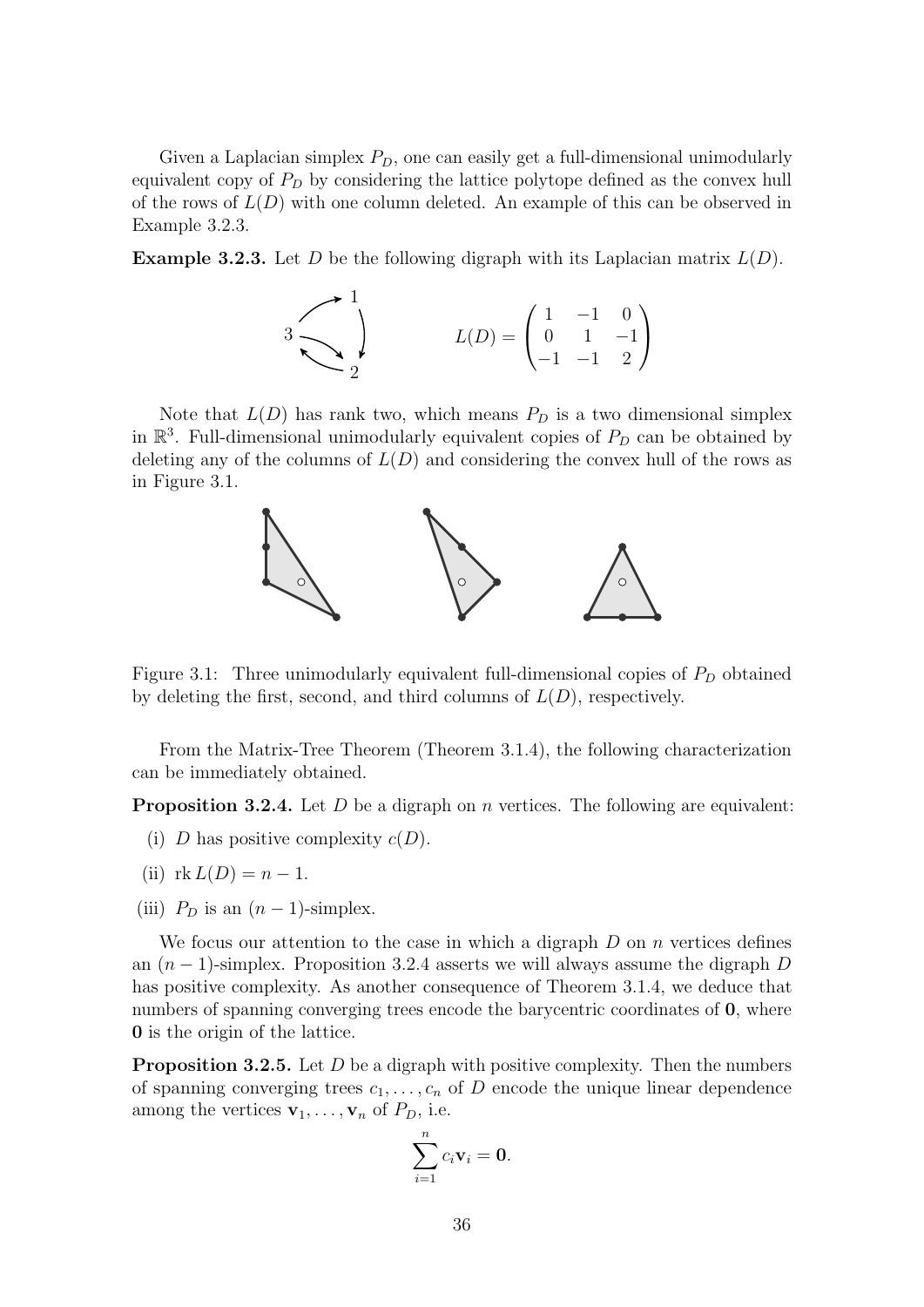Given a Laplacian simplex $P_D$, one can easily get a full-dimensional unimodularly equivalent copy of $P_D$ by considering the lattice polytope defined as the convex hull of the rows of $L(D)$ with one column deleted. An example of this can be observed in Example 3.2.3.

**Example 3.2.3.** Let $D$ be the following digraph with its Laplacian matrix $L(D)$.

$$L(D) = \begin{pmatrix} 1 & -1 & 0 \\ 0 & 1 & -1 \\ -1 & -1 & 2 \end{pmatrix}$$

Note that $L(D)$ has rank two, which means $P_D$ is a two dimensional simplex in $\mathbb{R}^3$. Full-dimensional unimodularly equivalent copies of $P_D$ can be obtained by deleting any of the columns of $L(D)$ and considering the convex hull of the rows as in Figure 3.1.

Figure 3.1: Three unimodularly equivalent full-dimensional copies of $P_D$ obtained by deleting the first, second, and third columns of $L(D)$, respectively.

From the Matrix-Tree Theorem (Theorem 3.1.4), the following characterization can be immediately obtained.

**Proposition 3.2.4.** Let $D$ be a digraph on $n$ vertices. The following are equivalent:

(i) $D$ has positive complexity $c(D)$.

(ii) $\operatorname{rk} L(D) = n - 1$.

(iii) $P_D$ is an $(n-1)$-simplex.

We focus our attention to the case in which a digraph $D$ on $n$ vertices defines an $(n-1)$-simplex. Proposition 3.2.4 asserts we will always assume the digraph $D$ has positive complexity. As another consequence of Theorem 3.1.4, we deduce that numbers of spanning converging trees encode the barycentric coordinates of $\mathbf{0}$, where $\mathbf{0}$ is the origin of the lattice.

**Proposition 3.2.5.** Let $D$ be a digraph with positive complexity. Then the numbers of spanning converging trees $c_1, \ldots, c_n$ of $D$ encode the unique linear dependence among the vertices $\mathbf{v}_1, \ldots, \mathbf{v}_n$ of $P_D$, i.e.

$$\sum_{i=1}^{n} c_i \mathbf{v}_i = \mathbf{0}.$$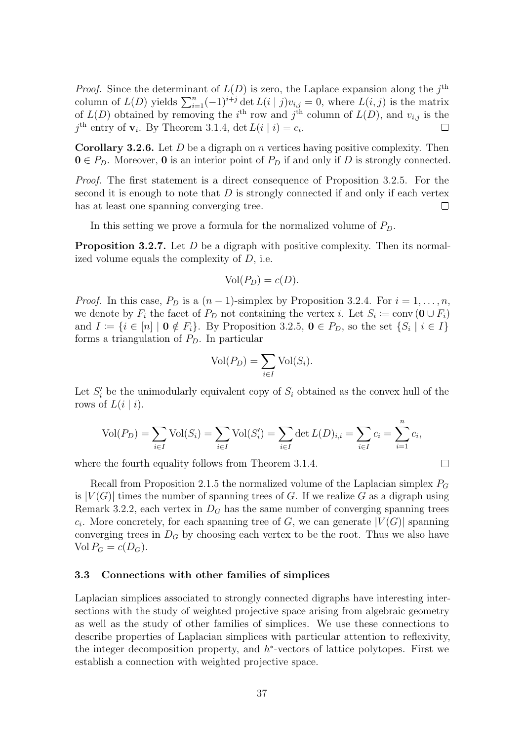*Proof.* Since the determinant of $L(D)$ is zero, the Laplace expansion along the $j^{\text{th}}$ column of $L(D)$ yields $\sum_{i=1}^{n}(-1)^{i+j}\det L(i \mid j)v_{i,j} = 0$, where $L(i,j)$ is the matrix of $L(D)$ obtained by removing the $i^{\text{th}}$ row and $j^{\text{th}}$ column of $L(D)$, and $v_{i,j}$ is the $j^{\text{th}}$ entry of $\mathbf{v}_i$. By Theorem 3.1.4, $\det L(i \mid i) = c_i$. □

**Corollary 3.2.6.** Let $D$ be a digraph on $n$ vertices having positive complexity. Then $\mathbf{0} \in P_D$. Moreover, $\mathbf{0}$ is an interior point of $P_D$ if and only if $D$ is strongly connected.

*Proof.* The first statement is a direct consequence of Proposition 3.2.5. For the second it is enough to note that $D$ is strongly connected if and only if each vertex has at least one spanning converging tree. □

In this setting we prove a formula for the normalized volume of $P_D$.

**Proposition 3.2.7.** Let $D$ be a digraph with positive complexity. Then its normalized volume equals the complexity of $D$, i.e.

$$\mathrm{Vol}(P_D) = c(D).$$

*Proof.* In this case, $P_D$ is a $(n-1)$-simplex by Proposition 3.2.4. For $i = 1, \ldots, n$, we denote by $F_i$ the facet of $P_D$ not containing the vertex $i$. Let $S_i \coloneqq \mathrm{conv}\,(\mathbf{0} \cup F_i)$ and $I \coloneqq \{i \in [n] \mid \mathbf{0} \notin F_i\}$. By Proposition 3.2.5, $\mathbf{0} \in P_D$, so the set $\{S_i \mid i \in I\}$ forms a triangulation of $P_D$. In particular

$$\mathrm{Vol}(P_D) = \sum_{i \in I} \mathrm{Vol}(S_i).$$

Let $S_i'$ be the unimodularly equivalent copy of $S_i$ obtained as the convex hull of the rows of $L(i \mid i)$.

$$\mathrm{Vol}(P_D) = \sum_{i \in I} \mathrm{Vol}(S_i) = \sum_{i \in I} \mathrm{Vol}(S_i') = \sum_{i \in I} \det L(D)_{i,i} = \sum_{i \in I} c_i = \sum_{i=1}^{n} c_i,$$

where the fourth equality follows from Theorem 3.1.4. □

Recall from Proposition 2.1.5 the normalized volume of the Laplacian simplex $P_G$ is $|V(G)|$ times the number of spanning trees of $G$. If we realize $G$ as a digraph using Remark 3.2.2, each vertex in $D_G$ has the same number of converging spanning trees $c_i$. More concretely, for each spanning tree of $G$, we can generate $|V(G)|$ spanning converging trees in $D_G$ by choosing each vertex to be the root. Thus we also have $\mathrm{Vol}\, P_G = c(D_G)$.

### 3.3 Connections with other families of simplices

Laplacian simplices associated to strongly connected digraphs have interesting intersections with the study of weighted projective space arising from algebraic geometry as well as the study of other families of simplices. We use these connections to describe properties of Laplacian simplices with particular attention to reflexivity, the integer decomposition property, and $h^*$-vectors of lattice polytopes. First we establish a connection with weighted projective space.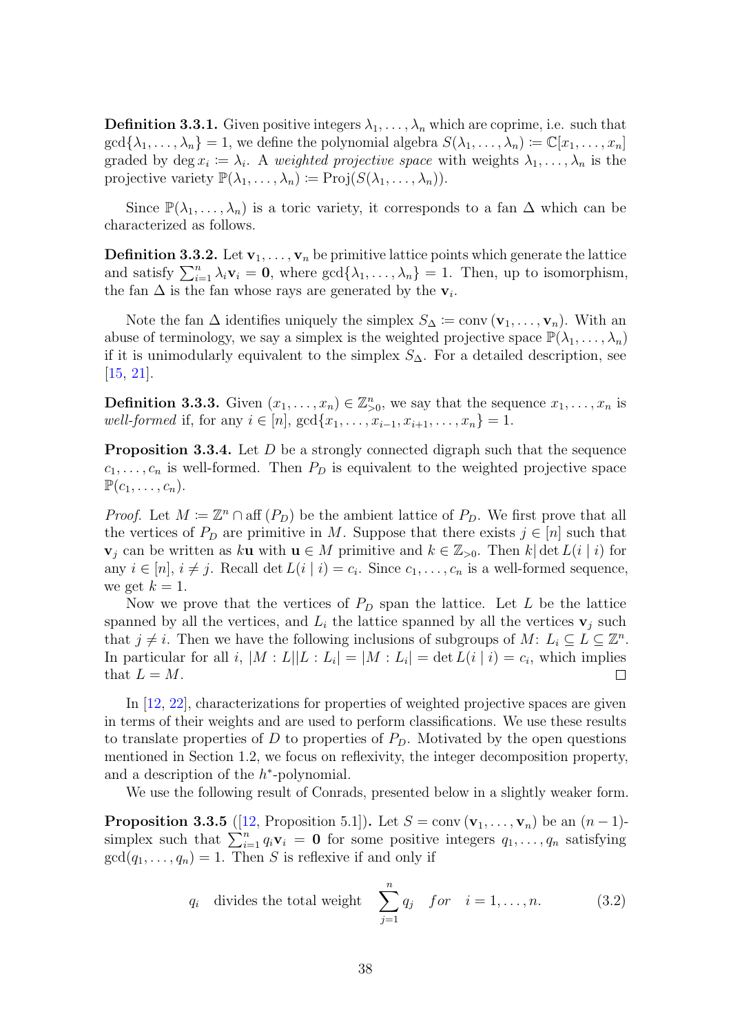**Definition 3.3.1.** Given positive integers $\lambda_1, \ldots, \lambda_n$ which are coprime, i.e. such that $\gcd\{\lambda_1, \ldots, \lambda_n\} = 1$, we define the polynomial algebra $S(\lambda_1, \ldots, \lambda_n) := \mathbb{C}[x_1, \ldots, x_n]$ graded by $\deg x_i := \lambda_i$. A *weighted projective space* with weights $\lambda_1, \ldots, \lambda_n$ is the projective variety $\mathbb{P}(\lambda_1, \ldots, \lambda_n) := \operatorname{Proj}(S(\lambda_1, \ldots, \lambda_n))$.

Since $\mathbb{P}(\lambda_1, \ldots, \lambda_n)$ is a toric variety, it corresponds to a fan $\Delta$ which can be characterized as follows.

**Definition 3.3.2.** Let $\mathbf{v}_1, \ldots, \mathbf{v}_n$ be primitive lattice points which generate the lattice and satisfy $\sum_{i=1}^n \lambda_i \mathbf{v}_i = \mathbf{0}$, where $\gcd\{\lambda_1, \ldots, \lambda_n\} = 1$. Then, up to isomorphism, the fan $\Delta$ is the fan whose rays are generated by the $\mathbf{v}_i$.

Note the fan $\Delta$ identifies uniquely the simplex $S_\Delta := \operatorname{conv}(\mathbf{v}_1, \ldots, \mathbf{v}_n)$. With an abuse of terminology, we say a simplex is the weighted projective space $\mathbb{P}(\lambda_1, \ldots, \lambda_n)$ if it is unimodularly equivalent to the simplex $S_\Delta$. For a detailed description, see [15, 21].

**Definition 3.3.3.** Given $(x_1, \ldots, x_n) \in \mathbb{Z}^n_{>0}$, we say that the sequence $x_1, \ldots, x_n$ is *well-formed* if, for any $i \in [n]$, $\gcd\{x_1, \ldots, x_{i-1}, x_{i+1}, \ldots, x_n\} = 1$.

**Proposition 3.3.4.** Let $D$ be a strongly connected digraph such that the sequence $c_1, \ldots, c_n$ is well-formed. Then $P_D$ is equivalent to the weighted projective space $\mathbb{P}(c_1, \ldots, c_n)$.

*Proof.* Let $M := \mathbb{Z}^n \cap \operatorname{aff}(P_D)$ be the ambient lattice of $P_D$. We first prove that all the vertices of $P_D$ are primitive in $M$. Suppose that there exists $j \in [n]$ such that $\mathbf{v}_j$ can be written as $k\mathbf{u}$ with $\mathbf{u} \in M$ primitive and $k \in \mathbb{Z}_{>0}$. Then $k | \det L(i \mid i)$ for any $i \in [n]$, $i \neq j$. Recall $\det L(i \mid i) = c_i$. Since $c_1, \ldots, c_n$ is a well-formed sequence, we get $k = 1$.

Now we prove that the vertices of $P_D$ span the lattice. Let $L$ be the lattice spanned by all the vertices, and $L_i$ the lattice spanned by all the vertices $\mathbf{v}_j$ such that $j \neq i$. Then we have the following inclusions of subgroups of $M$: $L_i \subseteq L \subseteq \mathbb{Z}^n$. In particular for all $i$, $|M : L||L : L_i| = |M : L_i| = \det L(i \mid i) = c_i$, which implies that $L = M$. $\square$

In [12, 22], characterizations for properties of weighted projective spaces are given in terms of their weights and are used to perform classifications. We use these results to translate properties of $D$ to properties of $P_D$. Motivated by the open questions mentioned in Section 1.2, we focus on reflexivity, the integer decomposition property, and a description of the $h^*$-polynomial.

We use the following result of Conrads, presented below in a slightly weaker form.

**Proposition 3.3.5** ([12, Proposition 5.1])**.** Let $S = \operatorname{conv}(\mathbf{v}_1, \ldots, \mathbf{v}_n)$ be an $(n-1)$-simplex such that $\sum_{i=1}^n q_i \mathbf{v}_i = \mathbf{0}$ for some positive integers $q_1, \ldots, q_n$ satisfying $\gcd(q_1, \ldots, q_n) = 1$. Then $S$ is reflexive if and only if

$$q_i \quad \text{divides the total weight} \quad \sum_{j=1}^n q_j \quad \textit{for} \quad i = 1, \ldots, n. \tag{3.2}$$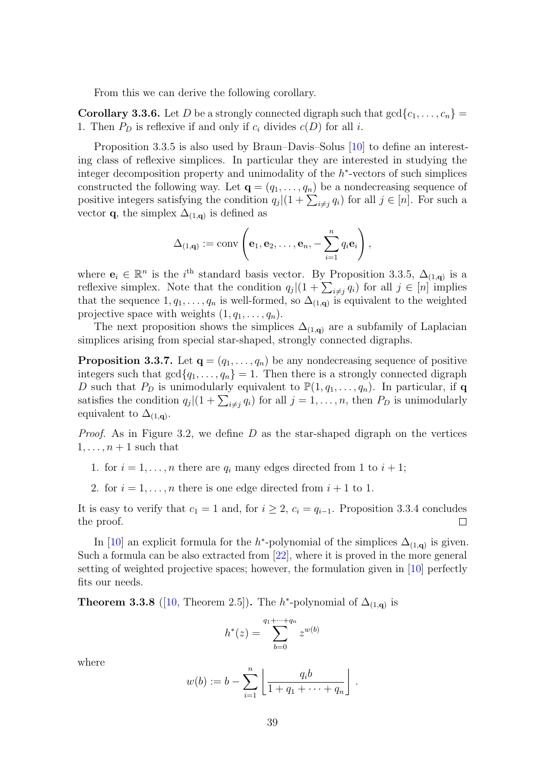From this we can derive the following corollary.

**Corollary 3.3.6.** Let $D$ be a strongly connected digraph such that $\gcd\{c_1, \ldots, c_n\} = 1$. Then $P_D$ is reflexive if and only if $c_i$ divides $c(D)$ for all $i$.

Proposition 3.3.5 is also used by Braun–Davis–Solus [10] to define an interesting class of reflexive simplices. In particular they are interested in studying the integer decomposition property and unimodality of the $h^*$-vectors of such simplices constructed the following way. Let $\mathbf{q} = (q_1, \ldots, q_n)$ be a nondecreasing sequence of positive integers satisfying the condition $q_j | (1 + \sum_{i \neq j} q_i)$ for all $j \in [n]$. For such a vector $\mathbf{q}$, the simplex $\Delta_{(1,\mathbf{q})}$ is defined as

$$\Delta_{(1,\mathbf{q})} := \operatorname{conv}\left(\mathbf{e}_1, \mathbf{e}_2, \ldots, \mathbf{e}_n, -\sum_{i=1}^{n} q_i \mathbf{e}_i\right),$$

where $\mathbf{e}_i \in \mathbb{R}^n$ is the $i^{\text{th}}$ standard basis vector. By Proposition 3.3.5, $\Delta_{(1,\mathbf{q})}$ is a reflexive simplex. Note that the condition $q_j | (1 + \sum_{i \neq j} q_i)$ for all $j \in [n]$ implies that the sequence $1, q_1, \ldots, q_n$ is well-formed, so $\Delta_{(1,\mathbf{q})}$ is equivalent to the weighted projective space with weights $(1, q_1, \ldots, q_n)$.

The next proposition shows the simplices $\Delta_{(1,\mathbf{q})}$ are a subfamily of Laplacian simplices arising from special star-shaped, strongly connected digraphs.

**Proposition 3.3.7.** Let $\mathbf{q} = (q_1, \ldots, q_n)$ be any nondecreasing sequence of positive integers such that $\gcd\{q_1, \ldots, q_n\} = 1$. Then there is a strongly connected digraph $D$ such that $P_D$ is unimodularly equivalent to $\mathbb{P}(1, q_1, \ldots, q_n)$. In particular, if $\mathbf{q}$ satisfies the condition $q_j | (1 + \sum_{i \neq j} q_i)$ for all $j = 1, \ldots, n$, then $P_D$ is unimodularly equivalent to $\Delta_{(1,\mathbf{q})}$.

*Proof.* As in Figure 3.2, we define $D$ as the star-shaped digraph on the vertices $1, \ldots, n+1$ such that

1. for $i = 1, \ldots, n$ there are $q_i$ many edges directed from 1 to $i+1$;
2. for $i = 1, \ldots, n$ there is one edge directed from $i+1$ to 1.

It is easy to verify that $c_1 = 1$ and, for $i \geq 2$, $c_i = q_{i-1}$. Proposition 3.3.4 concludes the proof. □

In [10] an explicit formula for the $h^*$-polynomial of the simplices $\Delta_{(1,\mathbf{q})}$ is given. Such a formula can be also extracted from [22], where it is proved in the more general setting of weighted projective spaces; however, the formulation given in [10] perfectly fits our needs.

**Theorem 3.3.8** ([10, Theorem 2.5])**.** The $h^*$-polynomial of $\Delta_{(1,\mathbf{q})}$ is

$$h^*(z) = \sum_{b=0}^{q_1+\cdots+q_n} z^{w(b)}$$

where

$$w(b) := b - \sum_{i=1}^{n} \left\lfloor \frac{q_i b}{1 + q_1 + \cdots + q_n} \right\rfloor.$$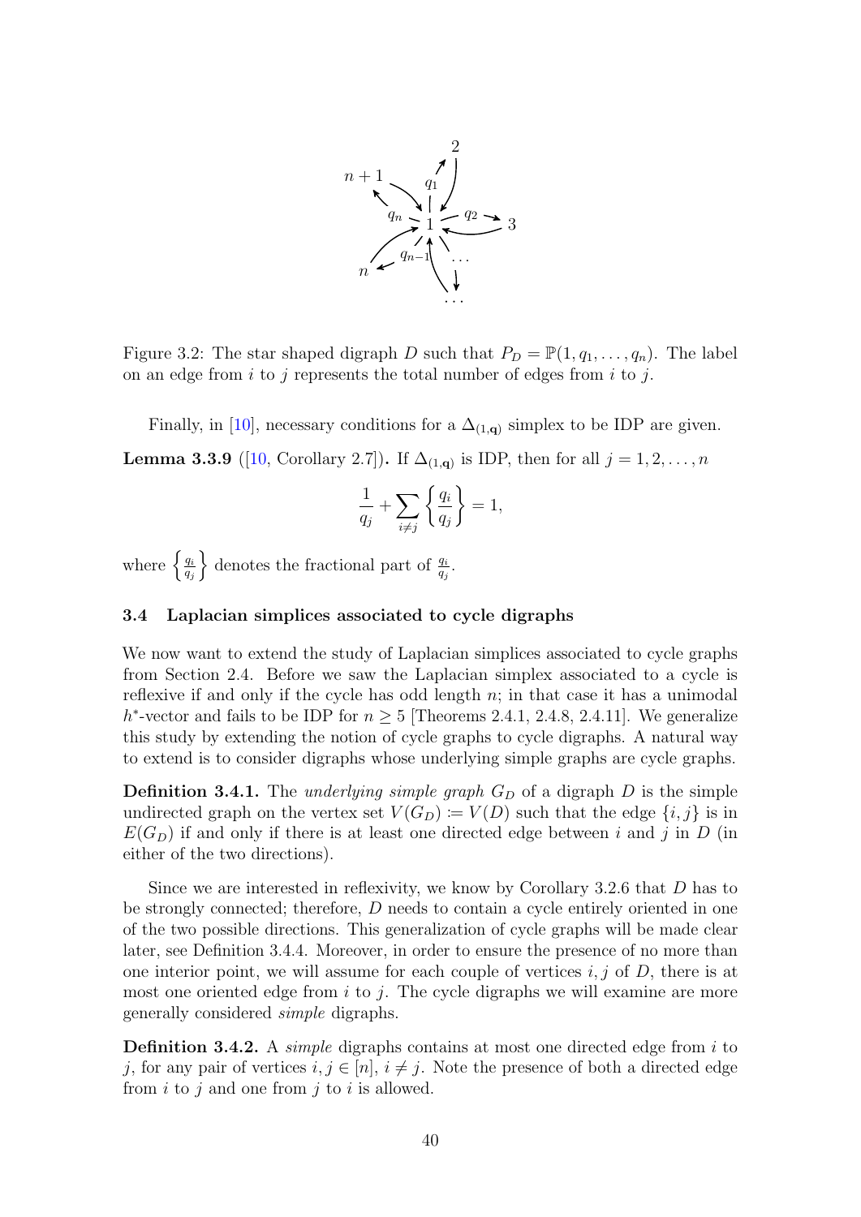Figure 3.2: The star shaped digraph $D$ such that $P_D = \mathbb{P}(1, q_1, \ldots, q_n)$. The label on an edge from $i$ to $j$ represents the total number of edges from $i$ to $j$.

Finally, in [10], necessary conditions for a $\Delta_{(1,\mathbf{q})}$ simplex to be IDP are given.

**Lemma 3.3.9** ([10, Corollary 2.7])**.** *If $\Delta_{(1,\mathbf{q})}$ is IDP, then for all $j = 1, 2, \ldots, n$*

$$\frac{1}{q_j} + \sum_{i \neq j} \left\{ \frac{q_i}{q_j} \right\} = 1,$$

*where $\left\{ \frac{q_i}{q_j} \right\}$ denotes the fractional part of $\frac{q_i}{q_j}$.*

### 3.4 Laplacian simplices associated to cycle digraphs

We now want to extend the study of Laplacian simplices associated to cycle graphs from Section 2.4. Before we saw the Laplacian simplex associated to a cycle is reflexive if and only if the cycle has odd length $n$; in that case it has a unimodal $h^*$-vector and fails to be IDP for $n \geq 5$ [Theorems 2.4.1, 2.4.8, 2.4.11]. We generalize this study by extending the notion of cycle graphs to cycle digraphs. A natural way to extend is to consider digraphs whose underlying simple graphs are cycle graphs.

**Definition 3.4.1.** The *underlying simple graph* $G_D$ of a digraph $D$ is the simple undirected graph on the vertex set $V(G_D) \coloneqq V(D)$ such that the edge $\{i, j\}$ is in $E(G_D)$ if and only if there is at least one directed edge between $i$ and $j$ in $D$ (in either of the two directions).

Since we are interested in reflexivity, we know by Corollary 3.2.6 that $D$ has to be strongly connected; therefore, $D$ needs to contain a cycle entirely oriented in one of the two possible directions. This generalization of cycle graphs will be made clear later, see Definition 3.4.4. Moreover, in order to ensure the presence of no more than one interior point, we will assume for each couple of vertices $i, j$ of $D$, there is at most one oriented edge from $i$ to $j$. The cycle digraphs we will examine are more generally considered *simple* digraphs.

**Definition 3.4.2.** A *simple* digraphs contains at most one directed edge from $i$ to $j$, for any pair of vertices $i, j \in [n]$, $i \neq j$. Note the presence of both a directed edge from $i$ to $j$ and one from $j$ to $i$ is allowed.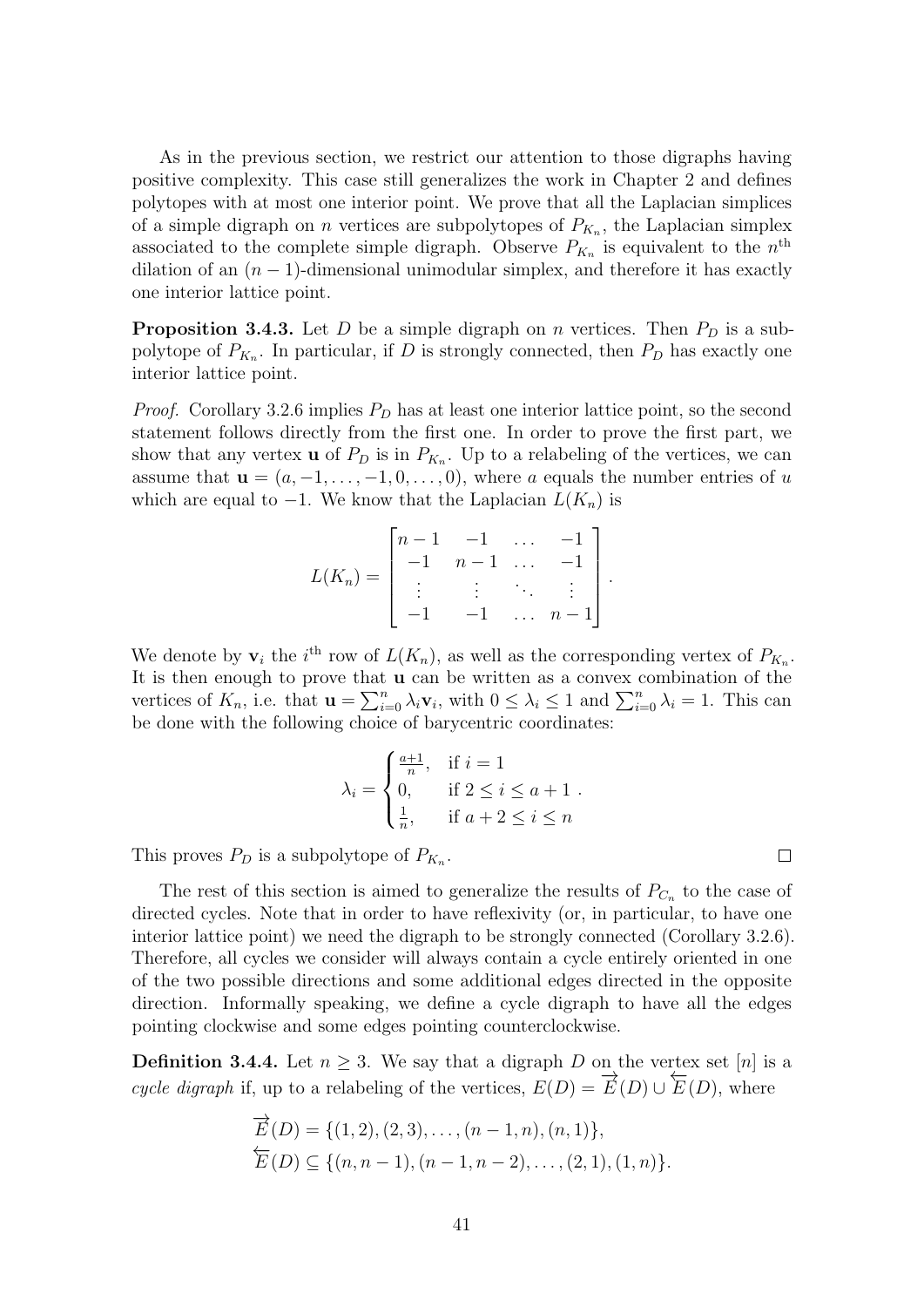As in the previous section, we restrict our attention to those digraphs having positive complexity. This case still generalizes the work in Chapter 2 and defines polytopes with at most one interior point. We prove that all the Laplacian simplices of a simple digraph on $n$ vertices are subpolytopes of $P_{K_n}$, the Laplacian simplex associated to the complete simple digraph. Observe $P_{K_n}$ is equivalent to the $n^{\text{th}}$ dilation of an $(n-1)$-dimensional unimodular simplex, and therefore it has exactly one interior lattice point.

**Proposition 3.4.3.** Let $D$ be a simple digraph on $n$ vertices. Then $P_D$ is a subpolytope of $P_{K_n}$. In particular, if $D$ is strongly connected, then $P_D$ has exactly one interior lattice point.

*Proof.* Corollary 3.2.6 implies $P_D$ has at least one interior lattice point, so the second statement follows directly from the first one. In order to prove the first part, we show that any vertex $\mathbf{u}$ of $P_D$ is in $P_{K_n}$. Up to a relabeling of the vertices, we can assume that $\mathbf{u} = (a, -1, \ldots, -1, 0, \ldots, 0)$, where $a$ equals the number entries of $u$ which are equal to $-1$. We know that the Laplacian $L(K_n)$ is

$$L(K_n) = \begin{bmatrix} n-1 & -1 & \ldots & -1 \\ -1 & n-1 & \ldots & -1 \\ \vdots & \vdots & \ddots & \vdots \\ -1 & -1 & \ldots & n-1 \end{bmatrix}.$$

We denote by $\mathbf{v}_i$ the $i^{\text{th}}$ row of $L(K_n)$, as well as the corresponding vertex of $P_{K_n}$. It is then enough to prove that $\mathbf{u}$ can be written as a convex combination of the vertices of $K_n$, i.e. that $\mathbf{u} = \sum_{i=0}^{n} \lambda_i \mathbf{v}_i$, with $0 \le \lambda_i \le 1$ and $\sum_{i=0}^{n} \lambda_i = 1$. This can be done with the following choice of barycentric coordinates:

$$\lambda_i = \begin{cases} \frac{a+1}{n}, & \text{if } i = 1 \\ 0, & \text{if } 2 \le i \le a+1 \\ \frac{1}{n}, & \text{if } a+2 \le i \le n \end{cases}.$$

This proves $P_D$ is a subpolytope of $P_{K_n}$. □

The rest of this section is aimed to generalize the results of $P_{C_n}$ to the case of directed cycles. Note that in order to have reflexivity (or, in particular, to have one interior lattice point) we need the digraph to be strongly connected (Corollary 3.2.6). Therefore, all cycles we consider will always contain a cycle entirely oriented in one of the two possible directions and some additional edges directed in the opposite direction. Informally speaking, we define a cycle digraph to have all the edges pointing clockwise and some edges pointing counterclockwise.

**Definition 3.4.4.** Let $n \ge 3$. We say that a digraph $D$ on the vertex set $[n]$ is a *cycle digraph* if, up to a relabeling of the vertices, $E(D) = \overrightarrow{E}(D) \cup \overleftarrow{E}(D)$, where

$$\begin{aligned} \overrightarrow{E}(D) &= \{(1,2), (2,3), \ldots, (n-1,n), (n,1)\}, \\ \overleftarrow{E}(D) &\subseteq \{(n,n-1), (n-1,n-2), \ldots, (2,1), (1,n)\}. \end{aligned}$$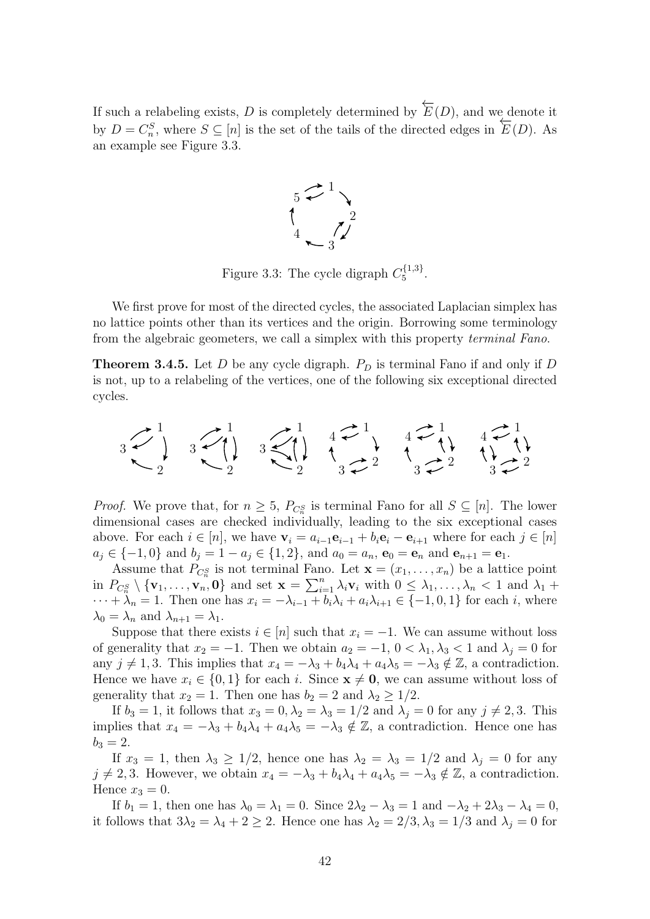If such a relabeling exists, $D$ is completely determined by $\overleftarrow{E}(D)$, and we denote it by $D = C_n^S$, where $S \subseteq [n]$ is the set of the tails of the directed edges in $\overleftarrow{E}(D)$. As an example see Figure 3.3.

Figure 3.3: The cycle digraph $C_5^{\{1,3\}}$.

We first prove for most of the directed cycles, the associated Laplacian simplex has no lattice points other than its vertices and the origin. Borrowing some terminology from the algebraic geometers, we call a simplex with this property *terminal Fano*.

**Theorem 3.4.5.** Let $D$ be any cycle digraph. $P_D$ is terminal Fano if and only if $D$ is not, up to a relabeling of the vertices, one of the following six exceptional directed cycles.

*Proof.* We prove that, for $n \geq 5$, $P_{C_n^S}$ is terminal Fano for all $S \subseteq [n]$. The lower dimensional cases are checked individually, leading to the six exceptional cases above. For each $i \in [n]$, we have $\mathbf{v}_i = a_{i-1}\mathbf{e}_{i-1} + b_i\mathbf{e}_i - \mathbf{e}_{i+1}$ where for each $j \in [n]$ $a_j \in \{-1, 0\}$ and $b_j = 1 - a_j \in \{1, 2\}$, and $a_0 = a_n$, $\mathbf{e}_0 = \mathbf{e}_n$ and $\mathbf{e}_{n+1} = \mathbf{e}_1$.

Assume that $P_{C_n^S}$ is not terminal Fano. Let $\mathbf{x} = (x_1, \ldots, x_n)$ be a lattice point in $P_{C_n^S} \setminus \{\mathbf{v}_1, \ldots, \mathbf{v}_n, \mathbf{0}\}$ and set $\mathbf{x} = \sum_{i=1}^n \lambda_i \mathbf{v}_i$ with $0 \leq \lambda_1, \ldots, \lambda_n < 1$ and $\lambda_1 + \cdots + \lambda_n = 1$. Then one has $x_i = -\lambda_{i-1} + b_i\lambda_i + a_i\lambda_{i+1} \in \{-1, 0, 1\}$ for each $i$, where $\lambda_0 = \lambda_n$ and $\lambda_{n+1} = \lambda_1$.

Suppose that there exists $i \in [n]$ such that $x_i = -1$. We can assume without loss of generality that $x_2 = -1$. Then we obtain $a_2 = -1$, $0 < \lambda_1, \lambda_3 < 1$ and $\lambda_j = 0$ for any $j \neq 1, 3$. This implies that $x_4 = -\lambda_3 + b_4\lambda_4 + a_4\lambda_5 = -\lambda_3 \notin \mathbb{Z}$, a contradiction. Hence we have $x_i \in \{0, 1\}$ for each $i$. Since $\mathbf{x} \neq \mathbf{0}$, we can assume without loss of generality that $x_2 = 1$. Then one has $b_2 = 2$ and $\lambda_2 \geq 1/2$.

If $b_3 = 1$, it follows that $x_3 = 0, \lambda_2 = \lambda_3 = 1/2$ and $\lambda_j = 0$ for any $j \neq 2, 3$. This implies that $x_4 = -\lambda_3 + b_4\lambda_4 + a_4\lambda_5 = -\lambda_3 \notin \mathbb{Z}$, a contradiction. Hence one has $b_3 = 2$.

If $x_3 = 1$, then $\lambda_3 \geq 1/2$, hence one has $\lambda_2 = \lambda_3 = 1/2$ and $\lambda_j = 0$ for any $j \neq 2, 3$. However, we obtain $x_4 = -\lambda_3 + b_4\lambda_4 + a_4\lambda_5 = -\lambda_3 \notin \mathbb{Z}$, a contradiction. Hence $x_3 = 0$.

If $b_1 = 1$, then one has $\lambda_0 = \lambda_1 = 0$. Since $2\lambda_2 - \lambda_3 = 1$ and $-\lambda_2 + 2\lambda_3 - \lambda_4 = 0$, it follows that $3\lambda_2 = \lambda_4 + 2 \geq 2$. Hence one has $\lambda_2 = 2/3, \lambda_3 = 1/3$ and $\lambda_j = 0$ for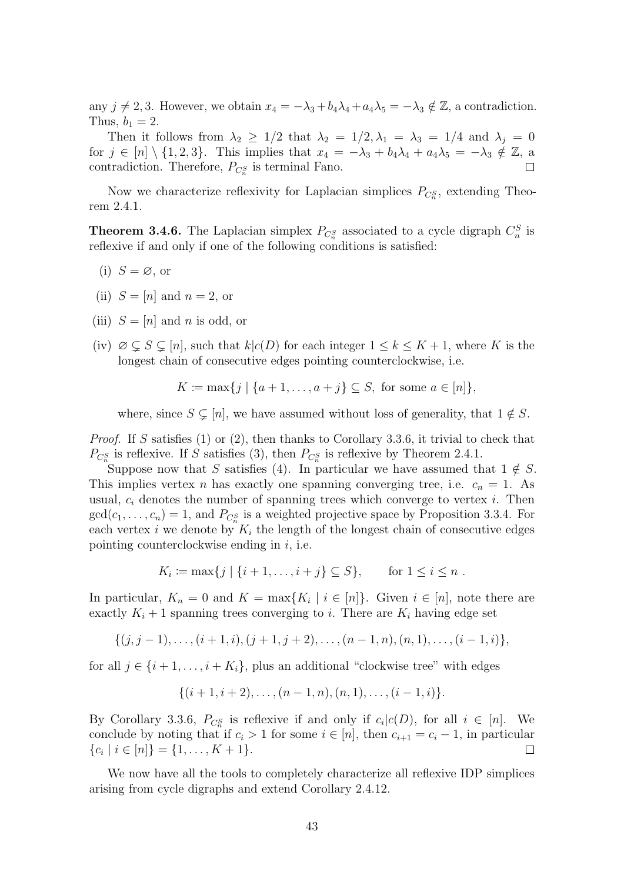any $j \neq 2, 3$. However, we obtain $x_4 = -\lambda_3 + b_4\lambda_4 + a_4\lambda_5 = -\lambda_3 \notin \mathbb{Z}$, a contradiction. Thus, $b_1 = 2$.

Then it follows from $\lambda_2 \geq 1/2$ that $\lambda_2 = 1/2, \lambda_1 = \lambda_3 = 1/4$ and $\lambda_j = 0$ for $j \in [n] \setminus \{1, 2, 3\}$. This implies that $x_4 = -\lambda_3 + b_4\lambda_4 + a_4\lambda_5 = -\lambda_3 \notin \mathbb{Z}$, a contradiction. Therefore, $P_{C_n^S}$ is terminal Fano. ∎

Now we characterize reflexivity for Laplacian simplices $P_{C_n^S}$, extending Theorem 2.4.1.

**Theorem 3.4.6.** The Laplacian simplex $P_{C_n^S}$ associated to a cycle digraph $C_n^S$ is reflexive if and only if one of the following conditions is satisfied:

(i) $S = \varnothing$, or

(ii) $S = [n]$ and $n = 2$, or

(iii) $S = [n]$ and $n$ is odd, or

(iv) $\varnothing \subsetneq S \subsetneq [n]$, such that $k | c(D)$ for each integer $1 \leq k \leq K + 1$, where $K$ is the longest chain of consecutive edges pointing counterclockwise, i.e.

$$K := \max\{j \mid \{a + 1, \dots, a + j\} \subseteq S, \text{ for some } a \in [n]\},$$

where, since $S \subsetneq [n]$, we have assumed without loss of generality, that $1 \notin S$.

*Proof.* If $S$ satisfies (1) or (2), then thanks to Corollary 3.3.6, it trivial to check that $P_{C_n^S}$ is reflexive. If $S$ satisfies (3), then $P_{C_n^S}$ is reflexive by Theorem 2.4.1.

Suppose now that $S$ satisfies (4). In particular we have assumed that $1 \notin S$. This implies vertex $n$ has exactly one spanning converging tree, i.e. $c_n = 1$. As usual, $c_i$ denotes the number of spanning trees which converge to vertex $i$. Then $\gcd(c_1, \dots, c_n) = 1$, and $P_{C_n^S}$ is a weighted projective space by Proposition 3.3.4. For each vertex $i$ we denote by $K_i$ the length of the longest chain of consecutive edges pointing counterclockwise ending in $i$, i.e.

$$K_i := \max\{j \mid \{i + 1, \dots, i + j\} \subseteq S\}, \qquad \text{for } 1 \leq i \leq n \; .$$

In particular, $K_n = 0$ and $K = \max\{K_i \mid i \in [n]\}$. Given $i \in [n]$, note there are exactly $K_i + 1$ spanning trees converging to $i$. There are $K_i$ having edge set

$$\{(j, j-1), \dots, (i+1, i), (j+1, j+2), \dots, (n-1, n), (n, 1), \dots, (i-1, i)\},$$

for all $j \in \{i + 1, \dots, i + K_i\}$, plus an additional "clockwise tree" with edges

$$\{(i + 1, i + 2), \dots, (n - 1, n), (n, 1), \dots, (i - 1, i)\}.$$

By Corollary 3.3.6, $P_{C_n^S}$ is reflexive if and only if $c_i | c(D)$, for all $i \in [n]$. We conclude by noting that if $c_i > 1$ for some $i \in [n]$, then $c_{i+1} = c_i - 1$, in particular $\{c_i \mid i \in [n]\} = \{1, \dots, K + 1\}$. ∎

We now have all the tools to completely characterize all reflexive IDP simplices arising from cycle digraphs and extend Corollary 2.4.12.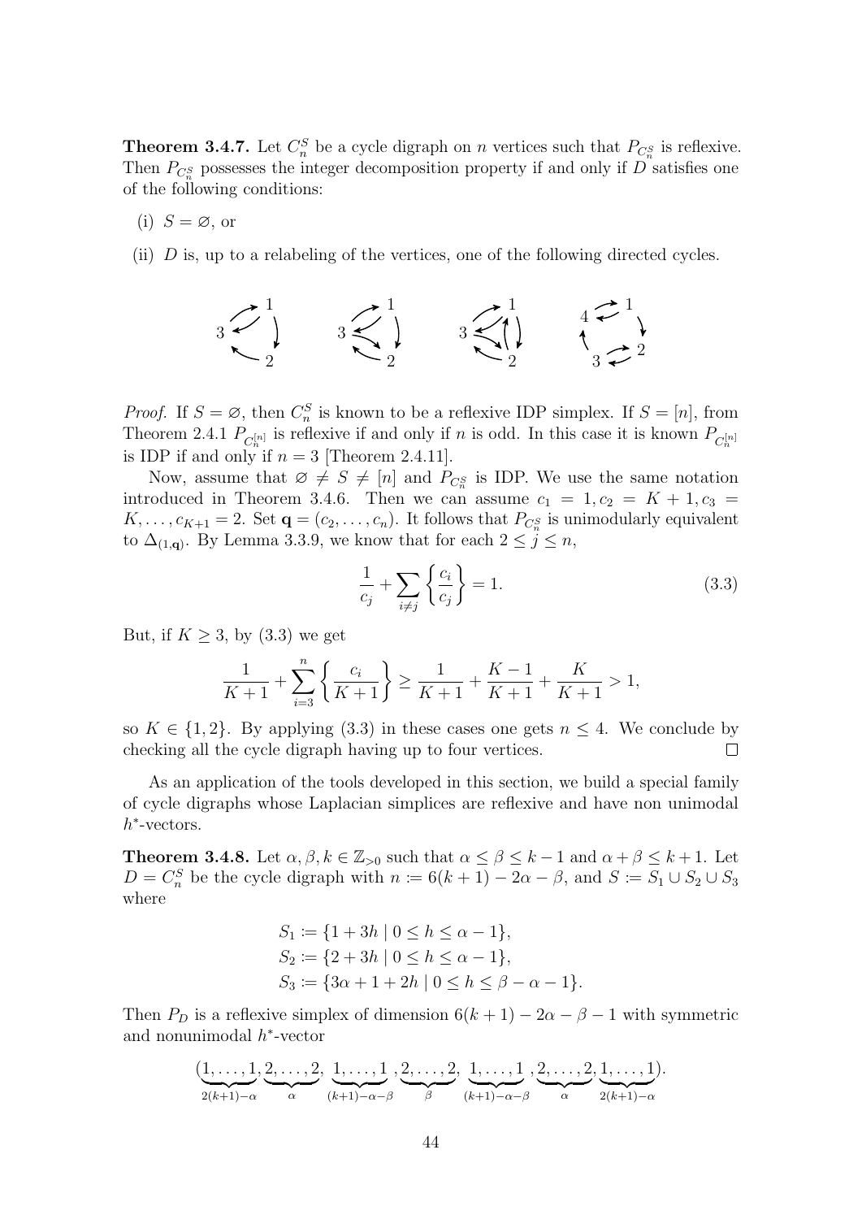**Theorem 3.4.7.** Let $C_n^S$ be a cycle digraph on $n$ vertices such that $P_{C_n^S}$ is reflexive. Then $P_{C_n^S}$ possesses the integer decomposition property if and only if $D$ satisfies one of the following conditions:

(i) $S = \varnothing$, or

(ii) $D$ is, up to a relabeling of the vertices, one of the following directed cycles.

*Proof.* If $S = \varnothing$, then $C_n^S$ is known to be a reflexive IDP simplex. If $S = [n]$, from Theorem 2.4.1 $P_{C_n^{[n]}}$ is reflexive if and only if $n$ is odd. In this case it is known $P_{C_n^{[n]}}$ is IDP if and only if $n = 3$ [Theorem 2.4.11].

Now, assume that $\varnothing \neq S \neq [n]$ and $P_{C_n^S}$ is IDP. We use the same notation introduced in Theorem 3.4.6. Then we can assume $c_1 = 1, c_2 = K+1, c_3 = K, \dots, c_{K+1} = 2$. Set $\mathbf{q} = (c_2, \dots, c_n)$. It follows that $P_{C_n^S}$ is unimodularly equivalent to $\Delta_{(1,\mathbf{q})}$. By Lemma 3.3.9, we know that for each $2 \leq j \leq n$,

$$\frac{1}{c_j} + \sum_{i \neq j} \left\{ \frac{c_i}{c_j} \right\} = 1. \tag{3.3}$$

But, if $K \geq 3$, by (3.3) we get

$$\frac{1}{K+1} + \sum_{i=3}^{n} \left\{ \frac{c_i}{K+1} \right\} \geq \frac{1}{K+1} + \frac{K-1}{K+1} + \frac{K}{K+1} > 1,$$

so $K \in \{1, 2\}$. By applying (3.3) in these cases one gets $n \leq 4$. We conclude by checking all the cycle digraph having up to four vertices. $\square$

As an application of the tools developed in this section, we build a special family of cycle digraphs whose Laplacian simplices are reflexive and have non unimodal $h^*$-vectors.

**Theorem 3.4.8.** Let $\alpha, \beta, k \in \mathbb{Z}_{>0}$ such that $\alpha \leq \beta \leq k-1$ and $\alpha + \beta \leq k+1$. Let $D = C_n^S$ be the cycle digraph with $n := 6(k+1) - 2\alpha - \beta$, and $S := S_1 \cup S_2 \cup S_3$ where

$$\begin{aligned}
S_1 &:= \{1 + 3h \mid 0 \leq h \leq \alpha - 1\}, \\
S_2 &:= \{2 + 3h \mid 0 \leq h \leq \alpha - 1\}, \\
S_3 &:= \{3\alpha + 1 + 2h \mid 0 \leq h \leq \beta - \alpha - 1\}.
\end{aligned}$$

Then $P_D$ is a reflexive simplex of dimension $6(k+1) - 2\alpha - \beta - 1$ with symmetric and nonunimodal $h^*$-vector

$$(\underbrace{1,\dots,1}_{2(k+1)-\alpha}, \underbrace{2,\dots,2}_{\alpha}, \underbrace{1,\dots,1}_{(k+1)-\alpha-\beta}, \underbrace{2,\dots,2}_{\beta}, \underbrace{1,\dots,1}_{(k+1)-\alpha-\beta}, \underbrace{2,\dots,2}_{\alpha}, \underbrace{1,\dots,1}_{2(k+1)-\alpha}).$$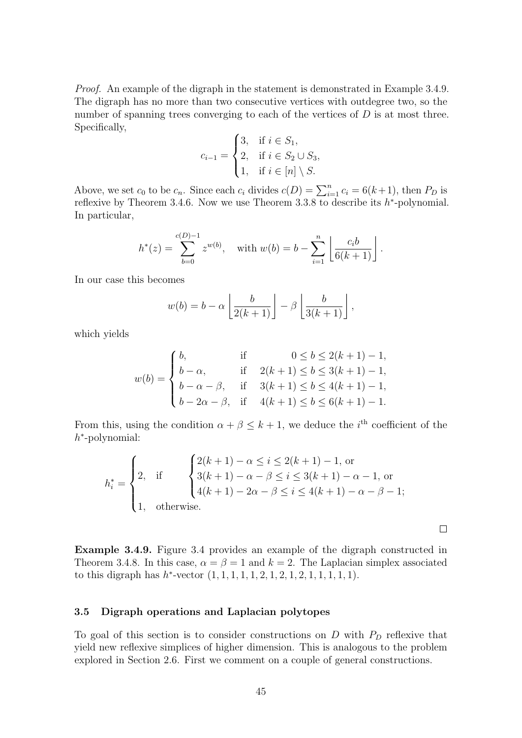*Proof.* An example of the digraph in the statement is demonstrated in Example 3.4.9. The digraph has no more than two consecutive vertices with outdegree two, so the number of spanning trees converging to each of the vertices of $D$ is at most three. Specifically,

$$c_{i-1} = \begin{cases} 3, & \text{if } i \in S_1, \\ 2, & \text{if } i \in S_2 \cup S_3, \\ 1, & \text{if } i \in [n] \setminus S. \end{cases}$$

Above, we set $c_0$ to be $c_n$. Since each $c_i$ divides $c(D) = \sum_{i=1}^{n} c_i = 6(k+1)$, then $P_D$ is reflexive by Theorem 3.4.6. Now we use Theorem 3.3.8 to describe its $h^*$-polynomial. In particular,

$$h^*(z) = \sum_{b=0}^{c(D)-1} z^{w(b)}, \quad \text{with } w(b) = b - \sum_{i=1}^{n} \left\lfloor \frac{c_i b}{6(k+1)} \right\rfloor.$$

In our case this becomes

$$w(b) = b - \alpha \left\lfloor \frac{b}{2(k+1)} \right\rfloor - \beta \left\lfloor \frac{b}{3(k+1)} \right\rfloor,$$

which yields

$$w(b) = \begin{cases} b, & \text{if} \qquad 0 \le b \le 2(k+1) - 1, \\ b - \alpha, & \text{if} \quad 2(k+1) \le b \le 3(k+1) - 1, \\ b - \alpha - \beta, & \text{if} \quad 3(k+1) \le b \le 4(k+1) - 1, \\ b - 2\alpha - \beta, & \text{if} \quad 4(k+1) \le b \le 6(k+1) - 1. \end{cases}$$

From this, using the condition $\alpha + \beta \le k+1$, we deduce the $i^{\text{th}}$ coefficient of the $h^*$-polynomial:

$$h_i^* = \begin{cases} 2, \quad \text{if} & \begin{cases} 2(k+1) - \alpha \le i \le 2(k+1) - 1, \text{ or} \\ 3(k+1) - \alpha - \beta \le i \le 3(k+1) - \alpha - 1, \text{ or} \\ 4(k+1) - 2\alpha - \beta \le i \le 4(k+1) - \alpha - \beta - 1; \end{cases} \\ 1, \quad \text{otherwise.} \end{cases}$$

□

**Example 3.4.9.** Figure 3.4 provides an example of the digraph constructed in Theorem 3.4.8. In this case, $\alpha = \beta = 1$ and $k = 2$. The Laplacian simplex associated to this digraph has $h^*$-vector $(1, 1, 1, 1, 1, 2, 1, 2, 1, 2, 1, 1, 1, 1, 1)$.

### 3.5 Digraph operations and Laplacian polytopes

To goal of this section is to consider constructions on $D$ with $P_D$ reflexive that yield new reflexive simplices of higher dimension. This is analogous to the problem explored in Section 2.6. First we comment on a couple of general constructions.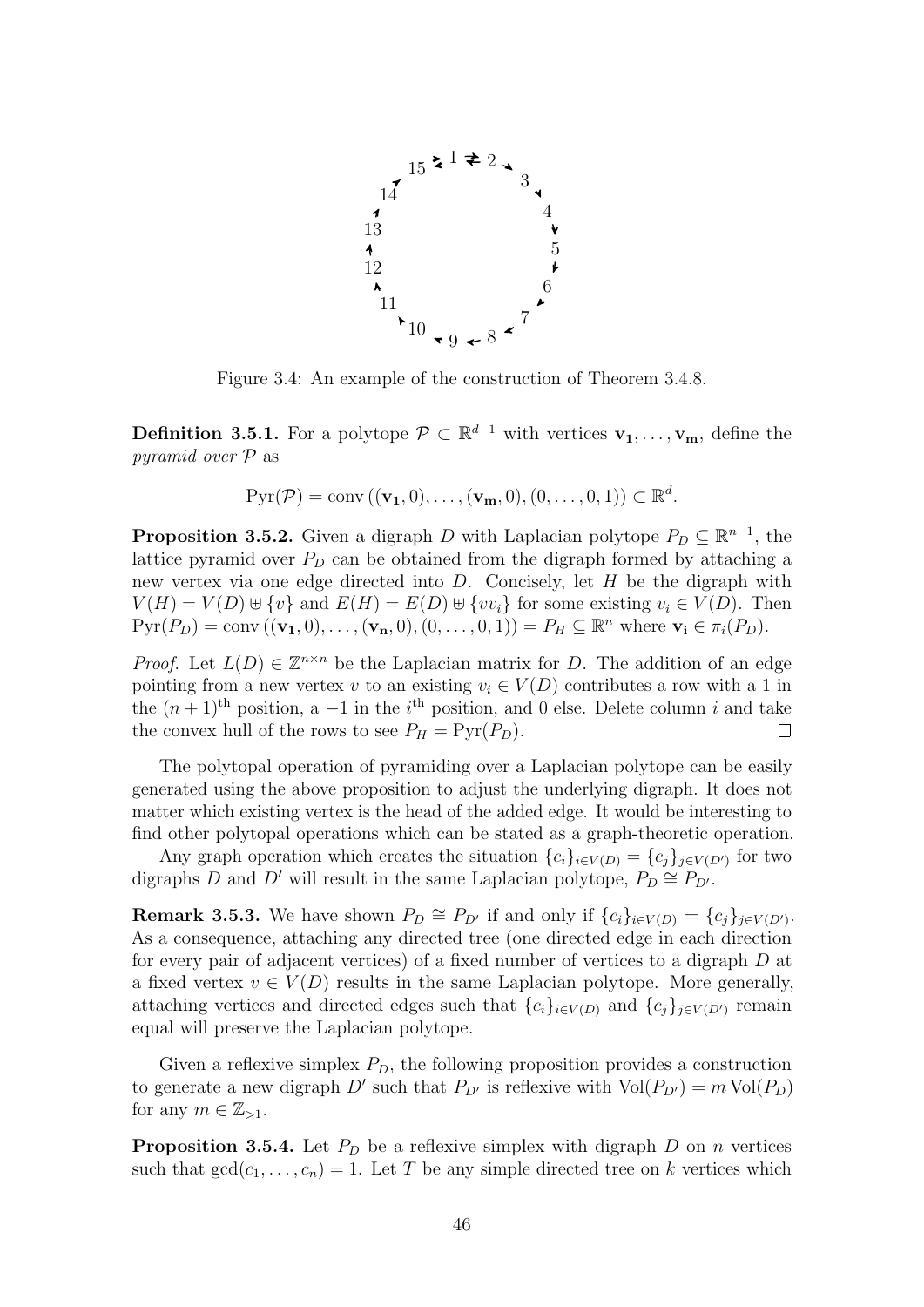Figure 3.4: An example of the construction of Theorem 3.4.8.

**Definition 3.5.1.** For a polytope $\mathcal{P} \subset \mathbb{R}^{d-1}$ with vertices $\mathbf{v_1}, \ldots, \mathbf{v_m}$, define the *pyramid over* $\mathcal{P}$ as

$$\operatorname{Pyr}(\mathcal{P}) = \operatorname{conv}\left((\mathbf{v_1}, 0), \ldots, (\mathbf{v_m}, 0), (0, \ldots, 0, 1)\right) \subset \mathbb{R}^d.$$

**Proposition 3.5.2.** Given a digraph $D$ with Laplacian polytope $P_D \subseteq \mathbb{R}^{n-1}$, the lattice pyramid over $P_D$ can be obtained from the digraph formed by attaching a new vertex via one edge directed into $D$. Concisely, let $H$ be the digraph with $V(H) = V(D) \uplus \{v\}$ and $E(H) = E(D) \uplus \{vv_i\}$ for some existing $v_i \in V(D)$. Then $\operatorname{Pyr}(P_D) = \operatorname{conv}\left((\mathbf{v_1}, 0), \ldots, (\mathbf{v_n}, 0), (0, \ldots, 0, 1)\right) = P_H \subseteq \mathbb{R}^n$ where $\mathbf{v_i} \in \pi_i(P_D)$.

*Proof.* Let $L(D) \in \mathbb{Z}^{n \times n}$ be the Laplacian matrix for $D$. The addition of an edge pointing from a new vertex $v$ to an existing $v_i \in V(D)$ contributes a row with a 1 in the $(n+1)^{\text{th}}$ position, a $-1$ in the $i^{\text{th}}$ position, and 0 else. Delete column $i$ and take the convex hull of the rows to see $P_H = \operatorname{Pyr}(P_D)$. $\square$

The polytopal operation of pyramiding over a Laplacian polytope can be easily generated using the above proposition to adjust the underlying digraph. It does not matter which existing vertex is the head of the added edge. It would be interesting to find other polytopal operations which can be stated as a graph-theoretic operation.

Any graph operation which creates the situation $\{c_i\}_{i \in V(D)} = \{c_j\}_{j \in V(D')}$ for two digraphs $D$ and $D'$ will result in the same Laplacian polytope, $P_D \cong P_{D'}$.

**Remark 3.5.3.** We have shown $P_D \cong P_{D'}$ if and only if $\{c_i\}_{i \in V(D)} = \{c_j\}_{j \in V(D')}$. As a consequence, attaching any directed tree (one directed edge in each direction for every pair of adjacent vertices) of a fixed number of vertices to a digraph $D$ at a fixed vertex $v \in V(D)$ results in the same Laplacian polytope. More generally, attaching vertices and directed edges such that $\{c_i\}_{i \in V(D)}$ and $\{c_j\}_{j \in V(D')}$ remain equal will preserve the Laplacian polytope.

Given a reflexive simplex $P_D$, the following proposition provides a construction to generate a new digraph $D'$ such that $P_{D'}$ is reflexive with $\operatorname{Vol}(P_{D'}) = m \operatorname{Vol}(P_D)$ for any $m \in \mathbb{Z}_{>1}$.

**Proposition 3.5.4.** Let $P_D$ be a reflexive simplex with digraph $D$ on $n$ vertices such that $\gcd(c_1, \ldots, c_n) = 1$. Let $T$ be any simple directed tree on $k$ vertices which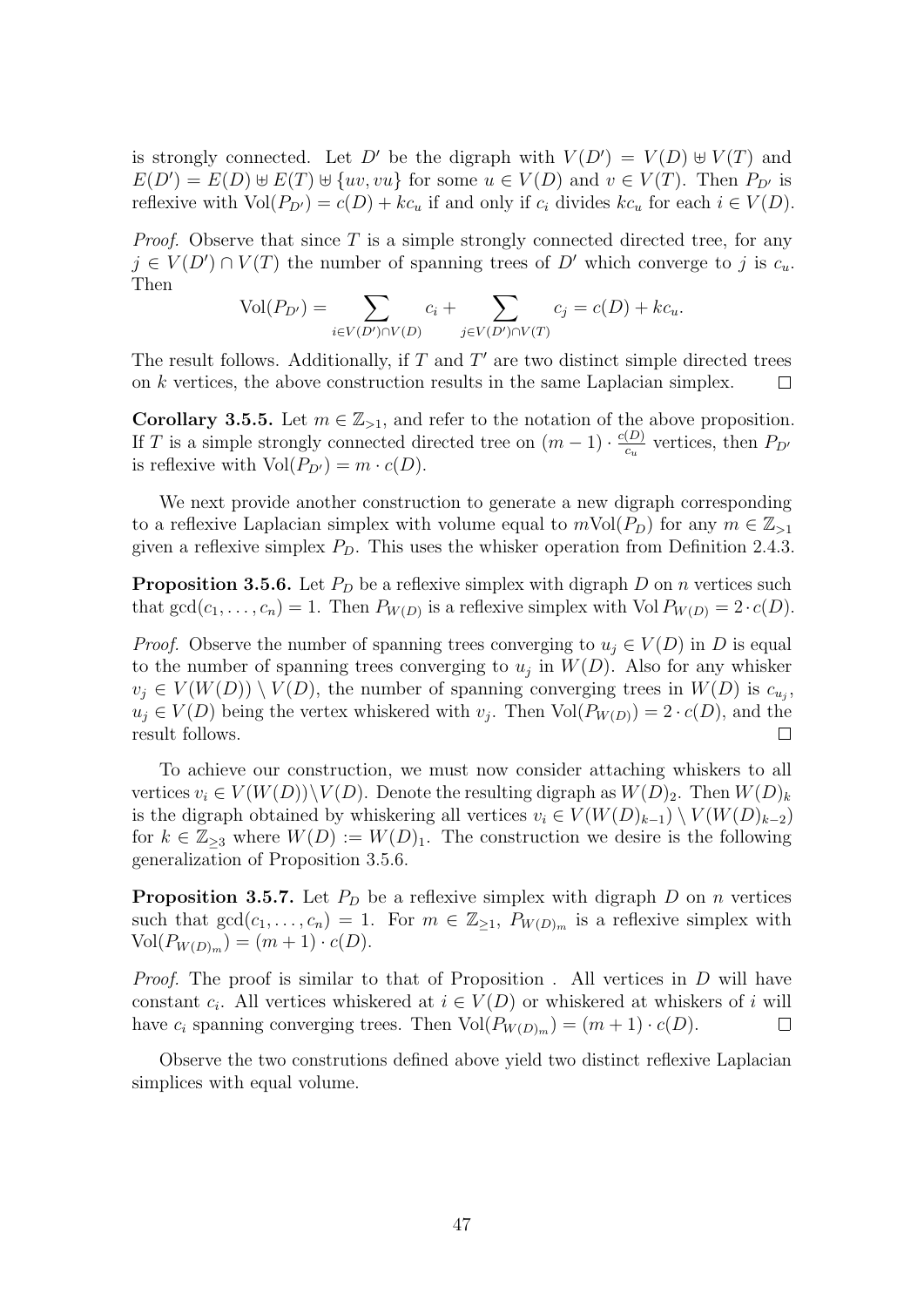is strongly connected. Let $D'$ be the digraph with $V(D') = V(D) \uplus V(T)$ and $E(D') = E(D) \uplus E(T) \uplus \{uv, vu\}$ for some $u \in V(D)$ and $v \in V(T)$. Then $P_{D'}$ is reflexive with $\mathrm{Vol}(P_{D'}) = c(D) + kc_u$ if and only if $c_i$ divides $kc_u$ for each $i \in V(D)$.

*Proof.* Observe that since $T$ is a simple strongly connected directed tree, for any $j \in V(D') \cap V(T)$ the number of spanning trees of $D'$ which converge to $j$ is $c_u$. Then

$$\mathrm{Vol}(P_{D'}) = \sum_{i \in V(D') \cap V(D)} c_i + \sum_{j \in V(D') \cap V(T)} c_j = c(D) + kc_u.$$

The result follows. Additionally, if $T$ and $T'$ are two distinct simple directed trees on $k$ vertices, the above construction results in the same Laplacian simplex. $\square$

**Corollary 3.5.5.** Let $m \in \mathbb{Z}_{>1}$, and refer to the notation of the above proposition. If $T$ is a simple strongly connected directed tree on $(m-1) \cdot \frac{c(D)}{c_u}$ vertices, then $P_{D'}$ is reflexive with $\mathrm{Vol}(P_{D'}) = m \cdot c(D)$.

We next provide another construction to generate a new digraph corresponding to a reflexive Laplacian simplex with volume equal to $m\mathrm{Vol}(P_D)$ for any $m \in \mathbb{Z}_{>1}$ given a reflexive simplex $P_D$. This uses the whisker operation from Definition 2.4.3.

**Proposition 3.5.6.** Let $P_D$ be a reflexive simplex with digraph $D$ on $n$ vertices such that $\gcd(c_1, \ldots, c_n) = 1$. Then $P_{W(D)}$ is a reflexive simplex with $\mathrm{Vol}\, P_{W(D)} = 2 \cdot c(D)$.

*Proof.* Observe the number of spanning trees converging to $u_j \in V(D)$ in $D$ is equal to the number of spanning trees converging to $u_j$ in $W(D)$. Also for any whisker $v_j \in V(W(D)) \setminus V(D)$, the number of spanning converging trees in $W(D)$ is $c_{u_j}$, $u_j \in V(D)$ being the vertex whiskered with $v_j$. Then $\mathrm{Vol}(P_{W(D)}) = 2 \cdot c(D)$, and the result follows. $\square$

To achieve our construction, we must now consider attaching whiskers to all vertices $v_i \in V(W(D)) \setminus V(D)$. Denote the resulting digraph as $W(D)_2$. Then $W(D)_k$ is the digraph obtained by whiskering all vertices $v_i \in V(W(D)_{k-1}) \setminus V(W(D)_{k-2})$ for $k \in \mathbb{Z}_{\geq 3}$ where $W(D) := W(D)_1$. The construction we desire is the following generalization of Proposition 3.5.6.

**Proposition 3.5.7.** Let $P_D$ be a reflexive simplex with digraph $D$ on $n$ vertices such that $\gcd(c_1, \ldots, c_n) = 1$. For $m \in \mathbb{Z}_{\geq 1}$, $P_{W(D)_m}$ is a reflexive simplex with $\mathrm{Vol}(P_{W(D)_m}) = (m+1) \cdot c(D)$.

*Proof.* The proof is similar to that of Proposition . All vertices in $D$ will have constant $c_i$. All vertices whiskered at $i \in V(D)$ or whiskered at whiskers of $i$ will have $c_i$ spanning converging trees. Then $\mathrm{Vol}(P_{W(D)_m}) = (m+1) \cdot c(D)$. $\square$

Observe the two construtions defined above yield two distinct reflexive Laplacian simplices with equal volume.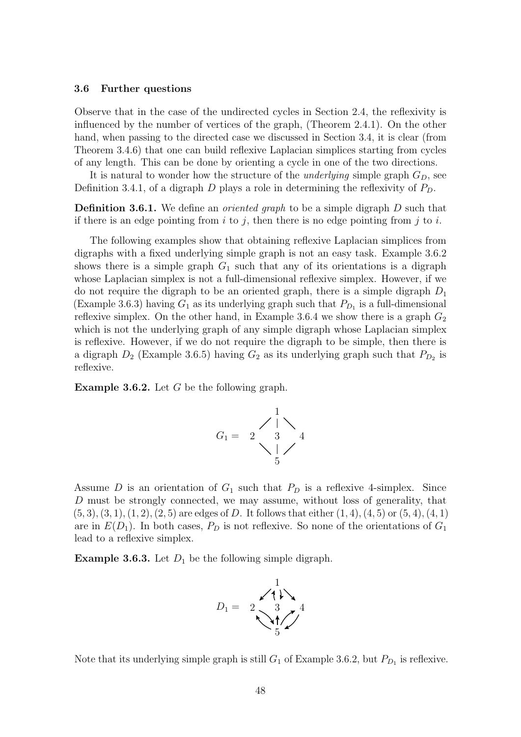### 3.6 Further questions

Observe that in the case of the undirected cycles in Section 2.4, the reflexivity is influenced by the number of vertices of the graph, (Theorem 2.4.1). On the other hand, when passing to the directed case we discussed in Section 3.4, it is clear (from Theorem 3.4.6) that one can build reflexive Laplacian simplices starting from cycles of any length. This can be done by orienting a cycle in one of the two directions.

It is natural to wonder how the structure of the *underlying* simple graph $G_D$, see Definition 3.4.1, of a digraph $D$ plays a role in determining the reflexivity of $P_D$.

**Definition 3.6.1.** We define an *oriented graph* to be a simple digraph $D$ such that if there is an edge pointing from $i$ to $j$, then there is no edge pointing from $j$ to $i$.

The following examples show that obtaining reflexive Laplacian simplices from digraphs with a fixed underlying simple graph is not an easy task. Example 3.6.2 shows there is a simple graph $G_1$ such that any of its orientations is a digraph whose Laplacian simplex is not a full-dimensional reflexive simplex. However, if we do not require the digraph to be an oriented graph, there is a simple digraph $D_1$ (Example 3.6.3) having $G_1$ as its underlying graph such that $P_{D_1}$ is a full-dimensional reflexive simplex. On the other hand, in Example 3.6.4 we show there is a graph $G_2$ which is not the underlying graph of any simple digraph whose Laplacian simplex is reflexive. However, if we do not require the digraph to be simple, then there is a digraph $D_2$ (Example 3.6.5) having $G_2$ as its underlying graph such that $P_{D_2}$ is reflexive.

**Example 3.6.2.** Let $G$ be the following graph.

$G_1 =$ (graph on vertices 1, 2, 3, 4, 5 with edges 1–2, 1–3, 1–4, 2–5, 3–5, 4–5)

Assume $D$ is an orientation of $G_1$ such that $P_D$ is a reflexive 4-simplex. Since $D$ must be strongly connected, we may assume, without loss of generality, that $(5,3),(3,1),(1,2),(2,5)$ are edges of $D$. It follows that either $(1,4),(4,5)$ or $(5,4),(4,1)$ are in $E(D_1)$. In both cases, $P_D$ is not reflexive. So none of the orientations of $G_1$ lead to a reflexive simplex.

**Example 3.6.3.** Let $D_1$ be the following simple digraph.

$D_1 =$ (digraph on vertices 1, 2, 3, 4, 5)

Note that its underlying simple graph is still $G_1$ of Example 3.6.2, but $P_{D_1}$ is reflexive.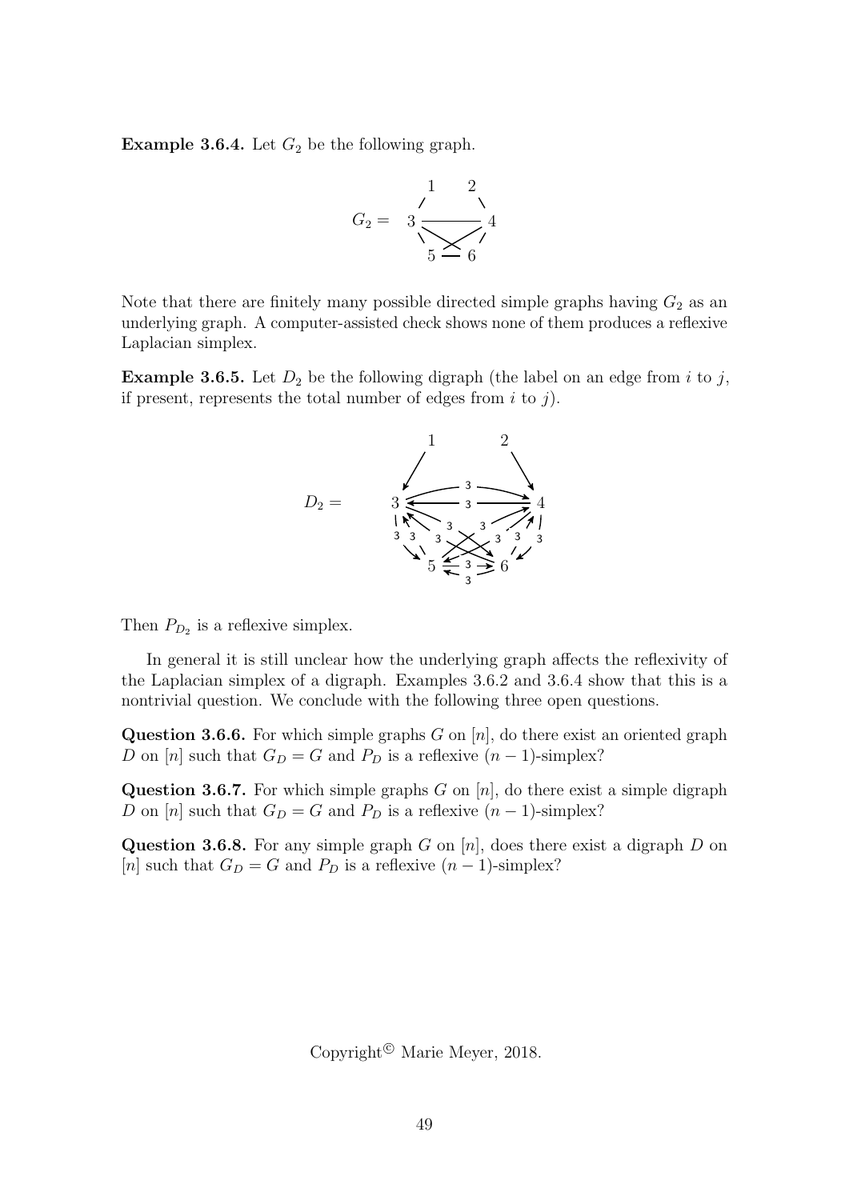**Example 3.6.4.** Let $G_2$ be the following graph.

$$G_2 = \quad \text{(graph on vertices 1, 2, 3, 4, 5, 6)}$$

Note that there are finitely many possible directed simple graphs having $G_2$ as an underlying graph. A computer-assisted check shows none of them produces a reflexive Laplacian simplex.

**Example 3.6.5.** Let $D_2$ be the following digraph (the label on an edge from $i$ to $j$, if present, represents the total number of edges from $i$ to $j$).

$$D_2 = \quad \text{(digraph on vertices 1, 2, 3, 4, 5, 6)}$$

Then $P_{D_2}$ is a reflexive simplex.

In general it is still unclear how the underlying graph affects the reflexivity of the Laplacian simplex of a digraph. Examples 3.6.2 and 3.6.4 show that this is a nontrivial question. We conclude with the following three open questions.

**Question 3.6.6.** For which simple graphs $G$ on $[n]$, do there exist an oriented graph $D$ on $[n]$ such that $G_D = G$ and $P_D$ is a reflexive $(n-1)$-simplex?

**Question 3.6.7.** For which simple graphs $G$ on $[n]$, do there exist a simple digraph $D$ on $[n]$ such that $G_D = G$ and $P_D$ is a reflexive $(n-1)$-simplex?

**Question 3.6.8.** For any simple graph $G$ on $[n]$, does there exist a digraph $D$ on $[n]$ such that $G_D = G$ and $P_D$ is a reflexive $(n-1)$-simplex?

Copyright© Marie Meyer, 2018.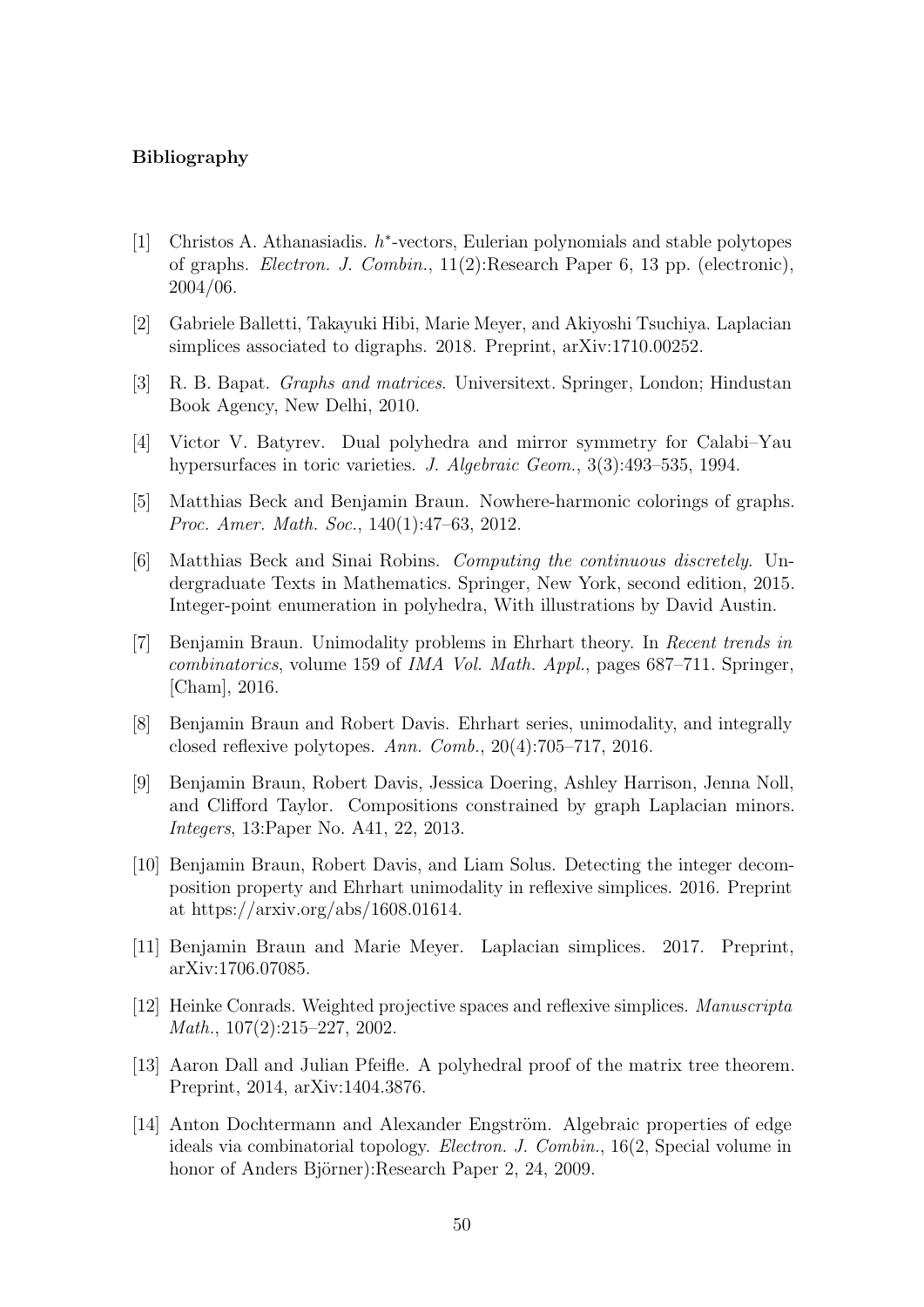**Bibliography**

[1] Christos A. Athanasiadis. $h^*$-vectors, Eulerian polynomials and stable polytopes of graphs. *Electron. J. Combin.*, 11(2):Research Paper 6, 13 pp. (electronic), 2004/06.

[2] Gabriele Balletti, Takayuki Hibi, Marie Meyer, and Akiyoshi Tsuchiya. Laplacian simplices associated to digraphs. 2018. Preprint, arXiv:1710.00252.

[3] R. B. Bapat. *Graphs and matrices*. Universitext. Springer, London; Hindustan Book Agency, New Delhi, 2010.

[4] Victor V. Batyrev. Dual polyhedra and mirror symmetry for Calabi–Yau hypersurfaces in toric varieties. *J. Algebraic Geom.*, 3(3):493–535, 1994.

[5] Matthias Beck and Benjamin Braun. Nowhere-harmonic colorings of graphs. *Proc. Amer. Math. Soc.*, 140(1):47–63, 2012.

[6] Matthias Beck and Sinai Robins. *Computing the continuous discretely*. Undergraduate Texts in Mathematics. Springer, New York, second edition, 2015. Integer-point enumeration in polyhedra, With illustrations by David Austin.

[7] Benjamin Braun. Unimodality problems in Ehrhart theory. In *Recent trends in combinatorics*, volume 159 of *IMA Vol. Math. Appl.*, pages 687–711. Springer, [Cham], 2016.

[8] Benjamin Braun and Robert Davis. Ehrhart series, unimodality, and integrally closed reflexive polytopes. *Ann. Comb.*, 20(4):705–717, 2016.

[9] Benjamin Braun, Robert Davis, Jessica Doering, Ashley Harrison, Jenna Noll, and Clifford Taylor. Compositions constrained by graph Laplacian minors. *Integers*, 13:Paper No. A41, 22, 2013.

[10] Benjamin Braun, Robert Davis, and Liam Solus. Detecting the integer decomposition property and Ehrhart unimodality in reflexive simplices. 2016. Preprint at https://arxiv.org/abs/1608.01614.

[11] Benjamin Braun and Marie Meyer. Laplacian simplices. 2017. Preprint, arXiv:1706.07085.

[12] Heinke Conrads. Weighted projective spaces and reflexive simplices. *Manuscripta Math.*, 107(2):215–227, 2002.

[13] Aaron Dall and Julian Pfeifle. A polyhedral proof of the matrix tree theorem. Preprint, 2014, arXiv:1404.3876.

[14] Anton Dochtermann and Alexander Engström. Algebraic properties of edge ideals via combinatorial topology. *Electron. J. Combin.*, 16(2, Special volume in honor of Anders Björner):Research Paper 2, 24, 2009.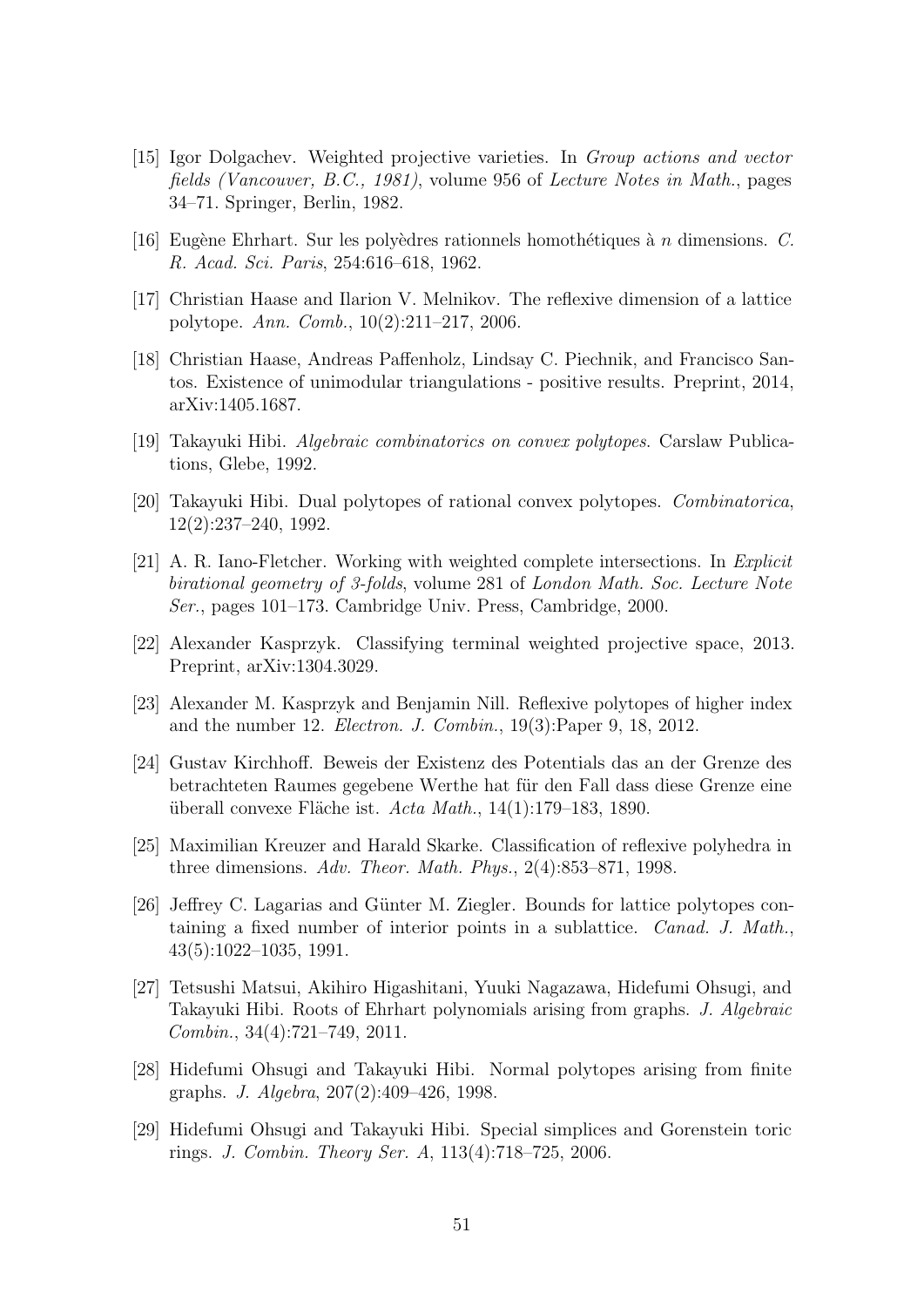[15] Igor Dolgachev. Weighted projective varieties. In *Group actions and vector fields (Vancouver, B.C., 1981)*, volume 956 of *Lecture Notes in Math.*, pages 34–71. Springer, Berlin, 1982.

[16] Eugène Ehrhart. Sur les polyèdres rationnels homothétiques à $n$ dimensions. *C. R. Acad. Sci. Paris*, 254:616–618, 1962.

[17] Christian Haase and Ilarion V. Melnikov. The reflexive dimension of a lattice polytope. *Ann. Comb.*, 10(2):211–217, 2006.

[18] Christian Haase, Andreas Paffenholz, Lindsay C. Piechnik, and Francisco Santos. Existence of unimodular triangulations - positive results. Preprint, 2014, arXiv:1405.1687.

[19] Takayuki Hibi. *Algebraic combinatorics on convex polytopes*. Carslaw Publications, Glebe, 1992.

[20] Takayuki Hibi. Dual polytopes of rational convex polytopes. *Combinatorica*, 12(2):237–240, 1992.

[21] A. R. Iano-Fletcher. Working with weighted complete intersections. In *Explicit birational geometry of 3-folds*, volume 281 of *London Math. Soc. Lecture Note Ser.*, pages 101–173. Cambridge Univ. Press, Cambridge, 2000.

[22] Alexander Kasprzyk. Classifying terminal weighted projective space, 2013. Preprint, arXiv:1304.3029.

[23] Alexander M. Kasprzyk and Benjamin Nill. Reflexive polytopes of higher index and the number 12. *Electron. J. Combin.*, 19(3):Paper 9, 18, 2012.

[24] Gustav Kirchhoff. Beweis der Existenz des Potentials das an der Grenze des betrachteten Raumes gegebene Werthe hat für den Fall dass diese Grenze eine überall convexe Fläche ist. *Acta Math.*, 14(1):179–183, 1890.

[25] Maximilian Kreuzer and Harald Skarke. Classification of reflexive polyhedra in three dimensions. *Adv. Theor. Math. Phys.*, 2(4):853–871, 1998.

[26] Jeffrey C. Lagarias and Günter M. Ziegler. Bounds for lattice polytopes containing a fixed number of interior points in a sublattice. *Canad. J. Math.*, 43(5):1022–1035, 1991.

[27] Tetsushi Matsui, Akihiro Higashitani, Yuuki Nagazawa, Hidefumi Ohsugi, and Takayuki Hibi. Roots of Ehrhart polynomials arising from graphs. *J. Algebraic Combin.*, 34(4):721–749, 2011.

[28] Hidefumi Ohsugi and Takayuki Hibi. Normal polytopes arising from finite graphs. *J. Algebra*, 207(2):409–426, 1998.

[29] Hidefumi Ohsugi and Takayuki Hibi. Special simplices and Gorenstein toric rings. *J. Combin. Theory Ser. A*, 113(4):718–725, 2006.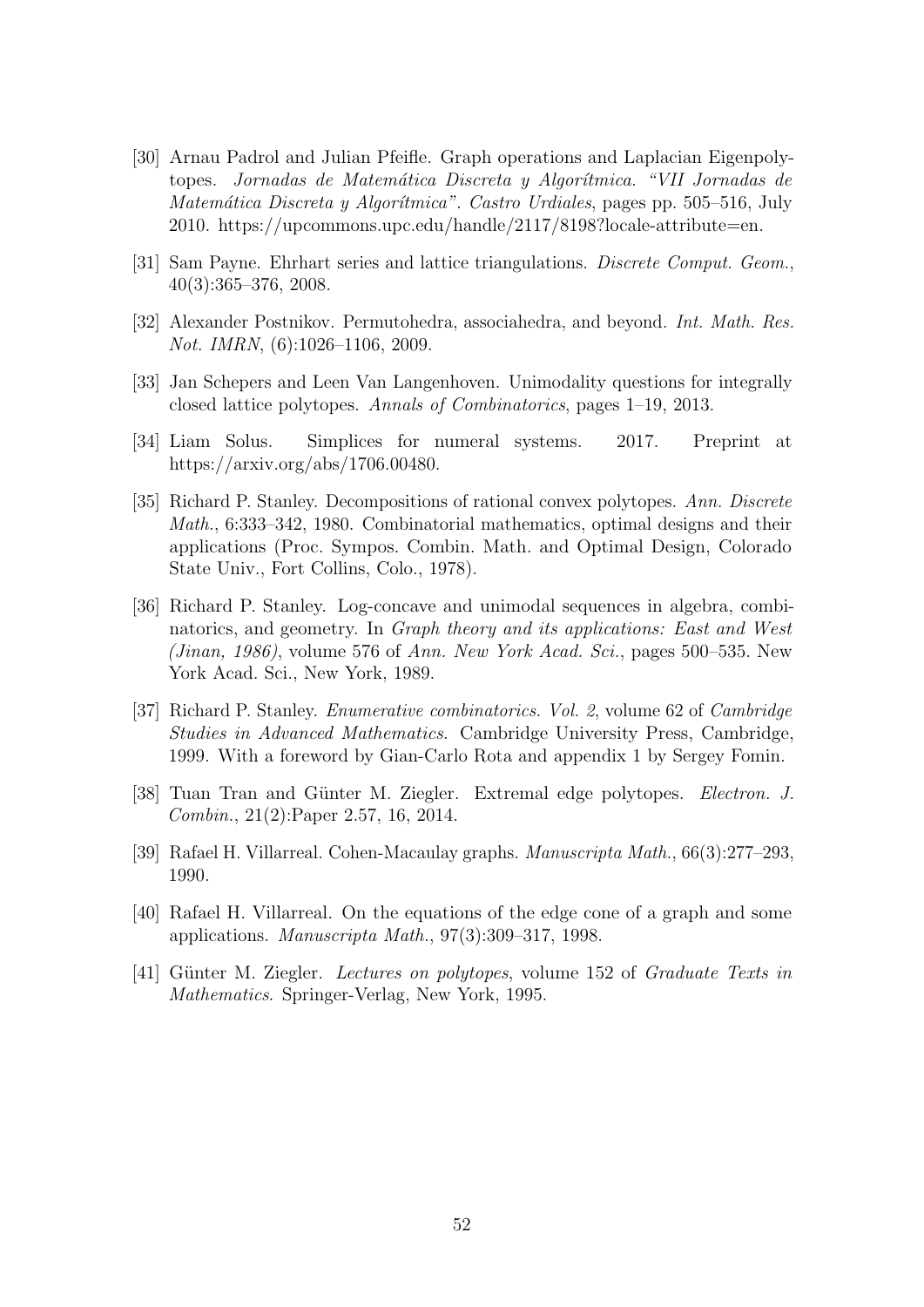[30] Arnau Padrol and Julian Pfeifle. Graph operations and Laplacian Eigenpolytopes. *Jornadas de Matemática Discreta y Algorítmica. "VII Jornadas de Matemática Discreta y Algorítmica". Castro Urdiales*, pages pp. 505–516, July 2010. https://upcommons.upc.edu/handle/2117/8198?locale-attribute=en.

[31] Sam Payne. Ehrhart series and lattice triangulations. *Discrete Comput. Geom.*, 40(3):365–376, 2008.

[32] Alexander Postnikov. Permutohedra, associahedra, and beyond. *Int. Math. Res. Not. IMRN*, (6):1026–1106, 2009.

[33] Jan Schepers and Leen Van Langenhoven. Unimodality questions for integrally closed lattice polytopes. *Annals of Combinatorics*, pages 1–19, 2013.

[34] Liam Solus. Simplices for numeral systems. 2017. Preprint at https://arxiv.org/abs/1706.00480.

[35] Richard P. Stanley. Decompositions of rational convex polytopes. *Ann. Discrete Math.*, 6:333–342, 1980. Combinatorial mathematics, optimal designs and their applications (Proc. Sympos. Combin. Math. and Optimal Design, Colorado State Univ., Fort Collins, Colo., 1978).

[36] Richard P. Stanley. Log-concave and unimodal sequences in algebra, combinatorics, and geometry. In *Graph theory and its applications: East and West (Jinan, 1986)*, volume 576 of *Ann. New York Acad. Sci.*, pages 500–535. New York Acad. Sci., New York, 1989.

[37] Richard P. Stanley. *Enumerative combinatorics. Vol. 2*, volume 62 of *Cambridge Studies in Advanced Mathematics*. Cambridge University Press, Cambridge, 1999. With a foreword by Gian-Carlo Rota and appendix 1 by Sergey Fomin.

[38] Tuan Tran and Günter M. Ziegler. Extremal edge polytopes. *Electron. J. Combin.*, 21(2):Paper 2.57, 16, 2014.

[39] Rafael H. Villarreal. Cohen-Macaulay graphs. *Manuscripta Math.*, 66(3):277–293, 1990.

[40] Rafael H. Villarreal. On the equations of the edge cone of a graph and some applications. *Manuscripta Math.*, 97(3):309–317, 1998.

[41] Günter M. Ziegler. *Lectures on polytopes*, volume 152 of *Graduate Texts in Mathematics*. Springer-Verlag, New York, 1995.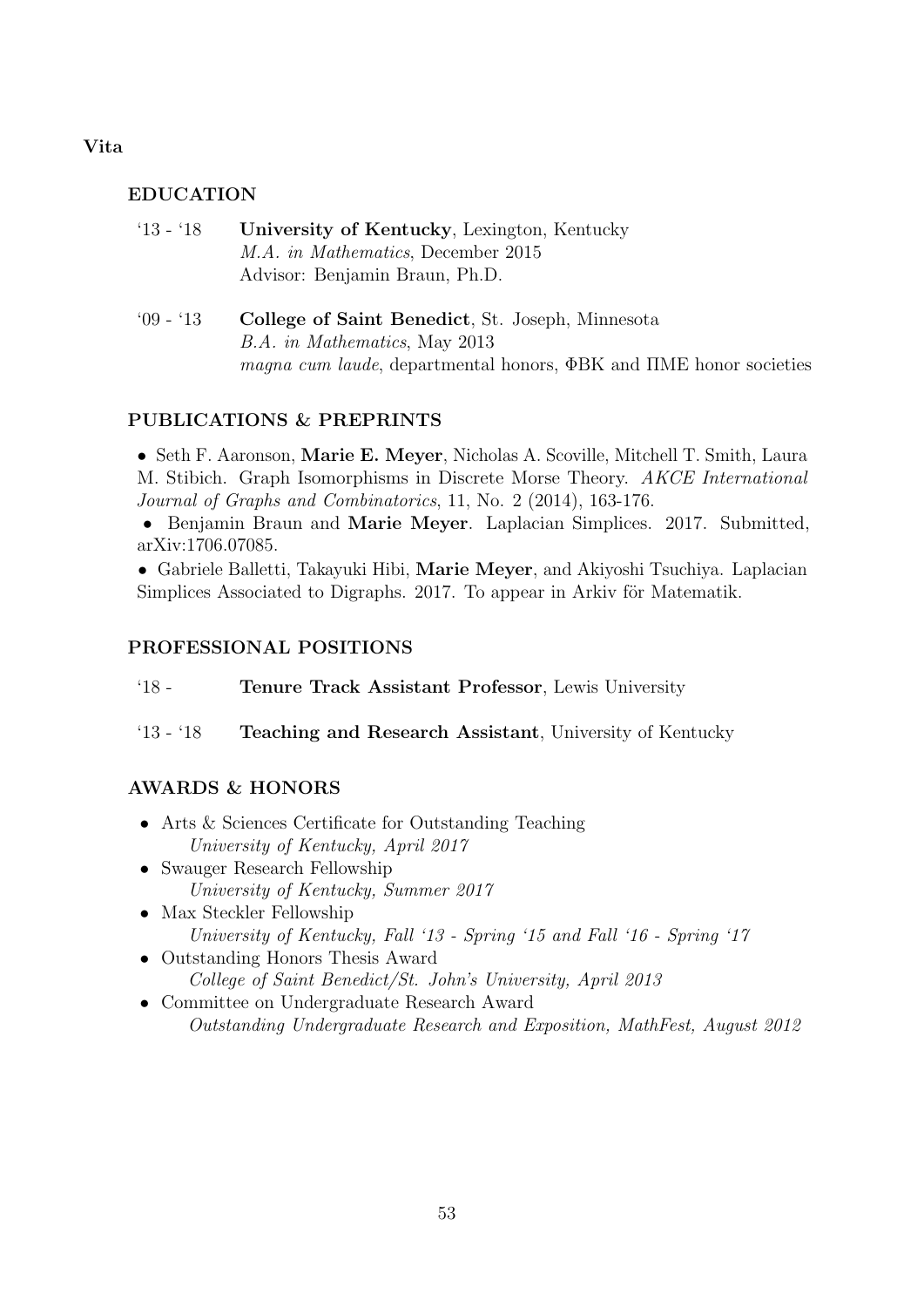# Vita

## EDUCATION

‘13 - ‘18 **University of Kentucky**, Lexington, Kentucky
*M.A. in Mathematics*, December 2015
Advisor: Benjamin Braun, Ph.D.

‘09 - ‘13 **College of Saint Benedict**, St. Joseph, Minnesota
*B.A. in Mathematics*, May 2013
*magna cum laude*, departmental honors, ΦΒΚ and ΠΜΕ honor societies

## PUBLICATIONS & PREPRINTS

- Seth F. Aaronson, **Marie E. Meyer**, Nicholas A. Scoville, Mitchell T. Smith, Laura M. Stibich. Graph Isomorphisms in Discrete Morse Theory. *AKCE International Journal of Graphs and Combinatorics*, 11, No. 2 (2014), 163-176.
- Benjamin Braun and **Marie Meyer**. Laplacian Simplices. 2017. Submitted, arXiv:1706.07085.
- Gabriele Balletti, Takayuki Hibi, **Marie Meyer**, and Akiyoshi Tsuchiya. Laplacian Simplices Associated to Digraphs. 2017. To appear in Arkiv för Matematik.

## PROFESSIONAL POSITIONS

‘18 - **Tenure Track Assistant Professor**, Lewis University

‘13 - ‘18 **Teaching and Research Assistant**, University of Kentucky

## AWARDS & HONORS

- Arts & Sciences Certificate for Outstanding Teaching
  *University of Kentucky, April 2017*
- Swauger Research Fellowship
  *University of Kentucky, Summer 2017*
- Max Steckler Fellowship
  *University of Kentucky, Fall ‘13 - Spring ‘15 and Fall ‘16 - Spring ‘17*
- Outstanding Honors Thesis Award
  *College of Saint Benedict/St. John's University, April 2013*
- Committee on Undergraduate Research Award
  *Outstanding Undergraduate Research and Exposition, MathFest, August 2012*